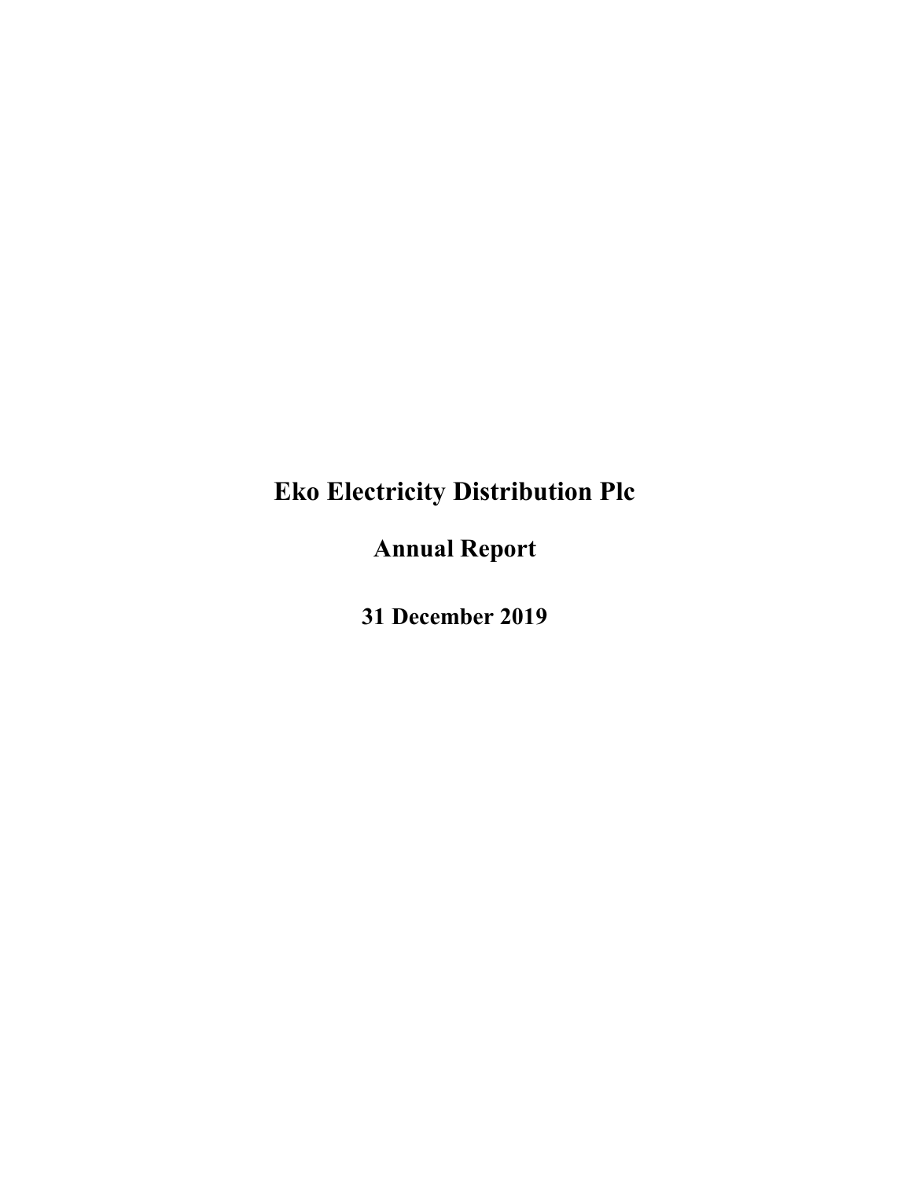# Eko Electricity Distribution Plc

## Annual Report

### 31 December 2019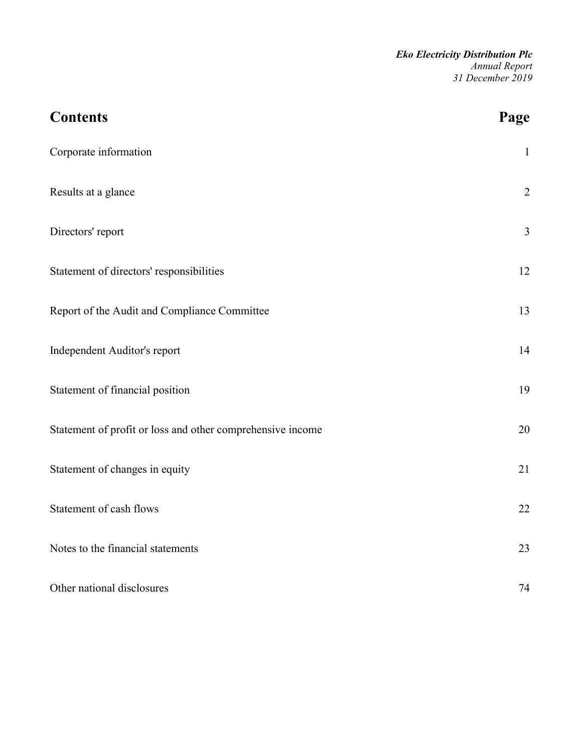## Contents

| Contents | Page |
|---|---|
| Corporate information | 1 |
| Results at a glance | 2 |
| Directors' report | 3 |
| Statement of directors' responsibilities | 12 |
| Report of the Audit and Compliance Committee | 13 |
| Independent Auditor's report | 14 |
| Statement of financial position | 19 |
| Statement of profit or loss and other comprehensive income | 20 |
| Statement of changes in equity | 21 |
| Statement of cash flows | 22 |
| Notes to the financial statements | 23 |
| Other national disclosures | 74 |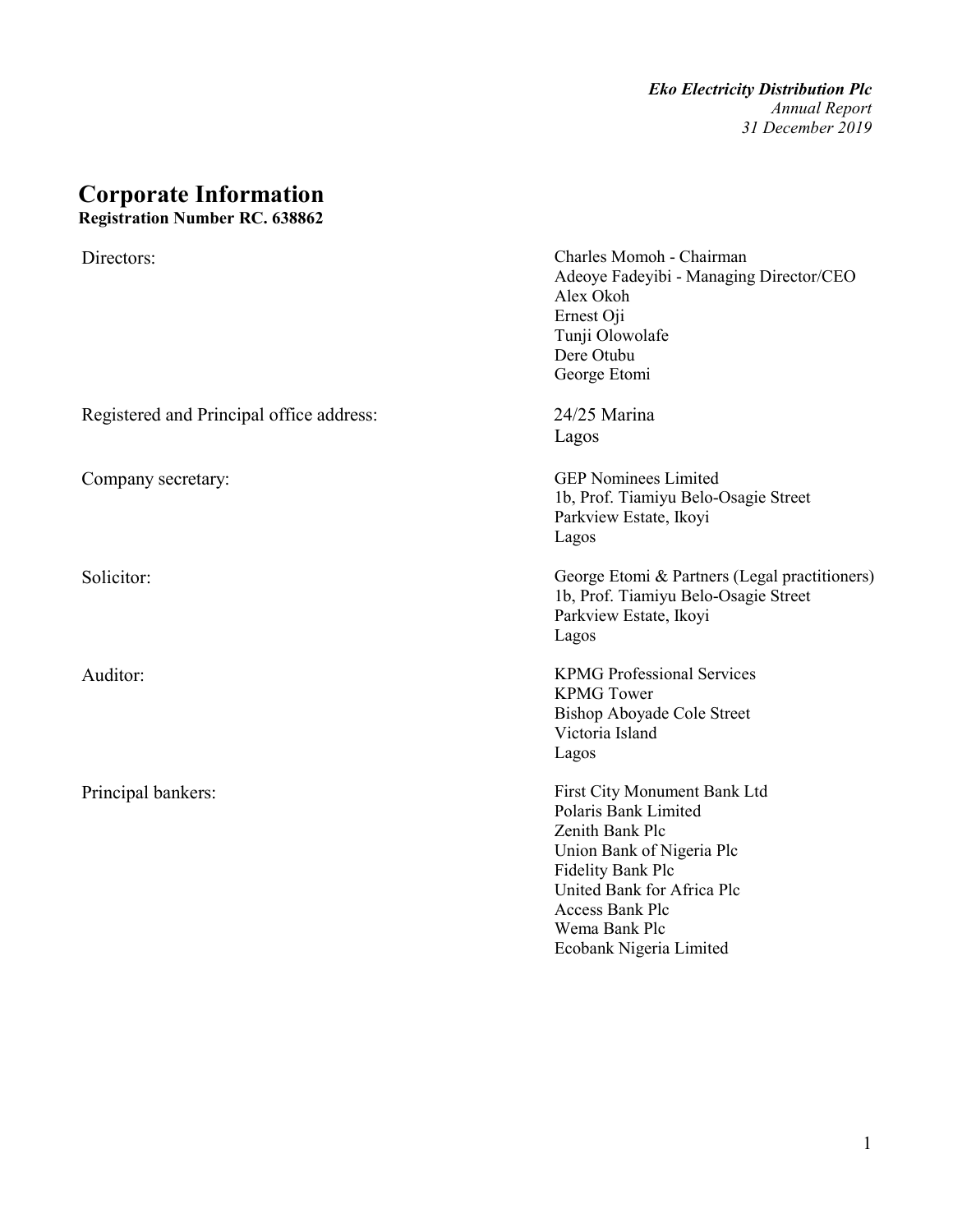# Corporate Information

**Registration Number RC. 638862**

| | |
|---|---|
| Directors: | Charles Momoh - Chairman<br>Adeoye Fadeyibi - Managing Director/CEO<br>Alex Okoh<br>Ernest Oji<br>Tunji Olowolafe<br>Dere Otubu<br>George Etomi |
| Registered and Principal office address: | 24/25 Marina<br>Lagos |
| Company secretary: | GEP Nominees Limited<br>1b, Prof. Tiamiyu Belo-Osagie Street<br>Parkview Estate, Ikoyi<br>Lagos |
| Solicitor: | George Etomi & Partners (Legal practitioners)<br>1b, Prof. Tiamiyu Belo-Osagie Street<br>Parkview Estate, Ikoyi<br>Lagos |
| Auditor: | KPMG Professional Services<br>KPMG Tower<br>Bishop Aboyade Cole Street<br>Victoria Island<br>Lagos |
| Principal bankers: | First City Monument Bank Ltd<br>Polaris Bank Limited<br>Zenith Bank Plc<br>Union Bank of Nigeria Plc<br>Fidelity Bank Plc<br>United Bank for Africa Plc<br>Access Bank Plc<br>Wema Bank Plc<br>Ecobank Nigeria Limited |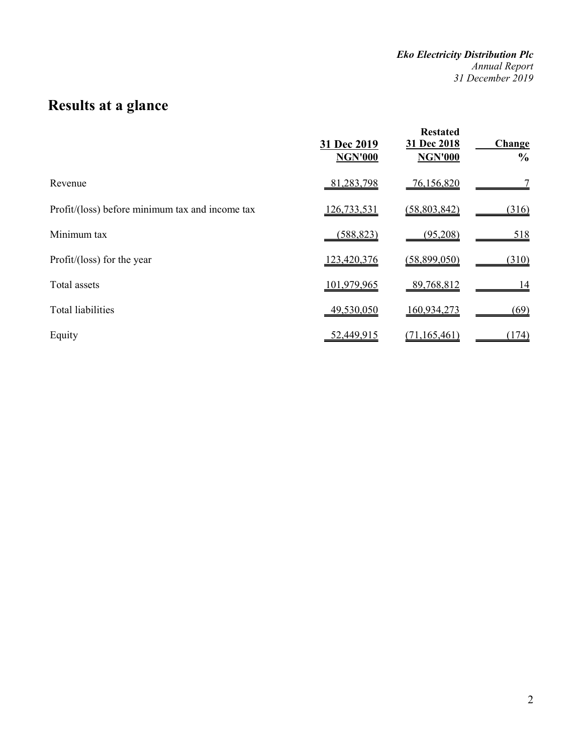# Results at a glance

| | 31 Dec 2019 NGN'000 | Restated 31 Dec 2018 NGN'000 | Change % |
|---|---|---|---|
| Revenue | 81,283,798 | 76,156,820 | 7 |
| Profit/(loss) before minimum tax and income tax | 126,733,531 | (58,803,842) | (316) |
| Minimum tax | (588,823) | (95,208) | 518 |
| Profit/(loss) for the year | 123,420,376 | (58,899,050) | (310) |
| Total assets | 101,979,965 | 89,768,812 | 14 |
| Total liabilities | 49,530,050 | 160,934,273 | (69) |
| Equity | 52,449,915 | (71,165,461) | (174) |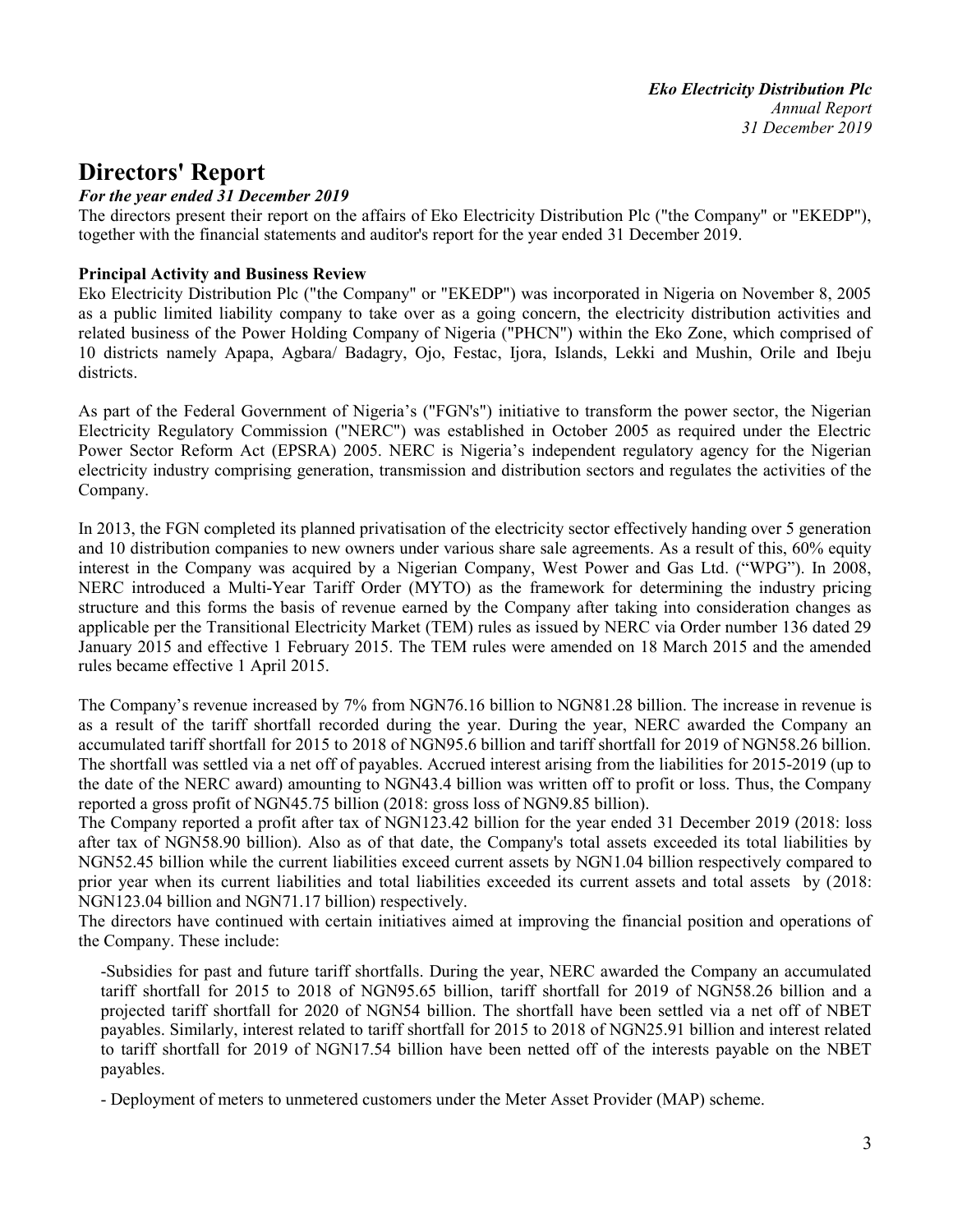# Directors' Report

***For the year ended 31 December 2019***

The directors present their report on the affairs of Eko Electricity Distribution Plc ("the Company" or "EKEDP"), together with the financial statements and auditor's report for the year ended 31 December 2019.

**Principal Activity and Business Review**

Eko Electricity Distribution Plc ("the Company" or "EKEDP") was incorporated in Nigeria on November 8, 2005 as a public limited liability company to take over as a going concern, the electricity distribution activities and related business of the Power Holding Company of Nigeria ("PHCN") within the Eko Zone, which comprised of 10 districts namely Apapa, Agbara/ Badagry, Ojo, Festac, Ijora, Islands, Lekki and Mushin, Orile and Ibeju districts.

As part of the Federal Government of Nigeria's ("FGN's") initiative to transform the power sector, the Nigerian Electricity Regulatory Commission ("NERC") was established in October 2005 as required under the Electric Power Sector Reform Act (EPSRA) 2005. NERC is Nigeria's independent regulatory agency for the Nigerian electricity industry comprising generation, transmission and distribution sectors and regulates the activities of the Company.

In 2013, the FGN completed its planned privatisation of the electricity sector effectively handing over 5 generation and 10 distribution companies to new owners under various share sale agreements. As a result of this, 60% equity interest in the Company was acquired by a Nigerian Company, West Power and Gas Ltd. ("WPG"). In 2008, NERC introduced a Multi-Year Tariff Order (MYTO) as the framework for determining the industry pricing structure and this forms the basis of revenue earned by the Company after taking into consideration changes as applicable per the Transitional Electricity Market (TEM) rules as issued by NERC via Order number 136 dated 29 January 2015 and effective 1 February 2015. The TEM rules were amended on 18 March 2015 and the amended rules became effective 1 April 2015.

The Company's revenue increased by 7% from NGN76.16 billion to NGN81.28 billion. The increase in revenue is as a result of the tariff shortfall recorded during the year. During the year, NERC awarded the Company an accumulated tariff shortfall for 2015 to 2018 of NGN95.6 billion and tariff shortfall for 2019 of NGN58.26 billion. The shortfall was settled via a net off of payables. Accrued interest arising from the liabilities for 2015-2019 (up to the date of the NERC award) amounting to NGN43.4 billion was written off to profit or loss. Thus, the Company reported a gross profit of NGN45.75 billion (2018: gross loss of NGN9.85 billion).

The Company reported a profit after tax of NGN123.42 billion for the year ended 31 December 2019 (2018: loss after tax of NGN58.90 billion). Also as of that date, the Company's total assets exceeded its total liabilities by NGN52.45 billion while the current liabilities exceed current assets by NGN1.04 billion respectively compared to prior year when its current liabilities and total liabilities exceeded its current assets and total assets by (2018: NGN123.04 billion and NGN71.17 billion) respectively.

The directors have continued with certain initiatives aimed at improving the financial position and operations of the Company. These include:

-Subsidies for past and future tariff shortfalls. During the year, NERC awarded the Company an accumulated tariff shortfall for 2015 to 2018 of NGN95.65 billion, tariff shortfall for 2019 of NGN58.26 billion and a projected tariff shortfall for 2020 of NGN54 billion. The shortfall have been settled via a net off of NBET payables. Similarly, interest related to tariff shortfall for 2015 to 2018 of NGN25.91 billion and interest related to tariff shortfall for 2019 of NGN17.54 billion have been netted off of the interests payable on the NBET payables.

- Deployment of meters to unmetered customers under the Meter Asset Provider (MAP) scheme.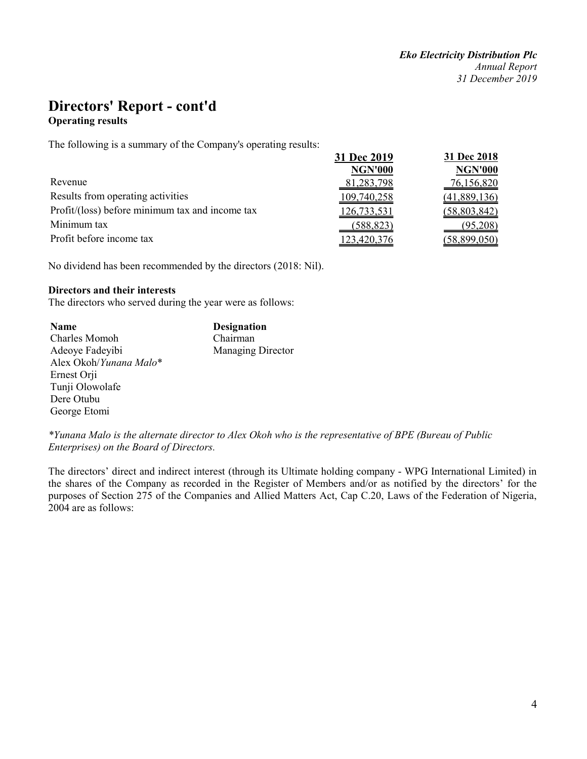# Directors' Report - cont'd

**Operating results**

The following is a summary of the Company's operating results:

| | 31 Dec 2019 | 31 Dec 2018 |
|---|---|---|
| | NGN'000 | NGN'000 |
| Revenue | 81,283,798 | 76,156,820 |
| Results from operating activities | 109,740,258 | (41,889,136) |
| Profit/(loss) before minimum tax and income tax | 126,733,531 | (58,803,842) |
| Minimum tax | (588,823) | (95,208) |
| Profit before income tax | 123,420,376 | (58,899,050) |

No dividend has been recommended by the directors (2018: Nil).

**Directors and their interests**

The directors who served during the year were as follows:

| Name | Designation |
|---|---|
| Charles Momoh | Chairman |
| Adeoye Fadeyibi | Managing Director |
| Alex Okoh/*Yunana Malo** | |
| Ernest Orji | |
| Tunji Olowolafe | |
| Dere Otubu | |
| George Etomi | |

**Yunana Malo is the alternate director to Alex Okoh who is the representative of BPE (Bureau of Public Enterprises) on the Board of Directors.*

The directors' direct and indirect interest (through its Ultimate holding company - WPG International Limited) in the shares of the Company as recorded in the Register of Members and/or as notified by the directors' for the purposes of Section 275 of the Companies and Allied Matters Act, Cap C.20, Laws of the Federation of Nigeria, 2004 are as follows: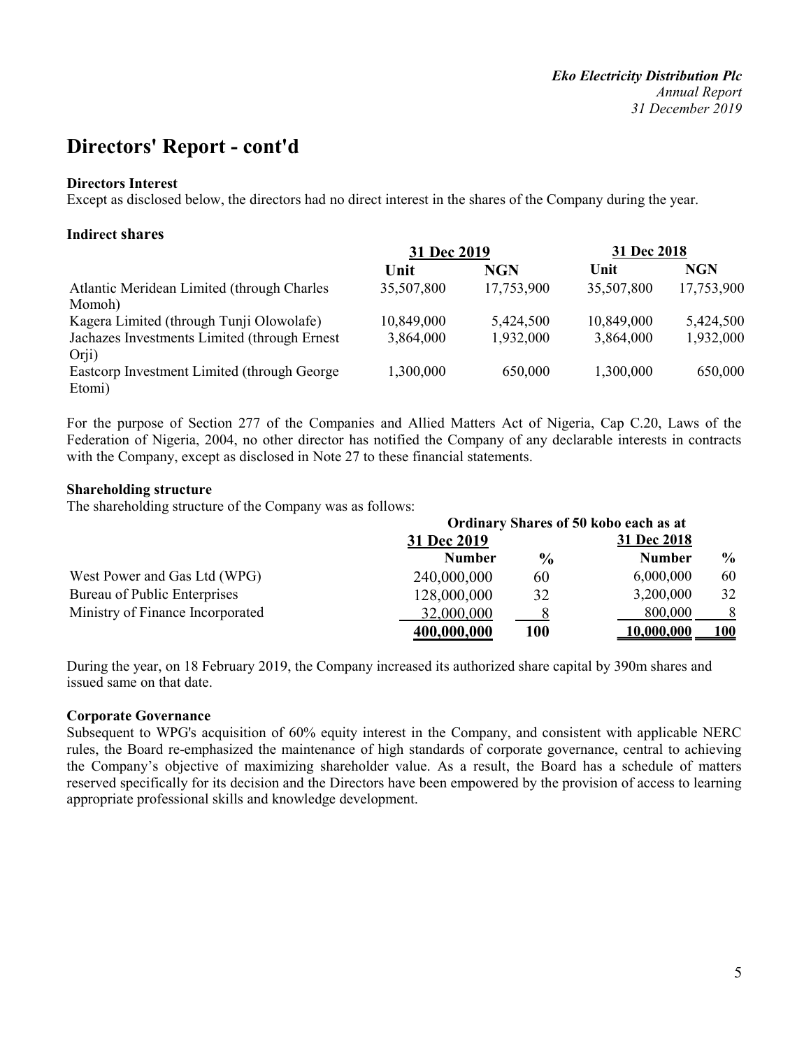# Directors' Report - cont'd

**Directors Interest**

Except as disclosed below, the directors had no direct interest in the shares of the Company during the year.

**Indirect shares**

| | 31 Dec 2019 | | 31 Dec 2018 | |
|---|---|---|---|---|
| | **Unit** | **NGN** | **Unit** | **NGN** |
| Atlantic Meridean Limited (through Charles Momoh) | 35,507,800 | 17,753,900 | 35,507,800 | 17,753,900 |
| Kagera Limited (through Tunji Olowolafe) | 10,849,000 | 5,424,500 | 10,849,000 | 5,424,500 |
| Jachazes Investments Limited (through Ernest Orji) | 3,864,000 | 1,932,000 | 3,864,000 | 1,932,000 |
| Eastcorp Investment Limited (through George Etomi) | 1,300,000 | 650,000 | 1,300,000 | 650,000 |

For the purpose of Section 277 of the Companies and Allied Matters Act of Nigeria, Cap C.20, Laws of the Federation of Nigeria, 2004, no other director has notified the Company of any declarable interests in contracts with the Company, except as disclosed in Note 27 to these financial statements.

**Shareholding structure**

The shareholding structure of the Company was as follows:

| | Ordinary Shares of 50 kobo each as at | | | |
|---|---|---|---|---|
| | 31 Dec 2019 | | 31 Dec 2018 | |
| | **Number** | **%** | **Number** | **%** |
| West Power and Gas Ltd (WPG) | 240,000,000 | 60 | 6,000,000 | 60 |
| Bureau of Public Enterprises | 128,000,000 | 32 | 3,200,000 | 32 |
| Ministry of Finance Incorporated | 32,000,000 | 8 | 800,000 | 8 |
| | **400,000,000** | **100** | **10,000,000** | **100** |

During the year, on 18 February 2019, the Company increased its authorized share capital by 390m shares and issued same on that date.

**Corporate Governance**

Subsequent to WPG's acquisition of 60% equity interest in the Company, and consistent with applicable NERC rules, the Board re-emphasized the maintenance of high standards of corporate governance, central to achieving the Company's objective of maximizing shareholder value. As a result, the Board has a schedule of matters reserved specifically for its decision and the Directors have been empowered by the provision of access to learning appropriate professional skills and knowledge development.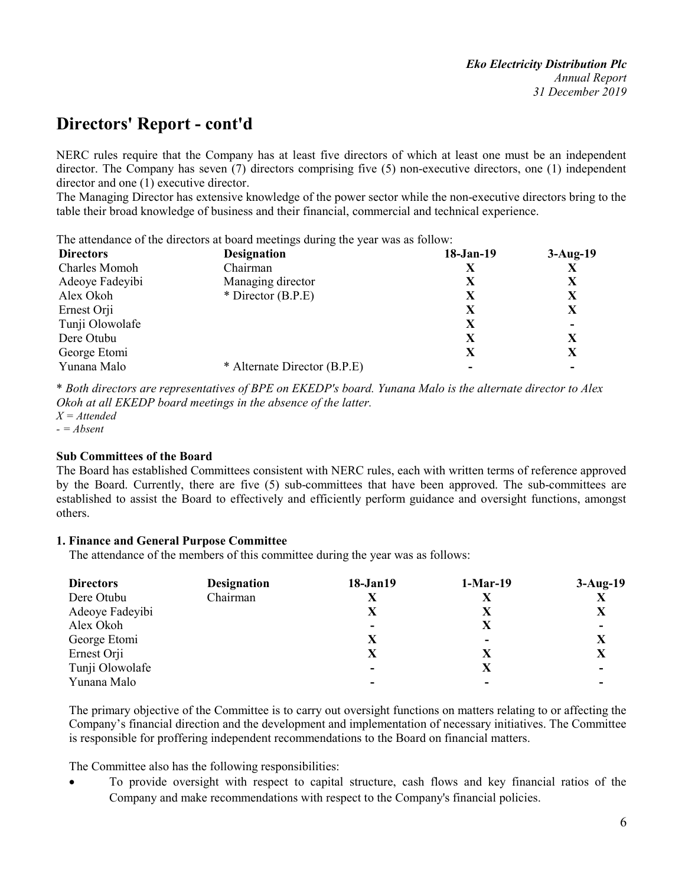## Directors' Report - cont'd

NERC rules require that the Company has at least five directors of which at least one must be an independent director. The Company has seven (7) directors comprising five (5) non-executive directors, one (1) independent director and one (1) executive director.

The Managing Director has extensive knowledge of the power sector while the non-executive directors bring to the table their broad knowledge of business and their financial, commercial and technical experience.

The attendance of the directors at board meetings during the year was as follow:

| Directors | Designation | 18-Jan-19 | 3-Aug-19 |
|---|---|---|---|
| Charles Momoh | Chairman | X | X |
| Adeoye Fadeyibi | Managing director | X | X |
| Alex Okoh | * Director (B.P.E) | X | X |
| Ernest Orji | | X | X |
| Tunji Olowolafe | | X | - |
| Dere Otubu | | X | X |
| George Etomi | | X | X |
| Yunana Malo | * Alternate Director (B.P.E) | - | - |

* *Both directors are representatives of BPE on EKEDP's board. Yunana Malo is the alternate director to Alex Okoh at all EKEDP board meetings in the absence of the latter.*

*X = Attended*

*- = Absent*

**Sub Committees of the Board**

The Board has established Committees consistent with NERC rules, each with written terms of reference approved by the Board. Currently, there are five (5) sub-committees that have been approved. The sub-committees are established to assist the Board to effectively and efficiently perform guidance and oversight functions, amongst others.

**1. Finance and General Purpose Committee**

The attendance of the members of this committee during the year was as follows:

| Directors | Designation | 18-Jan19 | 1-Mar-19 | 3-Aug-19 |
|---|---|---|---|---|
| Dere Otubu | Chairman | X | X | X |
| Adeoye Fadeyibi | | X | X | X |
| Alex Okoh | | - | X | - |
| George Etomi | | X | - | X |
| Ernest Orji | | X | X | X |
| Tunji Olowolafe | | - | X | - |
| Yunana Malo | | - | - | - |

The primary objective of the Committee is to carry out oversight functions on matters relating to or affecting the Company's financial direction and the development and implementation of necessary initiatives. The Committee is responsible for proffering independent recommendations to the Board on financial matters.

The Committee also has the following responsibilities:

- To provide oversight with respect to capital structure, cash flows and key financial ratios of the Company and make recommendations with respect to the Company's financial policies.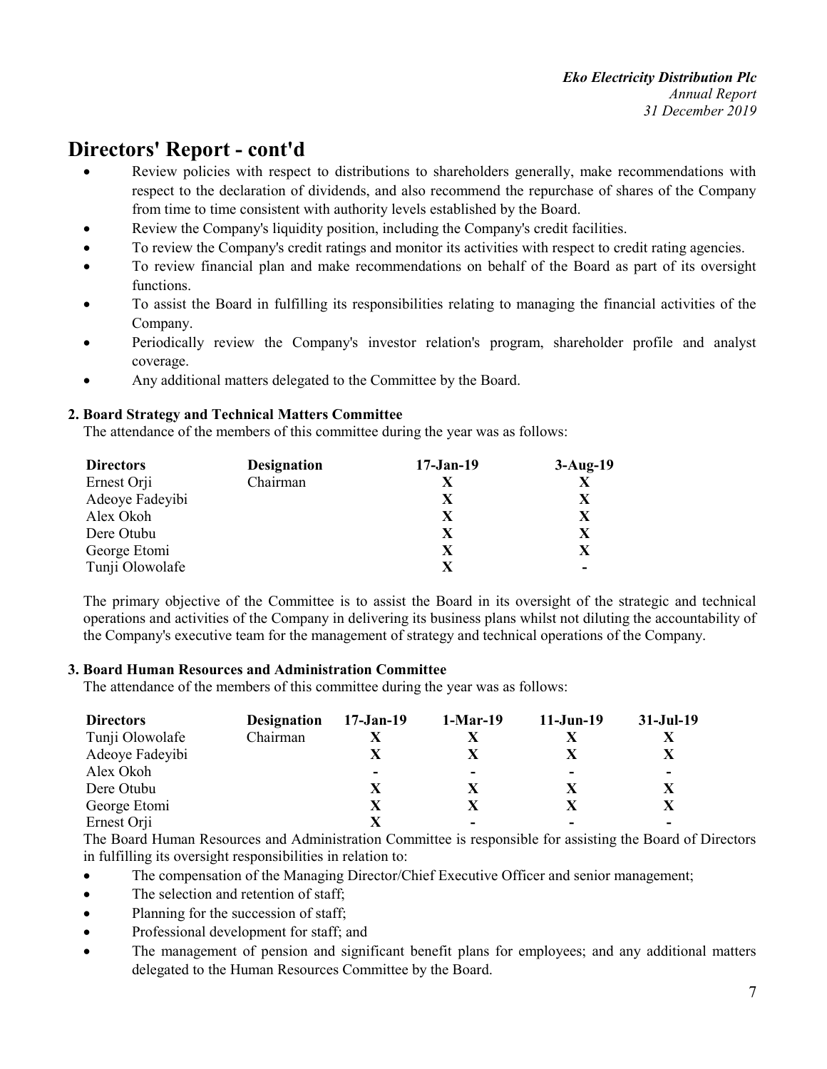# Directors' Report - cont'd

- Review policies with respect to distributions to shareholders generally, make recommendations with respect to the declaration of dividends, and also recommend the repurchase of shares of the Company from time to time consistent with authority levels established by the Board.
- Review the Company's liquidity position, including the Company's credit facilities.
- To review the Company's credit ratings and monitor its activities with respect to credit rating agencies.
- To review financial plan and make recommendations on behalf of the Board as part of its oversight functions.
- To assist the Board in fulfilling its responsibilities relating to managing the financial activities of the Company.
- Periodically review the Company's investor relation's program, shareholder profile and analyst coverage.
- Any additional matters delegated to the Committee by the Board.

**2. Board Strategy and Technical Matters Committee**

The attendance of the members of this committee during the year was as follows:

| Directors | Designation | 17-Jan-19 | 3-Aug-19 |
|---|---|---|---|
| Ernest Orji | Chairman | X | X |
| Adeoye Fadeyibi | | X | X |
| Alex Okoh | | X | X |
| Dere Otubu | | X | X |
| George Etomi | | X | X |
| Tunji Olowolafe | | X | - |

The primary objective of the Committee is to assist the Board in its oversight of the strategic and technical operations and activities of the Company in delivering its business plans whilst not diluting the accountability of the Company's executive team for the management of strategy and technical operations of the Company.

**3. Board Human Resources and Administration Committee**

The attendance of the members of this committee during the year was as follows:

| Directors | Designation | 17-Jan-19 | 1-Mar-19 | 11-Jun-19 | 31-Jul-19 |
|---|---|---|---|---|---|
| Tunji Olowolafe | Chairman | X | X | X | X |
| Adeoye Fadeyibi | | X | X | X | X |
| Alex Okoh | | - | - | - | - |
| Dere Otubu | | X | X | X | X |
| George Etomi | | X | X | X | X |
| Ernest Orji | | X | - | - | - |

The Board Human Resources and Administration Committee is responsible for assisting the Board of Directors in fulfilling its oversight responsibilities in relation to:

- The compensation of the Managing Director/Chief Executive Officer and senior management;
- The selection and retention of staff;
- Planning for the succession of staff;
- Professional development for staff; and
- The management of pension and significant benefit plans for employees; and any additional matters delegated to the Human Resources Committee by the Board.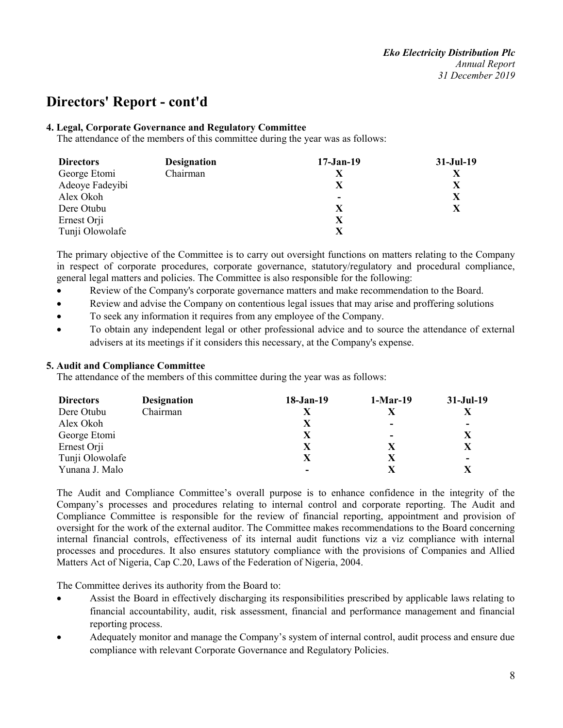## Directors' Report - cont'd

### 4. Legal, Corporate Governance and Regulatory Committee

The attendance of the members of this committee during the year was as follows:

| Directors | Designation | 17-Jan-19 | 31-Jul-19 |
|---|---|---|---|
| George Etomi | Chairman | X | X |
| Adeoye Fadeyibi | | X | X |
| Alex Okoh | | - | X |
| Dere Otubu | | X | X |
| Ernest Orji | | X | |
| Tunji Olowolafe | | X | |

The primary objective of the Committee is to carry out oversight functions on matters relating to the Company in respect of corporate procedures, corporate governance, statutory/regulatory and procedural compliance, general legal matters and policies. The Committee is also responsible for the following:

- Review of the Company's corporate governance matters and make recommendation to the Board.
- Review and advise the Company on contentious legal issues that may arise and proffering solutions
- To seek any information it requires from any employee of the Company.
- To obtain any independent legal or other professional advice and to source the attendance of external advisers at its meetings if it considers this necessary, at the Company's expense.

### 5. Audit and Compliance Committee

The attendance of the members of this committee during the year was as follows:

| Directors | Designation | 18-Jan-19 | 1-Mar-19 | 31-Jul-19 |
|---|---|---|---|---|
| Dere Otubu | Chairman | X | X | X |
| Alex Okoh | | X | - | - |
| George Etomi | | X | - | X |
| Ernest Orji | | X | X | X |
| Tunji Olowolafe | | X | X | - |
| Yunana J. Malo | | - | X | X |

The Audit and Compliance Committee's overall purpose is to enhance confidence in the integrity of the Company's processes and procedures relating to internal control and corporate reporting. The Audit and Compliance Committee is responsible for the review of financial reporting, appointment and provision of oversight for the work of the external auditor. The Committee makes recommendations to the Board concerning internal financial controls, effectiveness of its internal audit functions viz a viz compliance with internal processes and procedures. It also ensures statutory compliance with the provisions of Companies and Allied Matters Act of Nigeria, Cap C.20, Laws of the Federation of Nigeria, 2004.

The Committee derives its authority from the Board to:

- Assist the Board in effectively discharging its responsibilities prescribed by applicable laws relating to financial accountability, audit, risk assessment, financial and performance management and financial reporting process.
- Adequately monitor and manage the Company's system of internal control, audit process and ensure due compliance with relevant Corporate Governance and Regulatory Policies.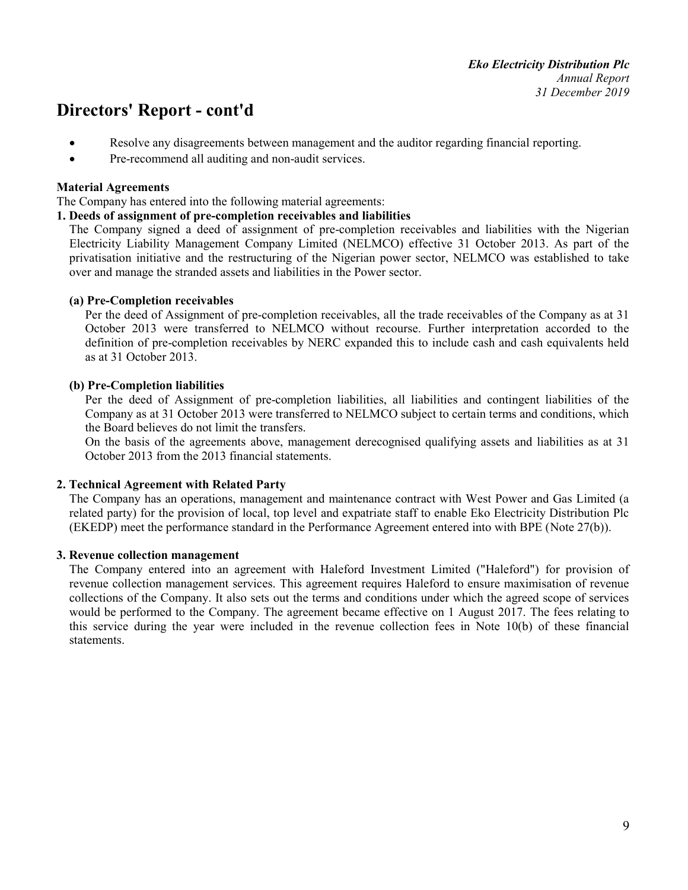# Directors' Report - cont'd

- Resolve any disagreements between management and the auditor regarding financial reporting.
- Pre-recommend all auditing and non-audit services.

**Material Agreements**

The Company has entered into the following material agreements:

**1. Deeds of assignment of pre-completion receivables and liabilities**

The Company signed a deed of assignment of pre-completion receivables and liabilities with the Nigerian Electricity Liability Management Company Limited (NELMCO) effective 31 October 2013. As part of the privatisation initiative and the restructuring of the Nigerian power sector, NELMCO was established to take over and manage the stranded assets and liabilities in the Power sector.

**(a) Pre-Completion receivables**

Per the deed of Assignment of pre-completion receivables, all the trade receivables of the Company as at 31 October 2013 were transferred to NELMCO without recourse. Further interpretation accorded to the definition of pre-completion receivables by NERC expanded this to include cash and cash equivalents held as at 31 October 2013.

**(b) Pre-Completion liabilities**

Per the deed of Assignment of pre-completion liabilities, all liabilities and contingent liabilities of the Company as at 31 October 2013 were transferred to NELMCO subject to certain terms and conditions, which the Board believes do not limit the transfers.

On the basis of the agreements above, management derecognised qualifying assets and liabilities as at 31 October 2013 from the 2013 financial statements.

**2. Technical Agreement with Related Party**

The Company has an operations, management and maintenance contract with West Power and Gas Limited (a related party) for the provision of local, top level and expatriate staff to enable Eko Electricity Distribution Plc (EKEDP) meet the performance standard in the Performance Agreement entered into with BPE (Note 27(b)).

**3. Revenue collection management**

The Company entered into an agreement with Haleford Investment Limited ("Haleford") for provision of revenue collection management services. This agreement requires Haleford to ensure maximisation of revenue collections of the Company. It also sets out the terms and conditions under which the agreed scope of services would be performed to the Company. The agreement became effective on 1 August 2017. The fees relating to this service during the year were included in the revenue collection fees in Note 10(b) of these financial statements.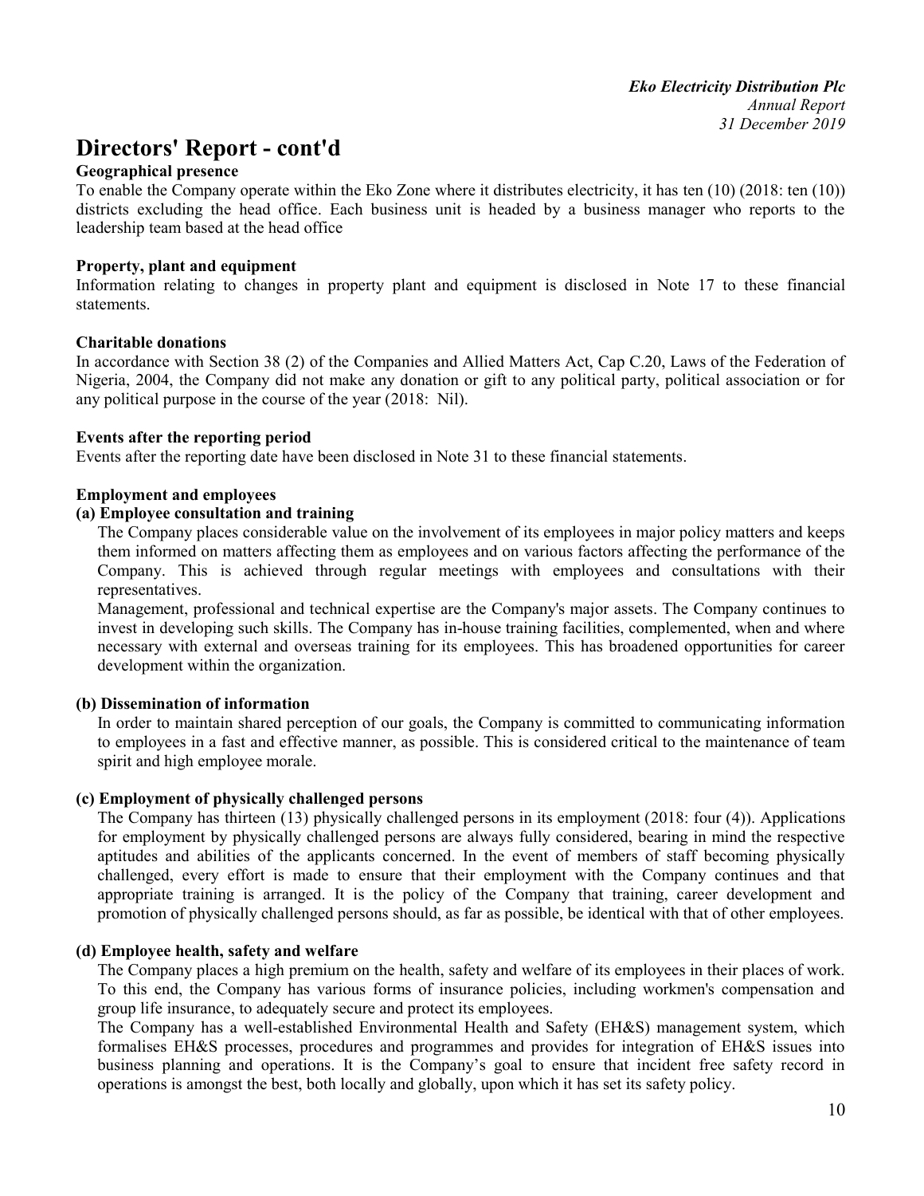# Directors' Report - cont'd

**Geographical presence**

To enable the Company operate within the Eko Zone where it distributes electricity, it has ten (10) (2018: ten (10)) districts excluding the head office. Each business unit is headed by a business manager who reports to the leadership team based at the head office

**Property, plant and equipment**

Information relating to changes in property plant and equipment is disclosed in Note 17 to these financial statements.

**Charitable donations**

In accordance with Section 38 (2) of the Companies and Allied Matters Act, Cap C.20, Laws of the Federation of Nigeria, 2004, the Company did not make any donation or gift to any political party, political association or for any political purpose in the course of the year (2018: Nil).

**Events after the reporting period**

Events after the reporting date have been disclosed in Note 31 to these financial statements.

**Employment and employees**

**(a) Employee consultation and training**

The Company places considerable value on the involvement of its employees in major policy matters and keeps them informed on matters affecting them as employees and on various factors affecting the performance of the Company. This is achieved through regular meetings with employees and consultations with their representatives.

Management, professional and technical expertise are the Company's major assets. The Company continues to invest in developing such skills. The Company has in-house training facilities, complemented, when and where necessary with external and overseas training for its employees. This has broadened opportunities for career development within the organization.

**(b) Dissemination of information**

In order to maintain shared perception of our goals, the Company is committed to communicating information to employees in a fast and effective manner, as possible. This is considered critical to the maintenance of team spirit and high employee morale.

**(c) Employment of physically challenged persons**

The Company has thirteen (13) physically challenged persons in its employment (2018: four (4)). Applications for employment by physically challenged persons are always fully considered, bearing in mind the respective aptitudes and abilities of the applicants concerned. In the event of members of staff becoming physically challenged, every effort is made to ensure that their employment with the Company continues and that appropriate training is arranged. It is the policy of the Company that training, career development and promotion of physically challenged persons should, as far as possible, be identical with that of other employees.

**(d) Employee health, safety and welfare**

The Company places a high premium on the health, safety and welfare of its employees in their places of work. To this end, the Company has various forms of insurance policies, including workmen's compensation and group life insurance, to adequately secure and protect its employees.

The Company has a well-established Environmental Health and Safety (EH&S) management system, which formalises EH&S processes, procedures and programmes and provides for integration of EH&S issues into business planning and operations. It is the Company's goal to ensure that incident free safety record in operations is amongst the best, both locally and globally, upon which it has set its safety policy.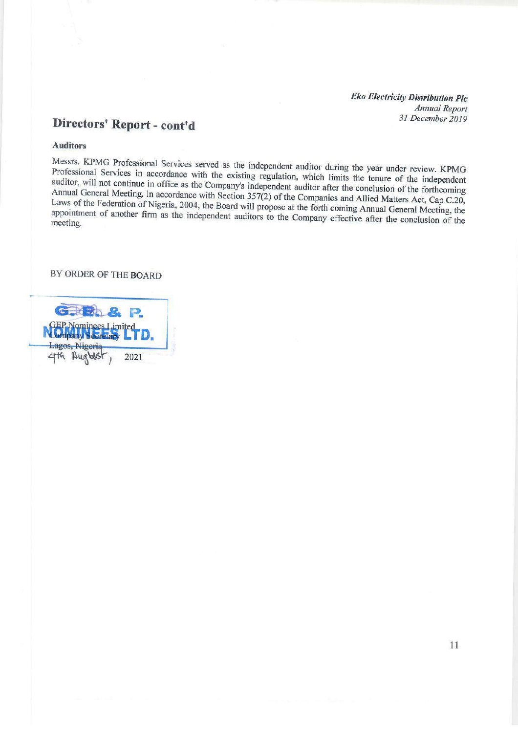## Directors' Report - cont'd

### Auditors

Messrs. KPMG Professional Services served as the independent auditor during the year under review. KPMG Professional Services in accordance with the existing regulation, which limits the tenure of the independent auditor, will not continue in office as the Company's independent auditor after the conclusion of the forthcoming Annual General Meeting. In accordance with Section 357(2) of the Companies and Allied Matters Act, Cap C.20, Laws of the Federation of Nigeria, 2004, the Board will propose at the forth coming Annual General Meeting, the appointment of another firm as the independent auditors to the Company effective after the conclusion of the meeting.

BY ORDER OF THE BOARD

G.E. & P. NOMINEES LTD.

GEP Nominees Limited
Company Secretary
Lagos, Nigeria
4th August, 2021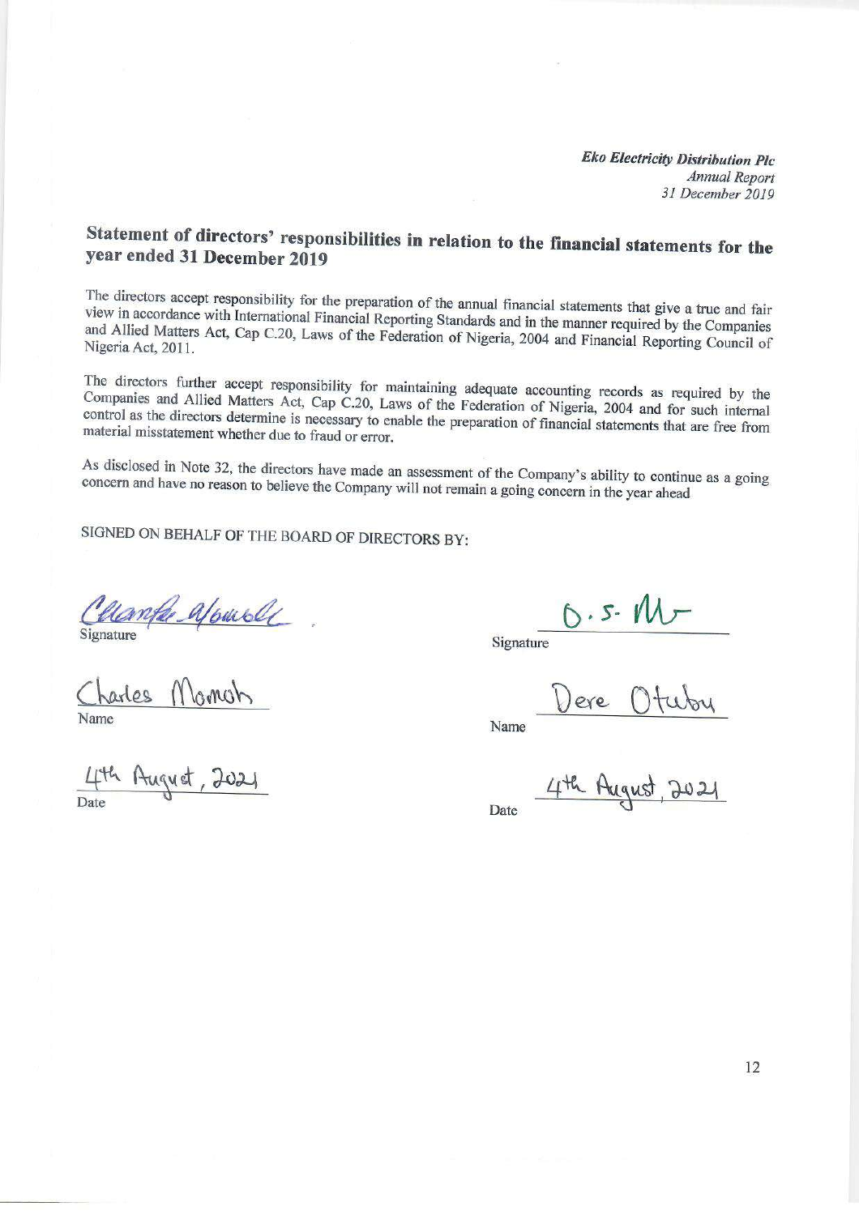## Statement of directors' responsibilities in relation to the financial statements for the year ended 31 December 2019

The directors accept responsibility for the preparation of the annual financial statements that give a true and fair view in accordance with International Financial Reporting Standards and in the manner required by the Companies and Allied Matters Act, Cap C.20, Laws of the Federation of Nigeria, 2004 and Financial Reporting Council of Nigeria Act, 2011.

The directors further accept responsibility for maintaining adequate accounting records as required by the Companies and Allied Matters Act, Cap C.20, Laws of the Federation of Nigeria, 2004 and for such internal control as the directors determine is necessary to enable the preparation of financial statements that are free from material misstatement whether due to fraud or error.

As disclosed in Note 32, the directors have made an assessment of the Company's ability to continue as a going concern and have no reason to believe the Company will not remain a going concern in the year ahead

SIGNED ON BEHALF OF THE BOARD OF DIRECTORS BY:

Signature

Name: Charles Momoh

Date: 4th August, 2021

Signature

Name: Dere Otubu

Date: 4th August, 2021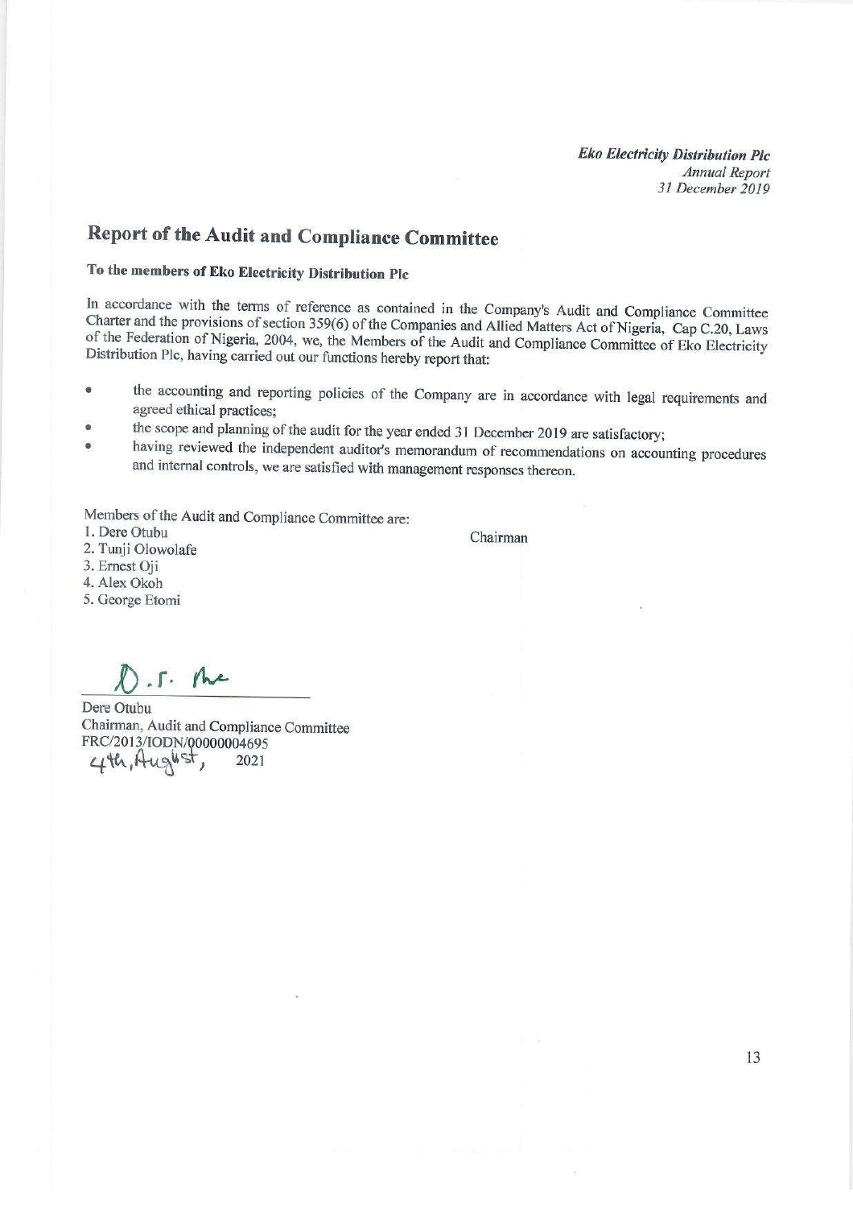## Report of the Audit and Compliance Committee

### To the members of Eko Electricity Distribution Plc

In accordance with the terms of reference as contained in the Company's Audit and Compliance Committee Charter and the provisions of section 359(6) of the Companies and Allied Matters Act of Nigeria, Cap C.20, Laws of the Federation of Nigeria, 2004, we, the Members of the Audit and Compliance Committee of Eko Electricity Distribution Plc, having carried out our functions hereby report that:

- the accounting and reporting policies of the Company are in accordance with legal requirements and agreed ethical practices;
- the scope and planning of the audit for the year ended 31 December 2019 are satisfactory;
- having reviewed the independent auditor's memorandum of recommendations on accounting procedures and internal controls, we are satisfied with management responses thereon.

Members of the Audit and Compliance Committee are:

1. Dere Otubu — Chairman
2. Tunji Olowolafe
3. Ernest Oji
4. Alex Okoh
5. George Etomi

Dere Otubu
Chairman, Audit and Compliance Committee
FRC/2013/IODN/00000004695
4th, August, 2021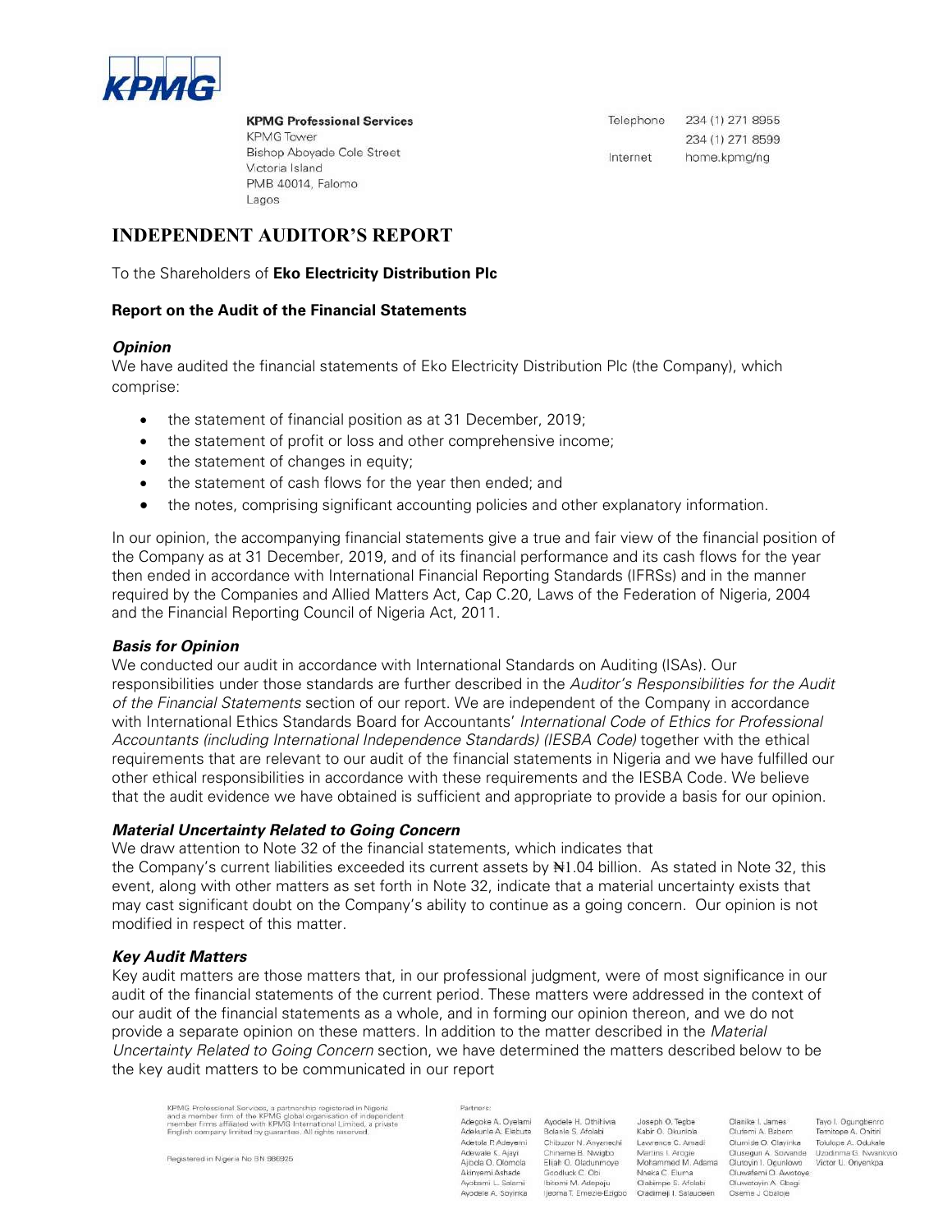KPMG

**KPMG Professional Services**
KPMG Tower
Bishop Aboyade Cole Street
Victoria Island
PMB 40014, Falomo
Lagos

Telephone 234 (1) 271 8955
234 (1) 271 8599
Internet home.kpmg/ng

# INDEPENDENT AUDITOR'S REPORT

To the Shareholders of **Eko Electricity Distribution Plc**

### Report on the Audit of the Financial Statements

#### *Opinion*

We have audited the financial statements of Eko Electricity Distribution Plc (the Company), which comprise:

- the statement of financial position as at 31 December, 2019;
- the statement of profit or loss and other comprehensive income;
- the statement of changes in equity;
- the statement of cash flows for the year then ended; and
- the notes, comprising significant accounting policies and other explanatory information.

In our opinion, the accompanying financial statements give a true and fair view of the financial position of the Company as at 31 December, 2019, and of its financial performance and its cash flows for the year then ended in accordance with International Financial Reporting Standards (IFRSs) and in the manner required by the Companies and Allied Matters Act, Cap C.20, Laws of the Federation of Nigeria, 2004 and the Financial Reporting Council of Nigeria Act, 2011.

#### *Basis for Opinion*

We conducted our audit in accordance with International Standards on Auditing (ISAs). Our responsibilities under those standards are further described in the *Auditor's Responsibilities for the Audit of the Financial Statements* section of our report. We are independent of the Company in accordance with International Ethics Standards Board for Accountants' *International Code of Ethics for Professional Accountants (including International Independence Standards) (IESBA Code)* together with the ethical requirements that are relevant to our audit of the financial statements in Nigeria and we have fulfilled our other ethical responsibilities in accordance with these requirements and the IESBA Code. We believe that the audit evidence we have obtained is sufficient and appropriate to provide a basis for our opinion.

#### *Material Uncertainty Related to Going Concern*

We draw attention to Note 32 of the financial statements, which indicates that the Company's current liabilities exceeded its current assets by ₦1.04 billion. As stated in Note 32, this event, along with other matters as set forth in Note 32, indicate that a material uncertainty exists that may cast significant doubt on the Company's ability to continue as a going concern. Our opinion is not modified in respect of this matter.

#### *Key Audit Matters*

Key audit matters are those matters that, in our professional judgment, were of most significance in our audit of the financial statements of the current period. These matters were addressed in the context of our audit of the financial statements as a whole, and in forming our opinion thereon, and we do not provide a separate opinion on these matters. In addition to the matter described in the *Material Uncertainty Related to Going Concern* section, we have determined the matters described below to be the key audit matters to be communicated in our report

KPMG Professional Services, a partnership registered in Nigeria and a member firm of the KPMG global organisation of independent member firms affiliated with KPMG International Limited, a private English company limited by guarantee. All rights reserved.

Registered in Nigeria No BN 986925

Partners:

Adegoke A. Oyelami, Adekunle A. Elebute, Adetola P. Adeyemi, Adewale K. Ajayi, Ajibola O. Olomola, Akinyemi Ashade, Ayobami L. Salami, Ayodele A. Soyinka, Ayodele H. Othihiwa, Bolanle S. Afolabi, Chibuzor N. Anyanechi, Chineme B. Nwigbo, Elijah O. Oladunmoye, Goodluck C. Obi, Ibitomi M. Adepoju, Ijeoma T. Emezie-Ezigbo, Joseph O. Tegbe, Kabir O. Okunlola, Lawrence C. Amadi, Martins I. Arogie, Mohammed M. Adama, Nneka C. Eluma, Olabimpe S. Afolabi, Oladimeji I. Salaudeen, Olanike I. James, Olufemi A. Babem, Olumide O. Olayinka, Olusegun A. Sowande, Olutoyin I. Ogunlowo, Oluwafemi O. Awotoye, Oluwatoyin A. Gbagi, Oseme J. Obaloje, Tayo I. Ogungbenro, Temitope A. Onitiri, Tolulope A. Odukale, Uzodinma G. Nwankwo, Victor U. Onyenkpa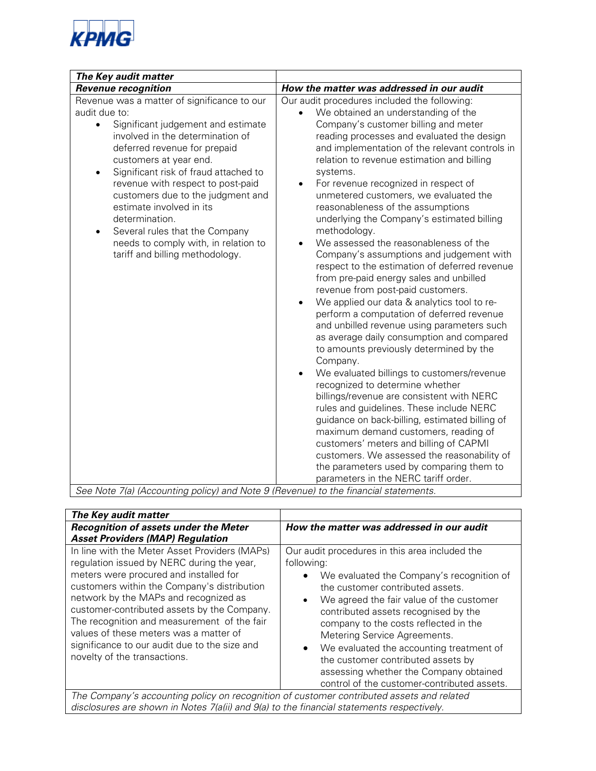| *The Key audit matter* | |
|---|---|
| ***Revenue recognition*** | ***How the matter was addressed in our audit*** |
| Revenue was a matter of significance to our audit due to:<br>• Significant judgement and estimate involved in the determination of deferred revenue for prepaid customers at year end.<br>• Significant risk of fraud attached to revenue with respect to post-paid customers due to the judgment and estimate involved in its determination.<br>• Several rules that the Company needs to comply with, in relation to tariff and billing methodology. | Our audit procedures included the following:<br>• We obtained an understanding of the Company's customer billing and meter reading processes and evaluated the design and implementation of the relevant controls in relation to revenue estimation and billing systems.<br>• For revenue recognized in respect of unmetered customers, we evaluated the reasonableness of the assumptions underlying the Company's estimated billing methodology.<br>• We assessed the reasonableness of the Company's assumptions and judgement with respect to the estimation of deferred revenue from pre-paid energy sales and unbilled revenue from post-paid customers.<br>• We applied our data & analytics tool to re-perform a computation of deferred revenue and unbilled revenue using parameters such as average daily consumption and compared to amounts previously determined by the Company.<br>• We evaluated billings to customers/revenue recognized to determine whether billings/revenue are consistent with NERC rules and guidelines. These include NERC guidance on back-billing, estimated billing of maximum demand customers, reading of customers' meters and billing of CAPMI customers. We assessed the reasonability of the parameters used by comparing them to parameters in the NERC tariff order. |
| *See Note 7(a) (Accounting policy) and Note 9 (Revenue) to the financial statements.* | |

| *The Key audit matter* | |
|---|---|
| ***Recognition of assets under the Meter Asset Providers (MAP) Regulation*** | ***How the matter was addressed in our audit*** |
| In line with the Meter Asset Providers (MAPs) regulation issued by NERC during the year, meters were procured and installed for customers within the Company's distribution network by the MAPs and recognized as customer-contributed assets by the Company. The recognition and measurement of the fair values of these meters was a matter of significance to our audit due to the size and novelty of the transactions. | Our audit procedures in this area included the following:<br>• We evaluated the Company's recognition of the customer contributed assets.<br>• We agreed the fair value of the customer contributed assets recognised by the company to the costs reflected in the Metering Service Agreements.<br>• We evaluated the accounting treatment of the customer contributed assets by assessing whether the Company obtained control of the customer-contributed assets. |
| *The Company's accounting policy on recognition of customer contributed assets and related disclosures are shown in Notes 7(a(ii) and 9(a) to the financial statements respectively.* | |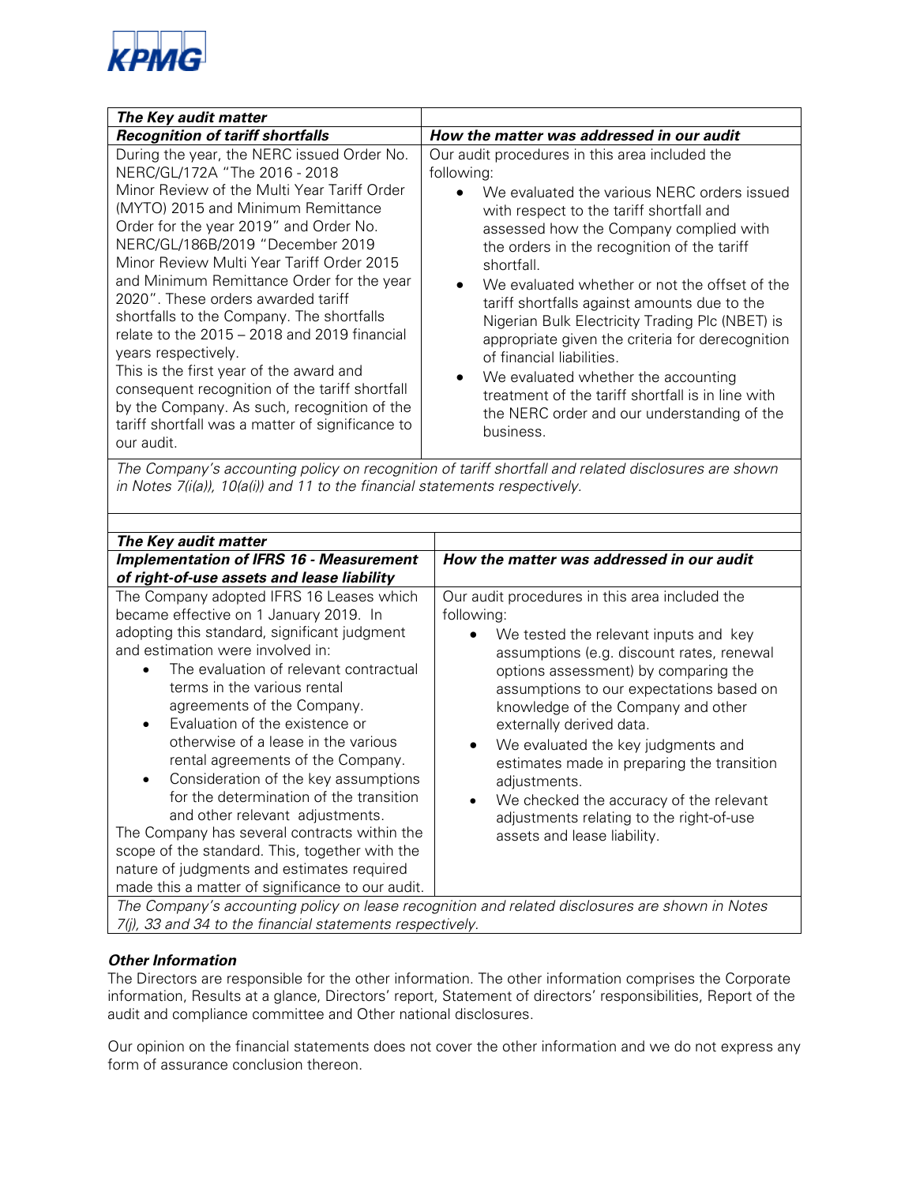| ***The Key audit matter*** | |
|---|---|
| ***Recognition of tariff shortfalls*** | ***How the matter was addressed in our audit*** |
| During the year, the NERC issued Order No. NERC/GL/172A "The 2016 - 2018 Minor Review of the Multi Year Tariff Order (MYTO) 2015 and Minimum Remittance Order for the year 2019" and Order No. NERC/GL/186B/2019 "December 2019 Minor Review Multi Year Tariff Order 2015 and Minimum Remittance Order for the year 2020". These orders awarded tariff shortfalls to the Company. The shortfalls relate to the 2015 – 2018 and 2019 financial years respectively.<br>This is the first year of the award and consequent recognition of the tariff shortfall by the Company. As such, recognition of the tariff shortfall was a matter of significance to our audit. | Our audit procedures in this area included the following:<br>• We evaluated the various NERC orders issued with respect to the tariff shortfall and assessed how the Company complied with the orders in the recognition of the tariff shortfall.<br>• We evaluated whether or not the offset of the tariff shortfalls against amounts due to the Nigerian Bulk Electricity Trading Plc (NBET) is appropriate given the criteria for derecognition of financial liabilities.<br>• We evaluated whether the accounting treatment of the tariff shortfall is in line with the NERC order and our understanding of the business. |
| *The Company's accounting policy on recognition of tariff shortfall and related disclosures are shown in Notes 7(i(a)), 10(a(i)) and 11 to the financial statements respectively.* | |

| ***The Key audit matter*** | |
|---|---|
| ***Implementation of IFRS 16 - Measurement of right-of-use assets and lease liability*** | ***How the matter was addressed in our audit*** |
| The Company adopted IFRS 16 Leases which became effective on 1 January 2019. In adopting this standard, significant judgment and estimation were involved in:<br>• The evaluation of relevant contractual terms in the various rental agreements of the Company.<br>• Evaluation of the existence or otherwise of a lease in the various rental agreements of the Company.<br>• Consideration of the key assumptions for the determination of the transition and other relevant adjustments.<br>The Company has several contracts within the scope of the standard. This, together with the nature of judgments and estimates required made this a matter of significance to our audit. | Our audit procedures in this area included the following:<br>• We tested the relevant inputs and key assumptions (e.g. discount rates, renewal options assessment) by comparing the assumptions to our expectations based on knowledge of the Company and other externally derived data.<br>• We evaluated the key judgments and estimates made in preparing the transition adjustments.<br>• We checked the accuracy of the relevant adjustments relating to the right-of-use assets and lease liability. |
| *The Company's accounting policy on lease recognition and related disclosures are shown in Notes 7(j), 33 and 34 to the financial statements respectively.* | |

### *Other Information*

The Directors are responsible for the other information. The other information comprises the Corporate information, Results at a glance, Directors' report, Statement of directors' responsibilities, Report of the audit and compliance committee and Other national disclosures.

Our opinion on the financial statements does not cover the other information and we do not express any form of assurance conclusion thereon.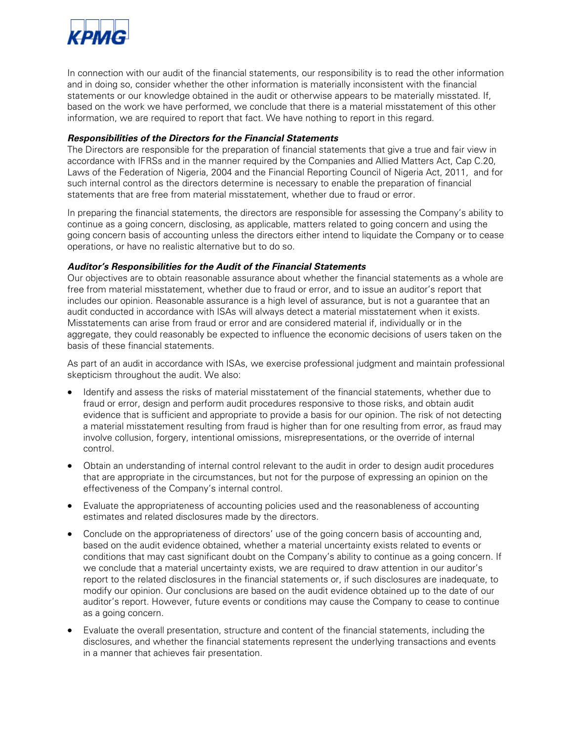In connection with our audit of the financial statements, our responsibility is to read the other information and in doing so, consider whether the other information is materially inconsistent with the financial statements or our knowledge obtained in the audit or otherwise appears to be materially misstated. If, based on the work we have performed, we conclude that there is a material misstatement of this other information, we are required to report that fact. We have nothing to report in this regard.

***Responsibilities of the Directors for the Financial Statements***

The Directors are responsible for the preparation of financial statements that give a true and fair view in accordance with IFRSs and in the manner required by the Companies and Allied Matters Act, Cap C.20, Laws of the Federation of Nigeria, 2004 and the Financial Reporting Council of Nigeria Act, 2011, and for such internal control as the directors determine is necessary to enable the preparation of financial statements that are free from material misstatement, whether due to fraud or error.

In preparing the financial statements, the directors are responsible for assessing the Company's ability to continue as a going concern, disclosing, as applicable, matters related to going concern and using the going concern basis of accounting unless the directors either intend to liquidate the Company or to cease operations, or have no realistic alternative but to do so.

***Auditor's Responsibilities for the Audit of the Financial Statements***

Our objectives are to obtain reasonable assurance about whether the financial statements as a whole are free from material misstatement, whether due to fraud or error, and to issue an auditor's report that includes our opinion. Reasonable assurance is a high level of assurance, but is not a guarantee that an audit conducted in accordance with ISAs will always detect a material misstatement when it exists. Misstatements can arise from fraud or error and are considered material if, individually or in the aggregate, they could reasonably be expected to influence the economic decisions of users taken on the basis of these financial statements.

As part of an audit in accordance with ISAs, we exercise professional judgment and maintain professional skepticism throughout the audit. We also:

- Identify and assess the risks of material misstatement of the financial statements, whether due to fraud or error, design and perform audit procedures responsive to those risks, and obtain audit evidence that is sufficient and appropriate to provide a basis for our opinion. The risk of not detecting a material misstatement resulting from fraud is higher than for one resulting from error, as fraud may involve collusion, forgery, intentional omissions, misrepresentations, or the override of internal control.
- Obtain an understanding of internal control relevant to the audit in order to design audit procedures that are appropriate in the circumstances, but not for the purpose of expressing an opinion on the effectiveness of the Company's internal control.
- Evaluate the appropriateness of accounting policies used and the reasonableness of accounting estimates and related disclosures made by the directors.
- Conclude on the appropriateness of directors' use of the going concern basis of accounting and, based on the audit evidence obtained, whether a material uncertainty exists related to events or conditions that may cast significant doubt on the Company's ability to continue as a going concern. If we conclude that a material uncertainty exists, we are required to draw attention in our auditor's report to the related disclosures in the financial statements or, if such disclosures are inadequate, to modify our opinion. Our conclusions are based on the audit evidence obtained up to the date of our auditor's report. However, future events or conditions may cause the Company to cease to continue as a going concern.
- Evaluate the overall presentation, structure and content of the financial statements, including the disclosures, and whether the financial statements represent the underlying transactions and events in a manner that achieves fair presentation.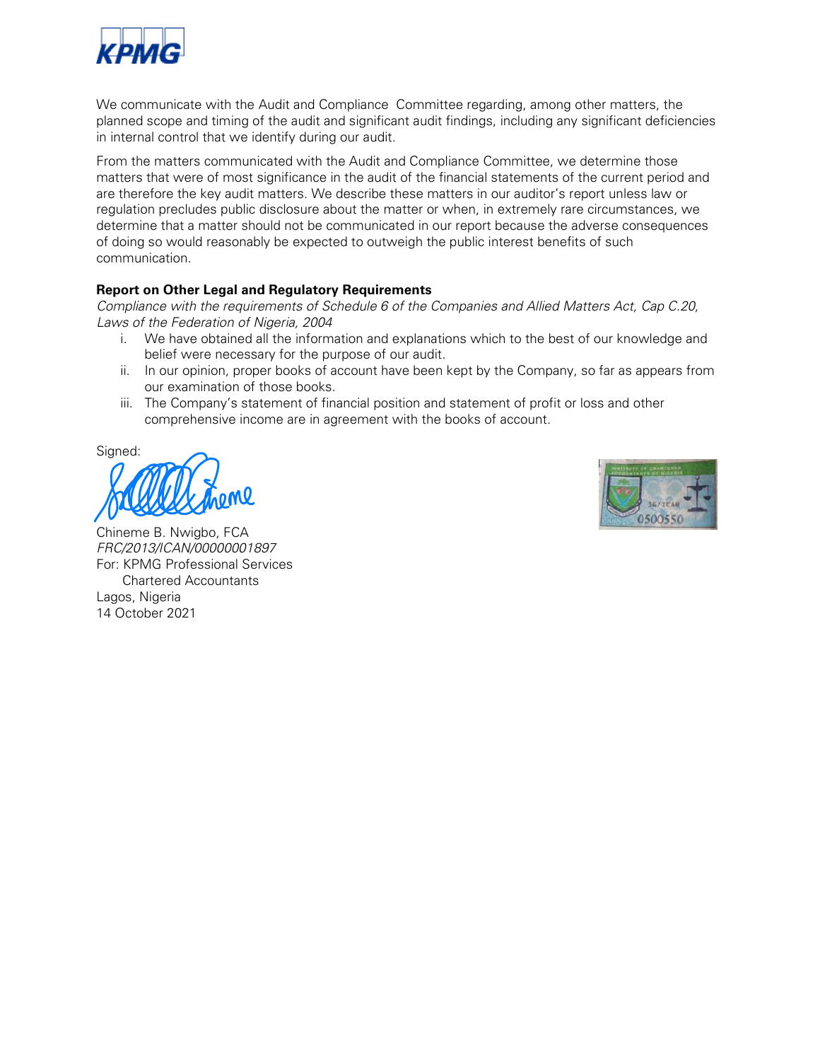We communicate with the Audit and Compliance Committee regarding, among other matters, the planned scope and timing of the audit and significant audit findings, including any significant deficiencies in internal control that we identify during our audit.

From the matters communicated with the Audit and Compliance Committee, we determine those matters that were of most significance in the audit of the financial statements of the current period and are therefore the key audit matters. We describe these matters in our auditor's report unless law or regulation precludes public disclosure about the matter or when, in extremely rare circumstances, we determine that a matter should not be communicated in our report because the adverse consequences of doing so would reasonably be expected to outweigh the public interest benefits of such communication.

**Report on Other Legal and Regulatory Requirements**

*Compliance with the requirements of Schedule 6 of the Companies and Allied Matters Act, Cap C.20, Laws of the Federation of Nigeria, 2004*

i. We have obtained all the information and explanations which to the best of our knowledge and belief were necessary for the purpose of our audit.
ii. In our opinion, proper books of account have been kept by the Company, so far as appears from our examination of those books.
iii. The Company's statement of financial position and statement of profit or loss and other comprehensive income are in agreement with the books of account.

Signed:

Chineme B. Nwigbo, FCA
*FRC/2013/ICAN/00000001897*
For: KPMG Professional Services
Chartered Accountants
Lagos, Nigeria
14 October 2021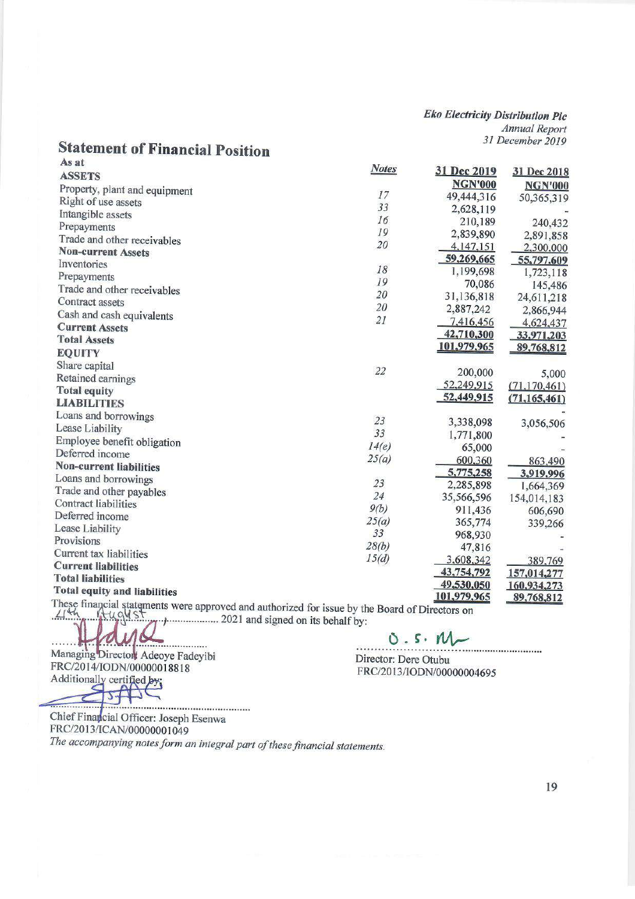# Statement of Financial Position

As at

| | Notes | 31 Dec 2019 | 31 Dec 2018 |
|---|---|---|---|
| | | NGN'000 | NGN'000 |
| **ASSETS** | | | |
| Property, plant and equipment | 17 | 49,444,316 | 50,365,319 |
| Right of use assets | 33 | 2,628,119 | - |
| Intangible assets | 16 | 210,189 | 240,432 |
| Prepayments | 19 | 2,839,890 | 2,891,858 |
| Trade and other receivables | 20 | 4,147,151 | 2,300,000 |
| **Non-current Assets** | | 59,269,665 | 55,797,609 |
| Inventories | 18 | 1,199,698 | 1,723,118 |
| Prepayments | 19 | 70,086 | 145,486 |
| Trade and other receivables | 20 | 31,136,818 | 24,611,218 |
| Contract assets | 20 | 2,887,242 | 2,866,944 |
| Cash and cash equivalents | 21 | 7,416,456 | 4,624,437 |
| **Current Assets** | | 42,710,300 | 33,971,203 |
| **Total Assets** | | 101,979,965 | 89,768,812 |
| **EQUITY** | | | |
| Share capital | 22 | 200,000 | 5,000 |
| Retained earnings | | 52,249,915 | (71,170,461) |
| **Total equity** | | 52,449,915 | (71,165,461) |
| **LIABILITIES** | | | |
| Loans and borrowings | 23 | 3,338,098 | 3,056,506 |
| Lease Liability | 33 | 1,771,800 | - |
| Employee benefit obligation | 14(e) | 65,000 | - |
| Deferred income | 25(a) | 600,360 | 863,490 |
| **Non-current liabilities** | | 5,775,258 | 3,919,996 |
| Loans and borrowings | 23 | 2,285,898 | 1,664,369 |
| Trade and other payables | 24 | 35,566,596 | 154,014,183 |
| Contract liabilities | 9(b) | 911,436 | 606,690 |
| Deferred income | 25(a) | 365,774 | 339,266 |
| Lease Liability | 33 | 968,930 | - |
| Provisions | 28(b) | 47,816 | - |
| Current tax liabilities | 15(d) | 3,608,342 | 389,769 |
| **Current liabilities** | | 43,754,792 | 157,014,277 |
| **Total liabilities** | | 49,530,050 | 160,934,273 |
| **Total equity and liabilities** | | 101,979,965 | 89,768,812 |

These financial statements were approved and authorized for issue by the Board of Directors on 4th August 2021 and signed on its behalf by:

Managing Director: Adeoye Fadeyibi
FRC/2014/IODN/00000018818

Director: Dere Otubu
FRC/2013/IODN/00000004695

Additionally certified by:

Chief Financial Officer: Joseph Esenwa
FRC/2013/ICAN/00000001049

*The accompanying notes form an integral part of these financial statements.*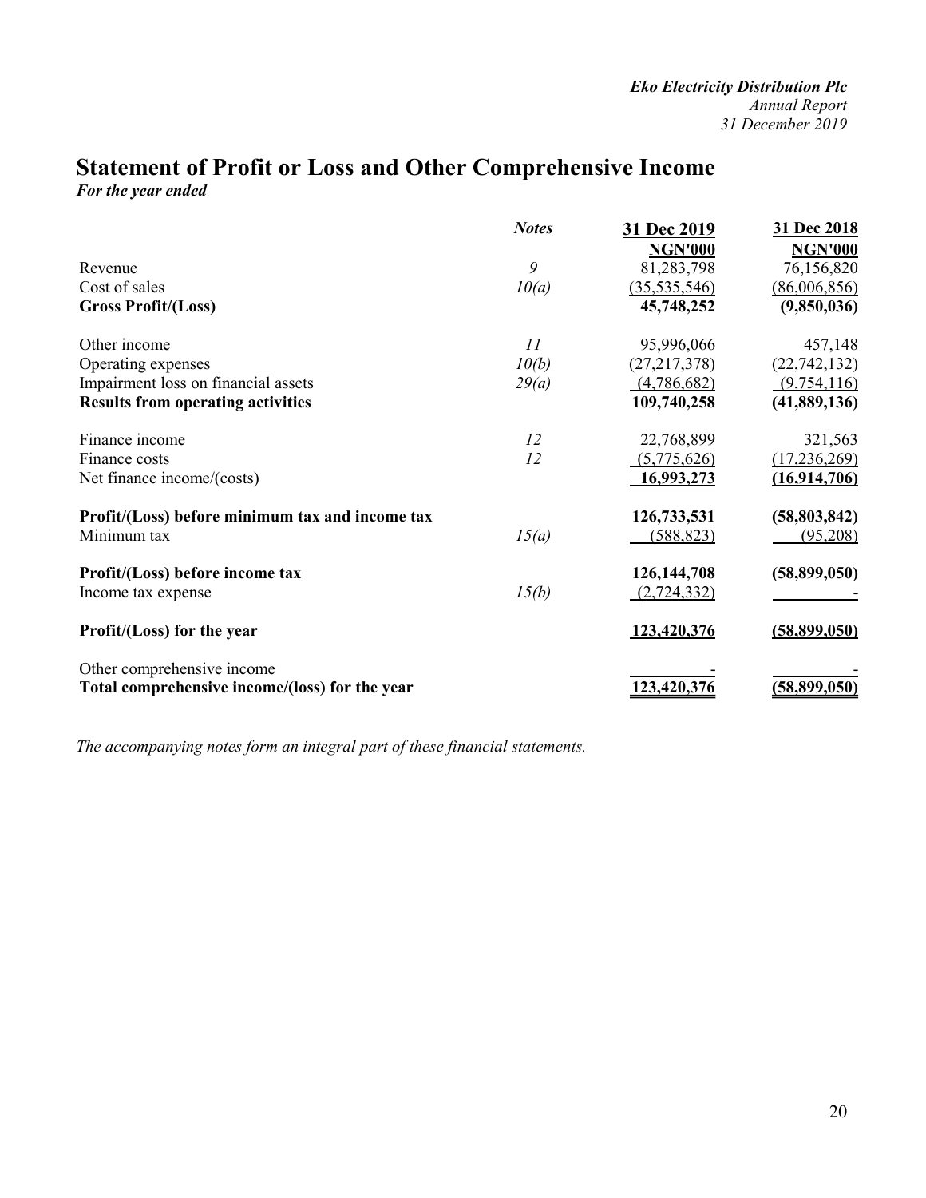# Statement of Profit or Loss and Other Comprehensive Income

*For the year ended*

| | *Notes* | 31 Dec 2019 | 31 Dec 2018 |
|---|---|---|---|
| | | NGN'000 | NGN'000 |
| Revenue | *9* | 81,283,798 | 76,156,820 |
| Cost of sales | *10(a)* | (35,535,546) | (86,006,856) |
| **Gross Profit/(Loss)** | | **45,748,252** | **(9,850,036)** |
| Other income | *11* | 95,996,066 | 457,148 |
| Operating expenses | *10(b)* | (27,217,378) | (22,742,132) |
| Impairment loss on financial assets | *29(a)* | (4,786,682) | (9,754,116) |
| **Results from operating activities** | | **109,740,258** | **(41,889,136)** |
| Finance income | *12* | 22,768,899 | 321,563 |
| Finance costs | *12* | (5,775,626) | (17,236,269) |
| Net finance income/(costs) | | **16,993,273** | **(16,914,706)** |
| **Profit/(Loss) before minimum tax and income tax** | | **126,733,531** | **(58,803,842)** |
| Minimum tax | *15(a)* | (588,823) | (95,208) |
| **Profit/(Loss) before income tax** | | **126,144,708** | **(58,899,050)** |
| Income tax expense | *15(b)* | (2,724,332) | - |
| **Profit/(Loss) for the year** | | **123,420,376** | **(58,899,050)** |
| Other comprehensive income | | - | - |
| **Total comprehensive income/(loss) for the year** | | **123,420,376** | **(58,899,050)** |

*The accompanying notes form an integral part of these financial statements.*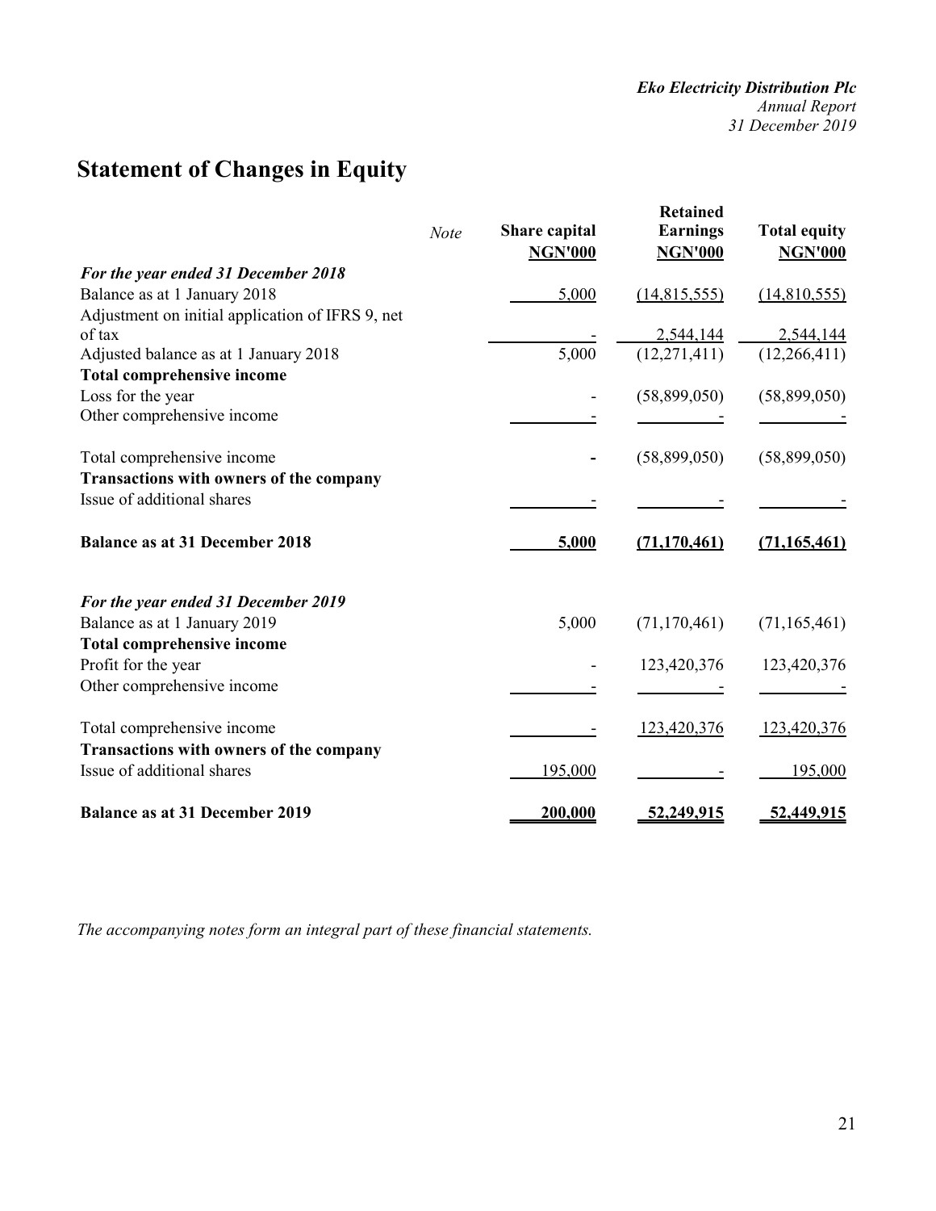# Statement of Changes in Equity

| | Note | Share capital NGN'000 | Retained Earnings NGN'000 | Total equity NGN'000 |
|---|---|---|---|---|
| ***For the year ended 31 December 2018*** | | | | |
| Balance as at 1 January 2018 | | 5,000 | (14,815,555) | (14,810,555) |
| Adjustment on initial application of IFRS 9, net of tax | | - | 2,544,144 | 2,544,144 |
| Adjusted balance as at 1 January 2018 | | 5,000 | (12,271,411) | (12,266,411) |
| **Total comprehensive income** | | | | |
| Loss for the year | | - | (58,899,050) | (58,899,050) |
| Other comprehensive income | | - | - | - |
| Total comprehensive income | | - | (58,899,050) | (58,899,050) |
| **Transactions with owners of the company** | | | | |
| Issue of additional shares | | - | - | - |
| **Balance as at 31 December 2018** | | **5,000** | **(71,170,461)** | **(71,165,461)** |
| ***For the year ended 31 December 2019*** | | | | |
| Balance as at 1 January 2019 | | 5,000 | (71,170,461) | (71,165,461) |
| **Total comprehensive income** | | | | |
| Profit for the year | | - | 123,420,376 | 123,420,376 |
| Other comprehensive income | | - | - | - |
| Total comprehensive income | | - | 123,420,376 | 123,420,376 |
| **Transactions with owners of the company** | | | | |
| Issue of additional shares | | 195,000 | - | 195,000 |
| **Balance as at 31 December 2019** | | **200,000** | **52,249,915** | **52,449,915** |

*The accompanying notes form an integral part of these financial statements.*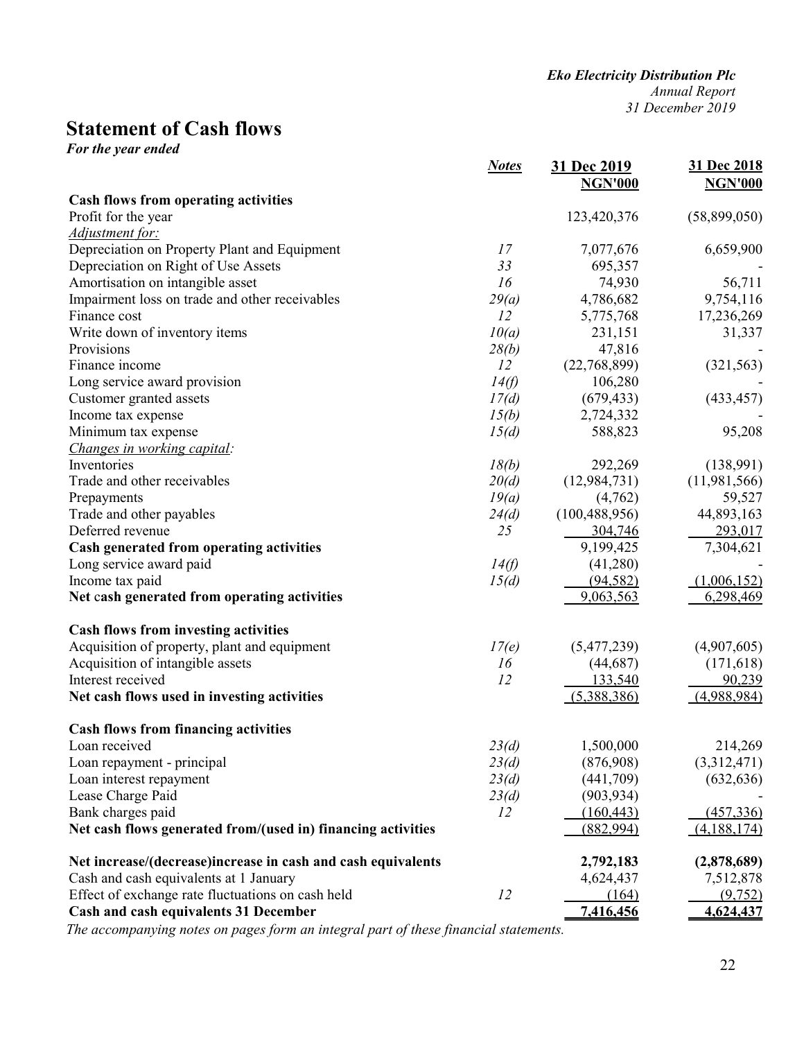*Eko Electricity Distribution Plc*
*Annual Report*
*31 December 2019*

# Statement of Cash flows

*For the year ended*

| | *Notes* | 31 Dec 2019 NGN'000 | 31 Dec 2018 NGN'000 |
|---|---|---|---|
| **Cash flows from operating activities** | | | |
| Profit for the year | | 123,420,376 | (58,899,050) |
| *Adjustment for:* | | | |
| Depreciation on Property Plant and Equipment | *17* | 7,077,676 | 6,659,900 |
| Depreciation on Right of Use Assets | *33* | 695,357 | - |
| Amortisation on intangible asset | *16* | 74,930 | 56,711 |
| Impairment loss on trade and other receivables | *29(a)* | 4,786,682 | 9,754,116 |
| Finance cost | *12* | 5,775,768 | 17,236,269 |
| Write down of inventory items | *10(a)* | 231,151 | 31,337 |
| Provisions | *28(b)* | 47,816 | - |
| Finance income | *12* | (22,768,899) | (321,563) |
| Long service award provision | *14(f)* | 106,280 | - |
| Customer granted assets | *17(d)* | (679,433) | (433,457) |
| Income tax expense | *15(b)* | 2,724,332 | - |
| Minimum tax expense | *15(d)* | 588,823 | 95,208 |
| *Changes in working capital:* | | | |
| Inventories | *18(b)* | 292,269 | (138,991) |
| Trade and other receivables | *20(d)* | (12,984,731) | (11,981,566) |
| Prepayments | *19(a)* | (4,762) | 59,527 |
| Trade and other payables | *24(d)* | (100,488,956) | 44,893,163 |
| Deferred revenue | *25* | 304,746 | 293,017 |
| **Cash generated from operating activities** | | 9,199,425 | 7,304,621 |
| Long service award paid | *14(f)* | (41,280) | - |
| Income tax paid | *15(d)* | (94,582) | (1,006,152) |
| **Net cash generated from operating activities** | | 9,063,563 | 6,298,469 |
| | | | |
| **Cash flows from investing activities** | | | |
| Acquisition of property, plant and equipment | *17(e)* | (5,477,239) | (4,907,605) |
| Acquisition of intangible assets | *16* | (44,687) | (171,618) |
| Interest received | *12* | 133,540 | 90,239 |
| **Net cash flows used in investing activities** | | (5,388,386) | (4,988,984) |
| | | | |
| **Cash flows from financing activities** | | | |
| Loan received | *23(d)* | 1,500,000 | 214,269 |
| Loan repayment - principal | *23(d)* | (876,908) | (3,312,471) |
| Loan interest repayment | *23(d)* | (441,709) | (632,636) |
| Lease Charge Paid | *23(d)* | (903,934) | - |
| Bank charges paid | *12* | (160,443) | (457,336) |
| **Net cash flows generated from/(used in) financing activities** | | (882,994) | (4,188,174) |
| | | | |
| **Net increase/(decrease)increase in cash and cash equivalents** | | **2,792,183** | **(2,878,689)** |
| Cash and cash equivalents at 1 January | | 4,624,437 | 7,512,878 |
| Effect of exchange rate fluctuations on cash held | *12* | (164) | (9,752) |
| **Cash and cash equivalents 31 December** | | **7,416,456** | **4,624,437** |

*The accompanying notes on pages form an integral part of these financial statements.*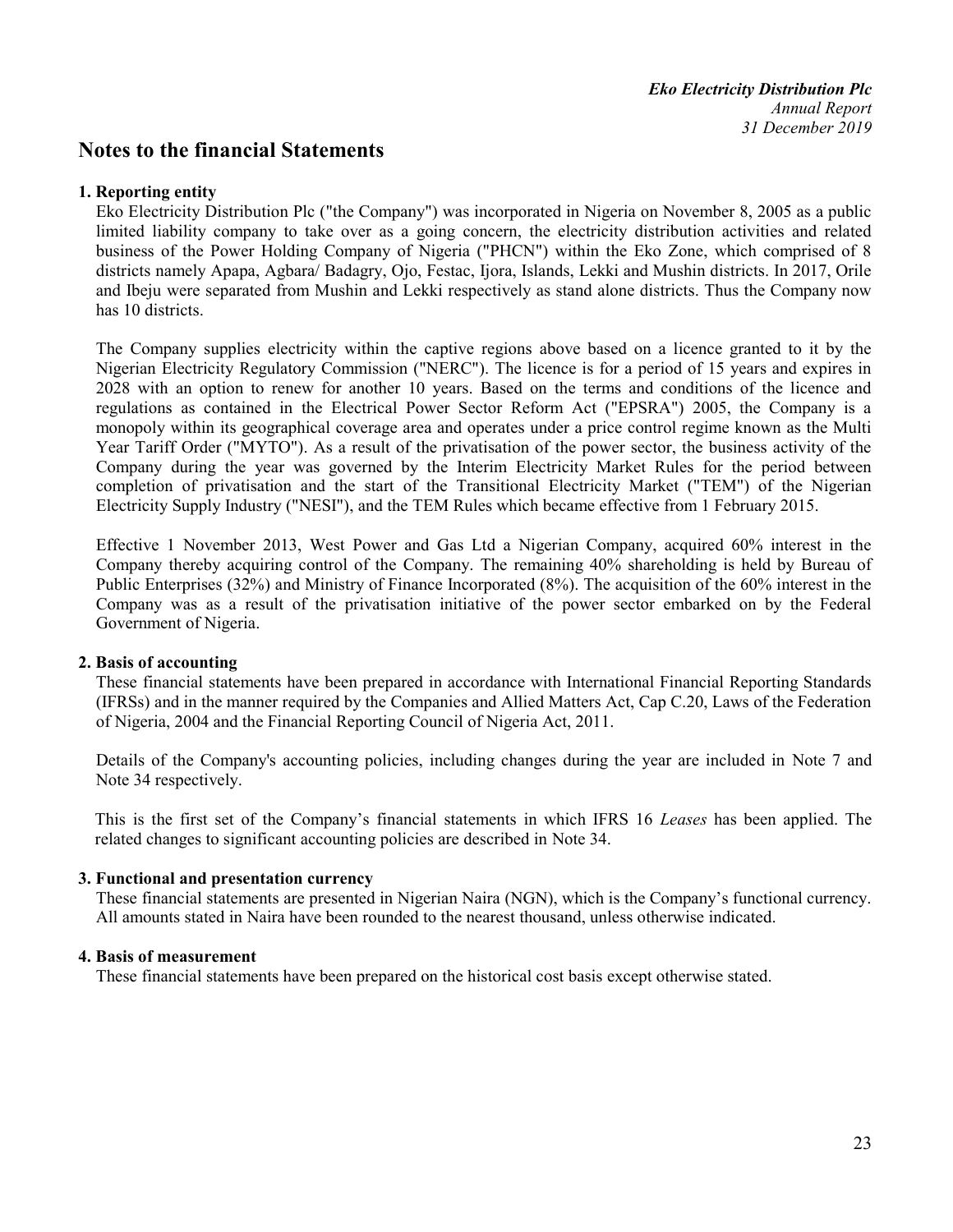# Notes to the financial Statements

## 1. Reporting entity

Eko Electricity Distribution Plc ("the Company") was incorporated in Nigeria on November 8, 2005 as a public limited liability company to take over as a going concern, the electricity distribution activities and related business of the Power Holding Company of Nigeria ("PHCN") within the Eko Zone, which comprised of 8 districts namely Apapa, Agbara/ Badagry, Ojo, Festac, Ijora, Islands, Lekki and Mushin districts. In 2017, Orile and Ibeju were separated from Mushin and Lekki respectively as stand alone districts. Thus the Company now has 10 districts.

The Company supplies electricity within the captive regions above based on a licence granted to it by the Nigerian Electricity Regulatory Commission ("NERC"). The licence is for a period of 15 years and expires in 2028 with an option to renew for another 10 years. Based on the terms and conditions of the licence and regulations as contained in the Electrical Power Sector Reform Act ("EPSRA") 2005, the Company is a monopoly within its geographical coverage area and operates under a price control regime known as the Multi Year Tariff Order ("MYTO"). As a result of the privatisation of the power sector, the business activity of the Company during the year was governed by the Interim Electricity Market Rules for the period between completion of privatisation and the start of the Transitional Electricity Market ("TEM") of the Nigerian Electricity Supply Industry ("NESI"), and the TEM Rules which became effective from 1 February 2015.

Effective 1 November 2013, West Power and Gas Ltd a Nigerian Company, acquired 60% interest in the Company thereby acquiring control of the Company. The remaining 40% shareholding is held by Bureau of Public Enterprises (32%) and Ministry of Finance Incorporated (8%). The acquisition of the 60% interest in the Company was as a result of the privatisation initiative of the power sector embarked on by the Federal Government of Nigeria.

## 2. Basis of accounting

These financial statements have been prepared in accordance with International Financial Reporting Standards (IFRSs) and in the manner required by the Companies and Allied Matters Act, Cap C.20, Laws of the Federation of Nigeria, 2004 and the Financial Reporting Council of Nigeria Act, 2011.

Details of the Company's accounting policies, including changes during the year are included in Note 7 and Note 34 respectively.

This is the first set of the Company's financial statements in which IFRS 16 *Leases* has been applied. The related changes to significant accounting policies are described in Note 34.

## 3. Functional and presentation currency

These financial statements are presented in Nigerian Naira (NGN), which is the Company's functional currency. All amounts stated in Naira have been rounded to the nearest thousand, unless otherwise indicated.

## 4. Basis of measurement

These financial statements have been prepared on the historical cost basis except otherwise stated.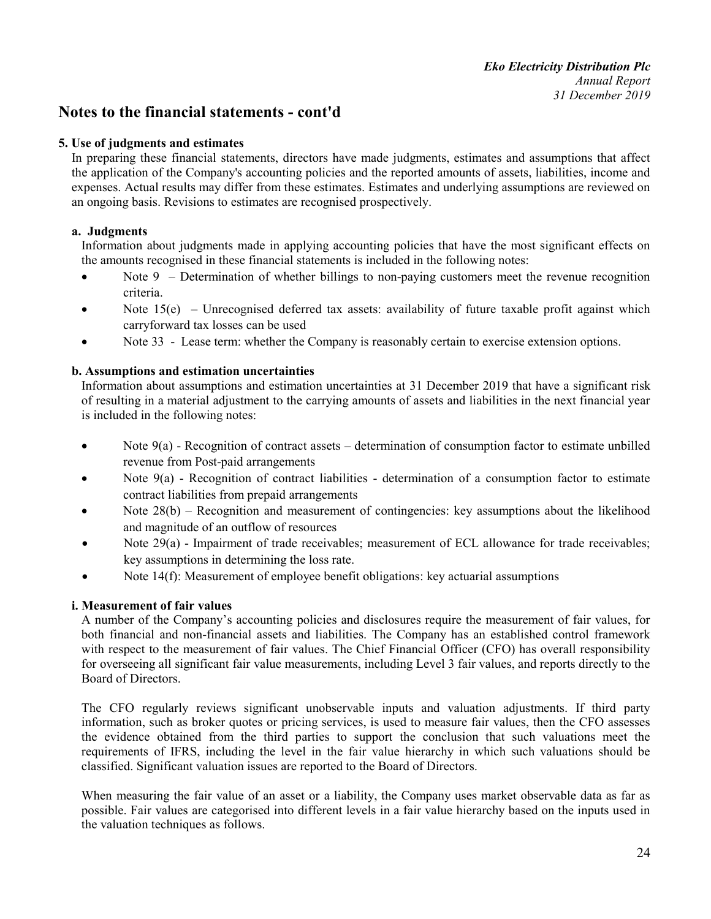# Notes to the financial statements - cont'd

## 5. Use of judgments and estimates

In preparing these financial statements, directors have made judgments, estimates and assumptions that affect the application of the Company's accounting policies and the reported amounts of assets, liabilities, income and expenses. Actual results may differ from these estimates. Estimates and underlying assumptions are reviewed on an ongoing basis. Revisions to estimates are recognised prospectively.

### a. Judgments

Information about judgments made in applying accounting policies that have the most significant effects on the amounts recognised in these financial statements is included in the following notes:

- Note 9 – Determination of whether billings to non-paying customers meet the revenue recognition criteria.
- Note 15(e) – Unrecognised deferred tax assets: availability of future taxable profit against which carryforward tax losses can be used
- Note 33 - Lease term: whether the Company is reasonably certain to exercise extension options.

### b. Assumptions and estimation uncertainties

Information about assumptions and estimation uncertainties at 31 December 2019 that have a significant risk of resulting in a material adjustment to the carrying amounts of assets and liabilities in the next financial year is included in the following notes:

- Note 9(a) - Recognition of contract assets – determination of consumption factor to estimate unbilled revenue from Post-paid arrangements
- Note 9(a) - Recognition of contract liabilities - determination of a consumption factor to estimate contract liabilities from prepaid arrangements
- Note 28(b) – Recognition and measurement of contingencies: key assumptions about the likelihood and magnitude of an outflow of resources
- Note 29(a) - Impairment of trade receivables; measurement of ECL allowance for trade receivables; key assumptions in determining the loss rate.
- Note 14(f): Measurement of employee benefit obligations: key actuarial assumptions

### i. Measurement of fair values

A number of the Company's accounting policies and disclosures require the measurement of fair values, for both financial and non-financial assets and liabilities. The Company has an established control framework with respect to the measurement of fair values. The Chief Financial Officer (CFO) has overall responsibility for overseeing all significant fair value measurements, including Level 3 fair values, and reports directly to the Board of Directors.

The CFO regularly reviews significant unobservable inputs and valuation adjustments. If third party information, such as broker quotes or pricing services, is used to measure fair values, then the CFO assesses the evidence obtained from the third parties to support the conclusion that such valuations meet the requirements of IFRS, including the level in the fair value hierarchy in which such valuations should be classified. Significant valuation issues are reported to the Board of Directors.

When measuring the fair value of an asset or a liability, the Company uses market observable data as far as possible. Fair values are categorised into different levels in a fair value hierarchy based on the inputs used in the valuation techniques as follows.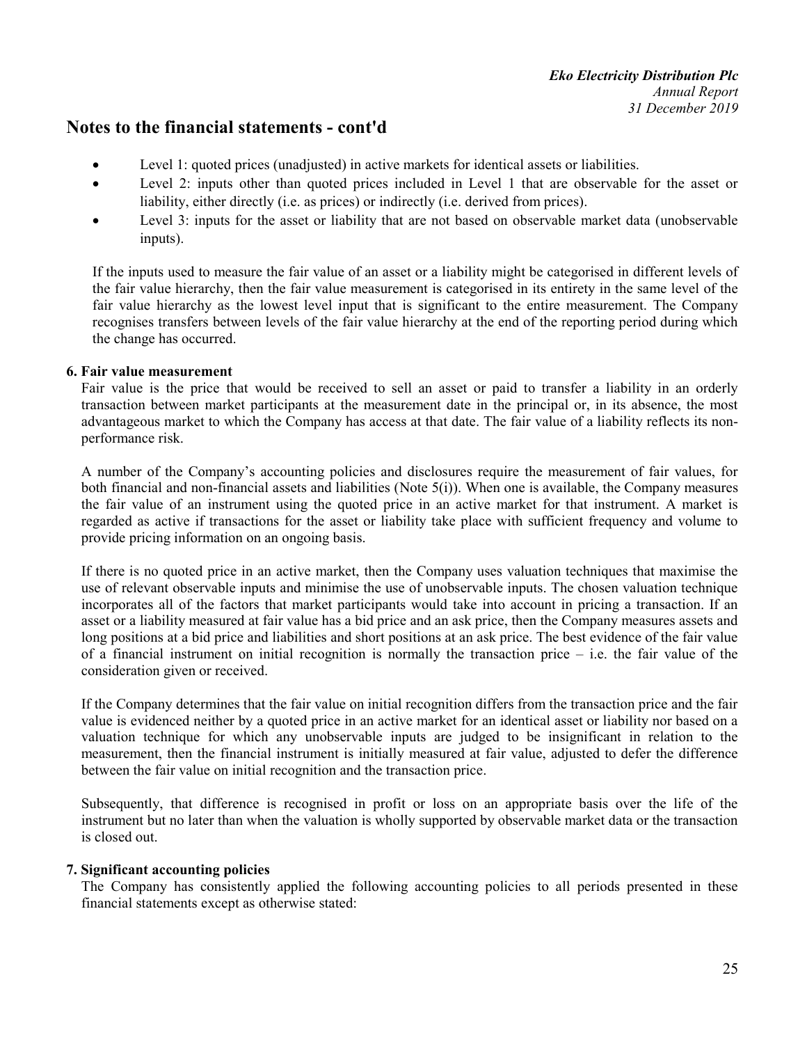## Notes to the financial statements - cont'd

- Level 1: quoted prices (unadjusted) in active markets for identical assets or liabilities.
- Level 2: inputs other than quoted prices included in Level 1 that are observable for the asset or liability, either directly (i.e. as prices) or indirectly (i.e. derived from prices).
- Level 3: inputs for the asset or liability that are not based on observable market data (unobservable inputs).

If the inputs used to measure the fair value of an asset or a liability might be categorised in different levels of the fair value hierarchy, then the fair value measurement is categorised in its entirety in the same level of the fair value hierarchy as the lowest level input that is significant to the entire measurement. The Company recognises transfers between levels of the fair value hierarchy at the end of the reporting period during which the change has occurred.

**6. Fair value measurement**

Fair value is the price that would be received to sell an asset or paid to transfer a liability in an orderly transaction between market participants at the measurement date in the principal or, in its absence, the most advantageous market to which the Company has access at that date. The fair value of a liability reflects its non-performance risk.

A number of the Company's accounting policies and disclosures require the measurement of fair values, for both financial and non-financial assets and liabilities (Note 5(i)). When one is available, the Company measures the fair value of an instrument using the quoted price in an active market for that instrument. A market is regarded as active if transactions for the asset or liability take place with sufficient frequency and volume to provide pricing information on an ongoing basis.

If there is no quoted price in an active market, then the Company uses valuation techniques that maximise the use of relevant observable inputs and minimise the use of unobservable inputs. The chosen valuation technique incorporates all of the factors that market participants would take into account in pricing a transaction. If an asset or a liability measured at fair value has a bid price and an ask price, then the Company measures assets and long positions at a bid price and liabilities and short positions at an ask price. The best evidence of the fair value of a financial instrument on initial recognition is normally the transaction price – i.e. the fair value of the consideration given or received.

If the Company determines that the fair value on initial recognition differs from the transaction price and the fair value is evidenced neither by a quoted price in an active market for an identical asset or liability nor based on a valuation technique for which any unobservable inputs are judged to be insignificant in relation to the measurement, then the financial instrument is initially measured at fair value, adjusted to defer the difference between the fair value on initial recognition and the transaction price.

Subsequently, that difference is recognised in profit or loss on an appropriate basis over the life of the instrument but no later than when the valuation is wholly supported by observable market data or the transaction is closed out.

**7. Significant accounting policies**

The Company has consistently applied the following accounting policies to all periods presented in these financial statements except as otherwise stated: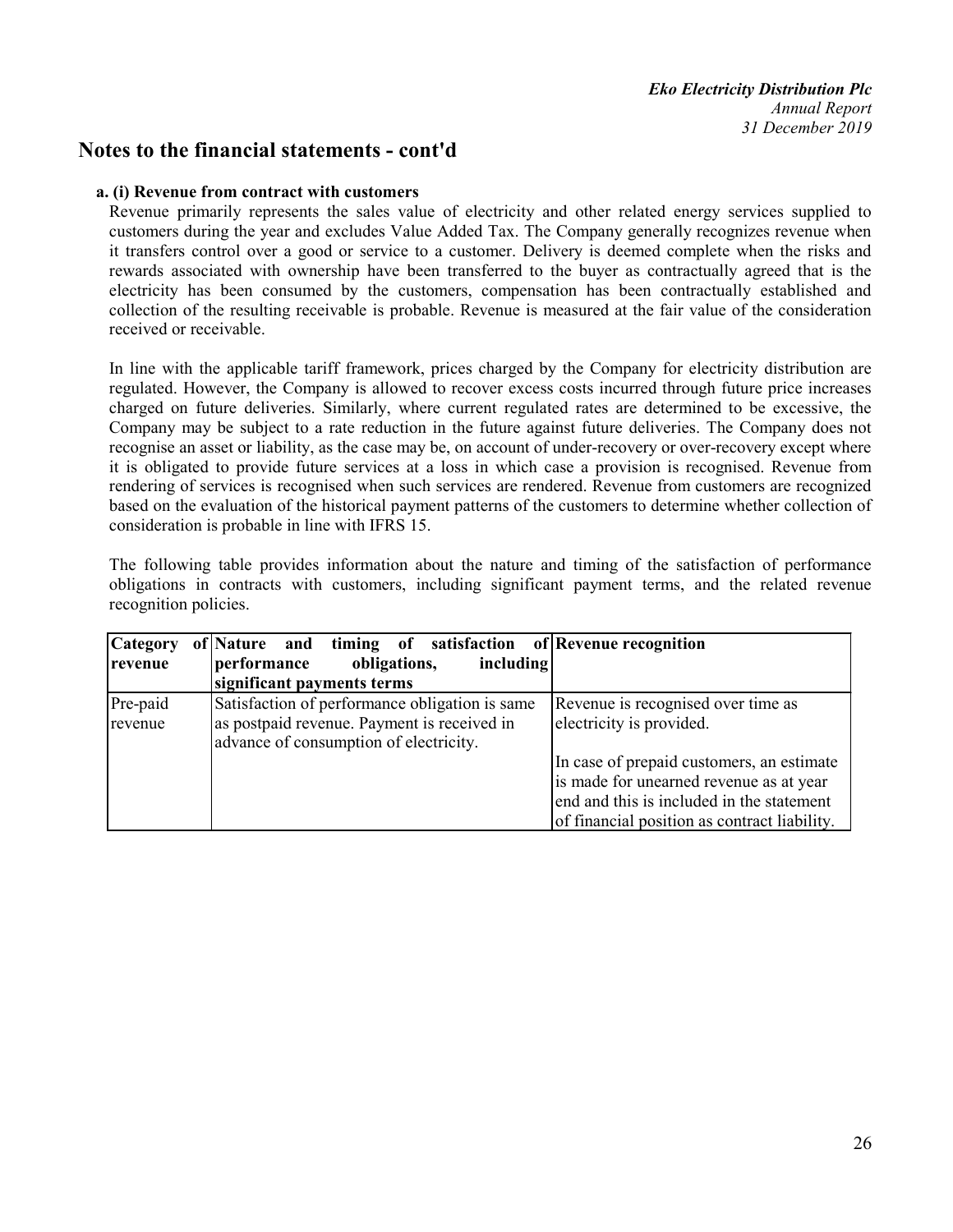# Notes to the financial statements - cont'd

**a. (i) Revenue from contract with customers**

Revenue primarily represents the sales value of electricity and other related energy services supplied to customers during the year and excludes Value Added Tax. The Company generally recognizes revenue when it transfers control over a good or service to a customer. Delivery is deemed complete when the risks and rewards associated with ownership have been transferred to the buyer as contractually agreed that is the electricity has been consumed by the customers, compensation has been contractually established and collection of the resulting receivable is probable. Revenue is measured at the fair value of the consideration received or receivable.

In line with the applicable tariff framework, prices charged by the Company for electricity distribution are regulated. However, the Company is allowed to recover excess costs incurred through future price increases charged on future deliveries. Similarly, where current regulated rates are determined to be excessive, the Company may be subject to a rate reduction in the future against future deliveries. The Company does not recognise an asset or liability, as the case may be, on account of under-recovery or over-recovery except where it is obligated to provide future services at a loss in which case a provision is recognised. Revenue from rendering of services is recognised when such services are rendered. Revenue from customers are recognized based on the evaluation of the historical payment patterns of the customers to determine whether collection of consideration is probable in line with IFRS 15.

The following table provides information about the nature and timing of the satisfaction of performance obligations in contracts with customers, including significant payment terms, and the related revenue recognition policies.

| Category of revenue | Nature and timing of satisfaction of performance obligations, including significant payments terms | Revenue recognition |
|---|---|---|
| Pre-paid revenue | Satisfaction of performance obligation is same as postpaid revenue. Payment is received in advance of consumption of electricity. | Revenue is recognised over time as electricity is provided.<br><br>In case of prepaid customers, an estimate is made for unearned revenue as at year end and this is included in the statement of financial position as contract liability. |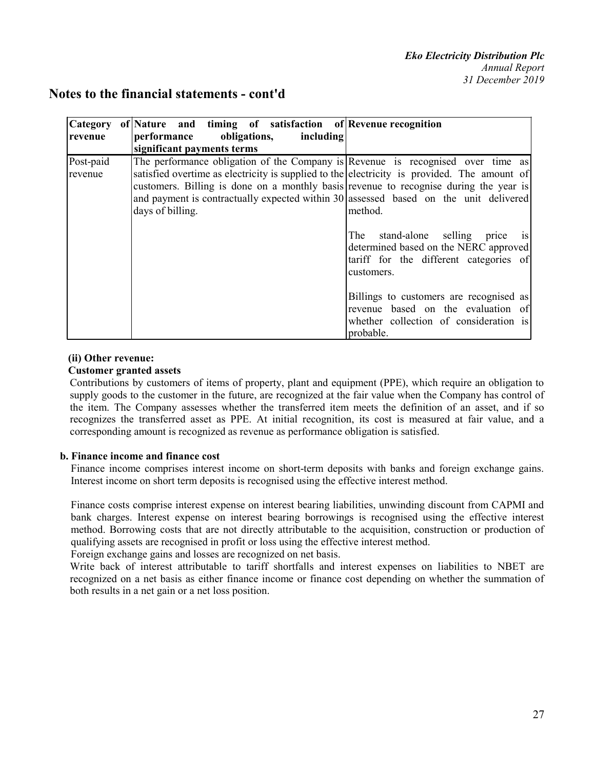## Notes to the financial statements - cont'd

| Category of revenue | Nature and timing of satisfaction of performance obligations, including significant payments terms | Revenue recognition |
|---|---|---|
| Post-paid revenue | The performance obligation of the Company is satisfied overtime as electricity is supplied to the customers. Billing is done on a monthly basis and payment is contractually expected within 30 days of billing. | Revenue is recognised over time as electricity is provided. The amount of revenue to recognise during the year is assessed based on the unit delivered method.<br><br>The stand-alone selling price is determined based on the NERC approved tariff for the different categories of customers.<br><br>Billings to customers are recognised as revenue based on the evaluation of whether collection of consideration is probable. |

**(ii) Other revenue:**

**Customer granted assets**

Contributions by customers of items of property, plant and equipment (PPE), which require an obligation to supply goods to the customer in the future, are recognized at the fair value when the Company has control of the item. The Company assesses whether the transferred item meets the definition of an asset, and if so recognizes the transferred asset as PPE. At initial recognition, its cost is measured at fair value, and a corresponding amount is recognized as revenue as performance obligation is satisfied.

**b. Finance income and finance cost**

Finance income comprises interest income on short-term deposits with banks and foreign exchange gains. Interest income on short term deposits is recognised using the effective interest method.

Finance costs comprise interest expense on interest bearing liabilities, unwinding discount from CAPMI and bank charges. Interest expense on interest bearing borrowings is recognised using the effective interest method. Borrowing costs that are not directly attributable to the acquisition, construction or production of qualifying assets are recognised in profit or loss using the effective interest method.

Foreign exchange gains and losses are recognized on net basis.

Write back of interest attributable to tariff shortfalls and interest expenses on liabilities to NBET are recognized on a net basis as either finance income or finance cost depending on whether the summation of both results in a net gain or a net loss position.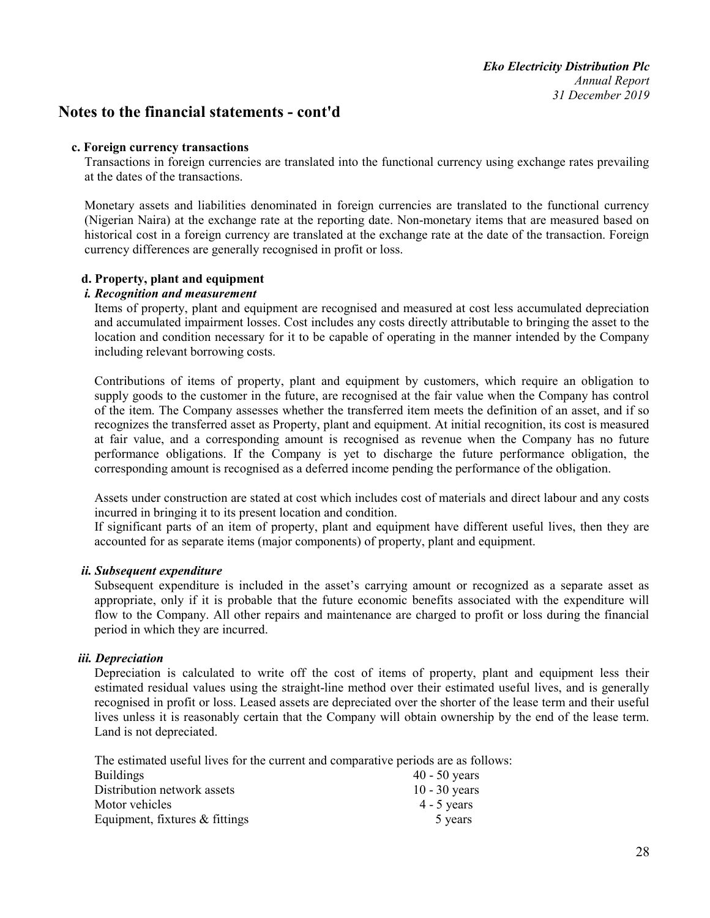# Notes to the financial statements - cont'd

**c. Foreign currency transactions**

Transactions in foreign currencies are translated into the functional currency using exchange rates prevailing at the dates of the transactions.

Monetary assets and liabilities denominated in foreign currencies are translated to the functional currency (Nigerian Naira) at the exchange rate at the reporting date. Non-monetary items that are measured based on historical cost in a foreign currency are translated at the exchange rate at the date of the transaction. Foreign currency differences are generally recognised in profit or loss.

**d. Property, plant and equipment**

***i. Recognition and measurement***

Items of property, plant and equipment are recognised and measured at cost less accumulated depreciation and accumulated impairment losses. Cost includes any costs directly attributable to bringing the asset to the location and condition necessary for it to be capable of operating in the manner intended by the Company including relevant borrowing costs.

Contributions of items of property, plant and equipment by customers, which require an obligation to supply goods to the customer in the future, are recognised at the fair value when the Company has control of the item. The Company assesses whether the transferred item meets the definition of an asset, and if so recognizes the transferred asset as Property, plant and equipment. At initial recognition, its cost is measured at fair value, and a corresponding amount is recognised as revenue when the Company has no future performance obligations. If the Company is yet to discharge the future performance obligation, the corresponding amount is recognised as a deferred income pending the performance of the obligation.

Assets under construction are stated at cost which includes cost of materials and direct labour and any costs incurred in bringing it to its present location and condition.
If significant parts of an item of property, plant and equipment have different useful lives, then they are accounted for as separate items (major components) of property, plant and equipment.

***ii. Subsequent expenditure***

Subsequent expenditure is included in the asset's carrying amount or recognized as a separate asset as appropriate, only if it is probable that the future economic benefits associated with the expenditure will flow to the Company. All other repairs and maintenance are charged to profit or loss during the financial period in which they are incurred.

***iii. Depreciation***

Depreciation is calculated to write off the cost of items of property, plant and equipment less their estimated residual values using the straight-line method over their estimated useful lives, and is generally recognised in profit or loss. Leased assets are depreciated over the shorter of the lease term and their useful lives unless it is reasonably certain that the Company will obtain ownership by the end of the lease term. Land is not depreciated.

The estimated useful lives for the current and comparative periods are as follows:

| | |
|---|---|
| Buildings | 40 - 50 years |
| Distribution network assets | 10 - 30 years |
| Motor vehicles | 4 - 5 years |
| Equipment, fixtures & fittings | 5 years |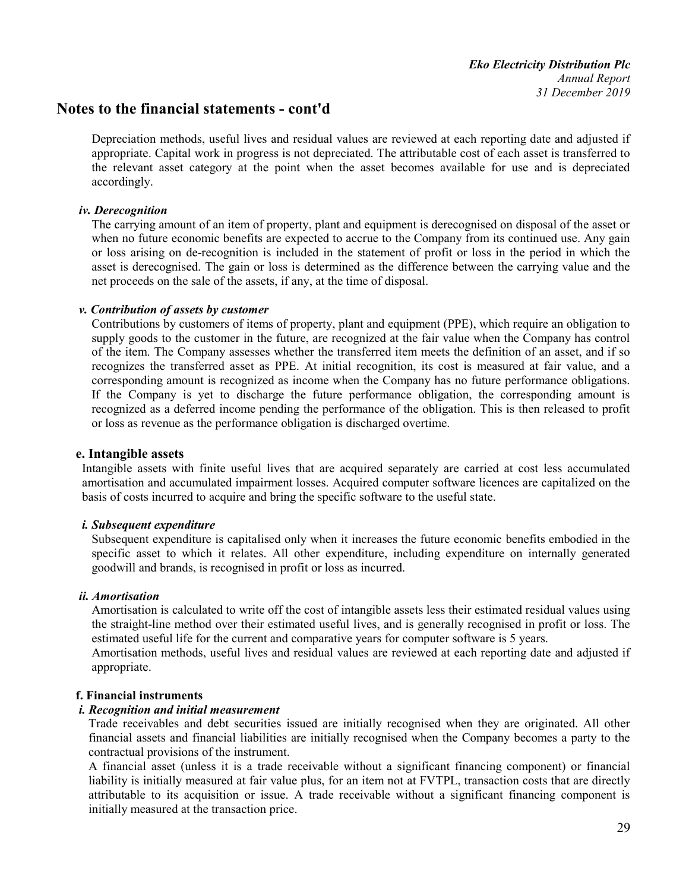# Notes to the financial statements - cont'd

Depreciation methods, useful lives and residual values are reviewed at each reporting date and adjusted if appropriate. Capital work in progress is not depreciated. The attributable cost of each asset is transferred to the relevant asset category at the point when the asset becomes available for use and is depreciated accordingly.

#### *iv. Derecognition*

The carrying amount of an item of property, plant and equipment is derecognised on disposal of the asset or when no future economic benefits are expected to accrue to the Company from its continued use. Any gain or loss arising on de-recognition is included in the statement of profit or loss in the period in which the asset is derecognised. The gain or loss is determined as the difference between the carrying value and the net proceeds on the sale of the assets, if any, at the time of disposal.

#### *v. Contribution of assets by customer*

Contributions by customers of items of property, plant and equipment (PPE), which require an obligation to supply goods to the customer in the future, are recognized at the fair value when the Company has control of the item. The Company assesses whether the transferred item meets the definition of an asset, and if so recognizes the transferred asset as PPE. At initial recognition, its cost is measured at fair value, and a corresponding amount is recognized as income when the Company has no future performance obligations. If the Company is yet to discharge the future performance obligation, the corresponding amount is recognized as a deferred income pending the performance of the obligation. This is then released to profit or loss as revenue as the performance obligation is discharged overtime.

### e. Intangible assets

Intangible assets with finite useful lives that are acquired separately are carried at cost less accumulated amortisation and accumulated impairment losses. Acquired computer software licences are capitalized on the basis of costs incurred to acquire and bring the specific software to the useful state.

#### *i. Subsequent expenditure*

Subsequent expenditure is capitalised only when it increases the future economic benefits embodied in the specific asset to which it relates. All other expenditure, including expenditure on internally generated goodwill and brands, is recognised in profit or loss as incurred.

#### *ii. Amortisation*

Amortisation is calculated to write off the cost of intangible assets less their estimated residual values using the straight-line method over their estimated useful lives, and is generally recognised in profit or loss. The estimated useful life for the current and comparative years for computer software is 5 years.

Amortisation methods, useful lives and residual values are reviewed at each reporting date and adjusted if appropriate.

### f. Financial instruments

#### *i. Recognition and initial measurement*

Trade receivables and debt securities issued are initially recognised when they are originated. All other financial assets and financial liabilities are initially recognised when the Company becomes a party to the contractual provisions of the instrument.

A financial asset (unless it is a trade receivable without a significant financing component) or financial liability is initially measured at fair value plus, for an item not at FVTPL, transaction costs that are directly attributable to its acquisition or issue. A trade receivable without a significant financing component is initially measured at the transaction price.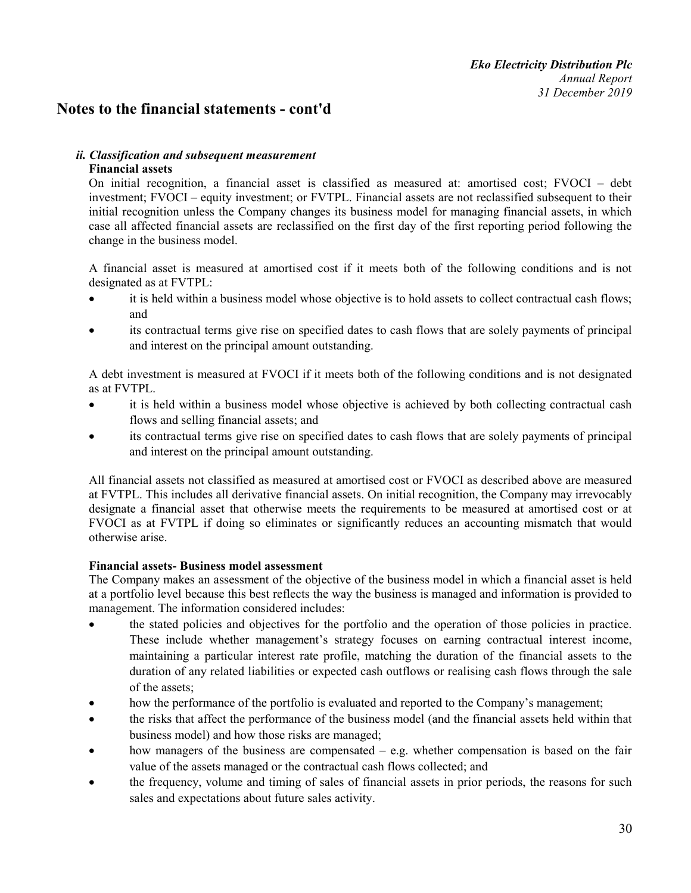# Notes to the financial statements - cont'd

### *ii. Classification and subsequent measurement*

**Financial assets**

On initial recognition, a financial asset is classified as measured at: amortised cost; FVOCI – debt investment; FVOCI – equity investment; or FVTPL. Financial assets are not reclassified subsequent to their initial recognition unless the Company changes its business model for managing financial assets, in which case all affected financial assets are reclassified on the first day of the first reporting period following the change in the business model.

A financial asset is measured at amortised cost if it meets both of the following conditions and is not designated as at FVTPL:

- it is held within a business model whose objective is to hold assets to collect contractual cash flows; and
- its contractual terms give rise on specified dates to cash flows that are solely payments of principal and interest on the principal amount outstanding.

A debt investment is measured at FVOCI if it meets both of the following conditions and is not designated as at FVTPL.

- it is held within a business model whose objective is achieved by both collecting contractual cash flows and selling financial assets; and
- its contractual terms give rise on specified dates to cash flows that are solely payments of principal and interest on the principal amount outstanding.

All financial assets not classified as measured at amortised cost or FVOCI as described above are measured at FVTPL. This includes all derivative financial assets. On initial recognition, the Company may irrevocably designate a financial asset that otherwise meets the requirements to be measured at amortised cost or at FVOCI as at FVTPL if doing so eliminates or significantly reduces an accounting mismatch that would otherwise arise.

**Financial assets- Business model assessment**

The Company makes an assessment of the objective of the business model in which a financial asset is held at a portfolio level because this best reflects the way the business is managed and information is provided to management. The information considered includes:

- the stated policies and objectives for the portfolio and the operation of those policies in practice. These include whether management's strategy focuses on earning contractual interest income, maintaining a particular interest rate profile, matching the duration of the financial assets to the duration of any related liabilities or expected cash outflows or realising cash flows through the sale of the assets;
- how the performance of the portfolio is evaluated and reported to the Company's management;
- the risks that affect the performance of the business model (and the financial assets held within that business model) and how those risks are managed;
- how managers of the business are compensated – e.g. whether compensation is based on the fair value of the assets managed or the contractual cash flows collected; and
- the frequency, volume and timing of sales of financial assets in prior periods, the reasons for such sales and expectations about future sales activity.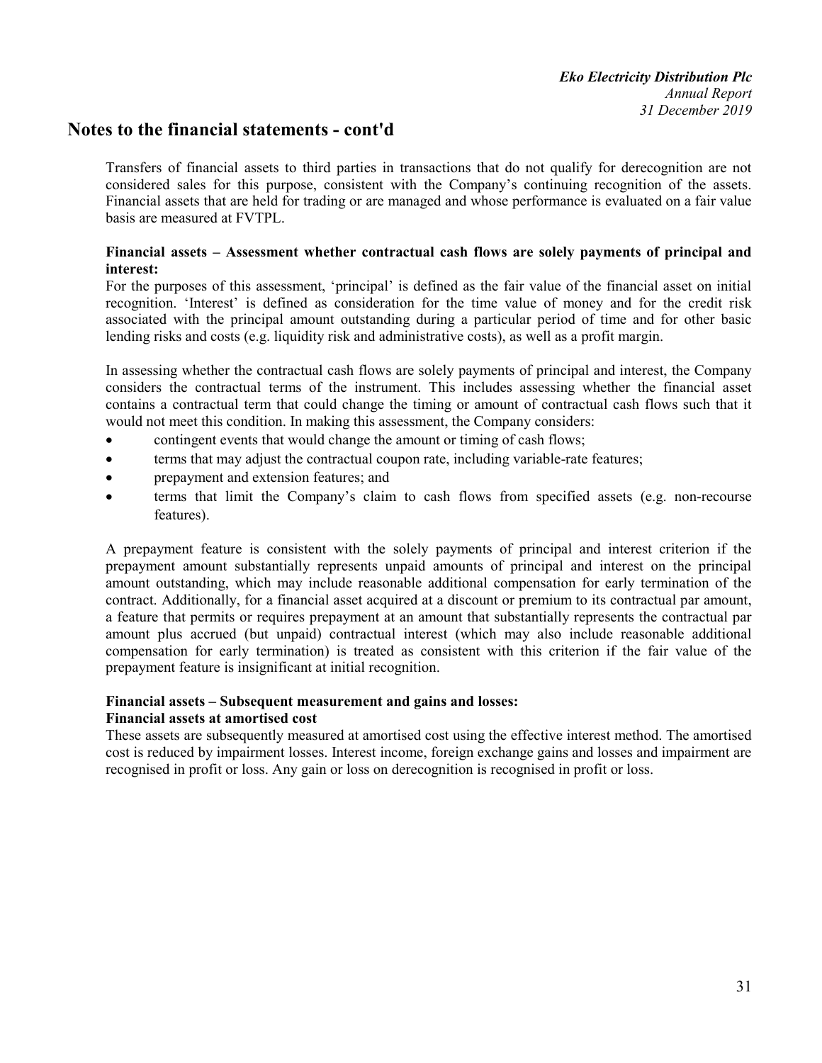## Notes to the financial statements - cont'd

Transfers of financial assets to third parties in transactions that do not qualify for derecognition are not considered sales for this purpose, consistent with the Company's continuing recognition of the assets. Financial assets that are held for trading or are managed and whose performance is evaluated on a fair value basis are measured at FVTPL.

**Financial assets – Assessment whether contractual cash flows are solely payments of principal and interest:**

For the purposes of this assessment, 'principal' is defined as the fair value of the financial asset on initial recognition. 'Interest' is defined as consideration for the time value of money and for the credit risk associated with the principal amount outstanding during a particular period of time and for other basic lending risks and costs (e.g. liquidity risk and administrative costs), as well as a profit margin.

In assessing whether the contractual cash flows are solely payments of principal and interest, the Company considers the contractual terms of the instrument. This includes assessing whether the financial asset contains a contractual term that could change the timing or amount of contractual cash flows such that it would not meet this condition. In making this assessment, the Company considers:

- contingent events that would change the amount or timing of cash flows;
- terms that may adjust the contractual coupon rate, including variable-rate features;
- prepayment and extension features; and
- terms that limit the Company's claim to cash flows from specified assets (e.g. non-recourse features).

A prepayment feature is consistent with the solely payments of principal and interest criterion if the prepayment amount substantially represents unpaid amounts of principal and interest on the principal amount outstanding, which may include reasonable additional compensation for early termination of the contract. Additionally, for a financial asset acquired at a discount or premium to its contractual par amount, a feature that permits or requires prepayment at an amount that substantially represents the contractual par amount plus accrued (but unpaid) contractual interest (which may also include reasonable additional compensation for early termination) is treated as consistent with this criterion if the fair value of the prepayment feature is insignificant at initial recognition.

**Financial assets – Subsequent measurement and gains and losses:**

**Financial assets at amortised cost**

These assets are subsequently measured at amortised cost using the effective interest method. The amortised cost is reduced by impairment losses. Interest income, foreign exchange gains and losses and impairment are recognised in profit or loss. Any gain or loss on derecognition is recognised in profit or loss.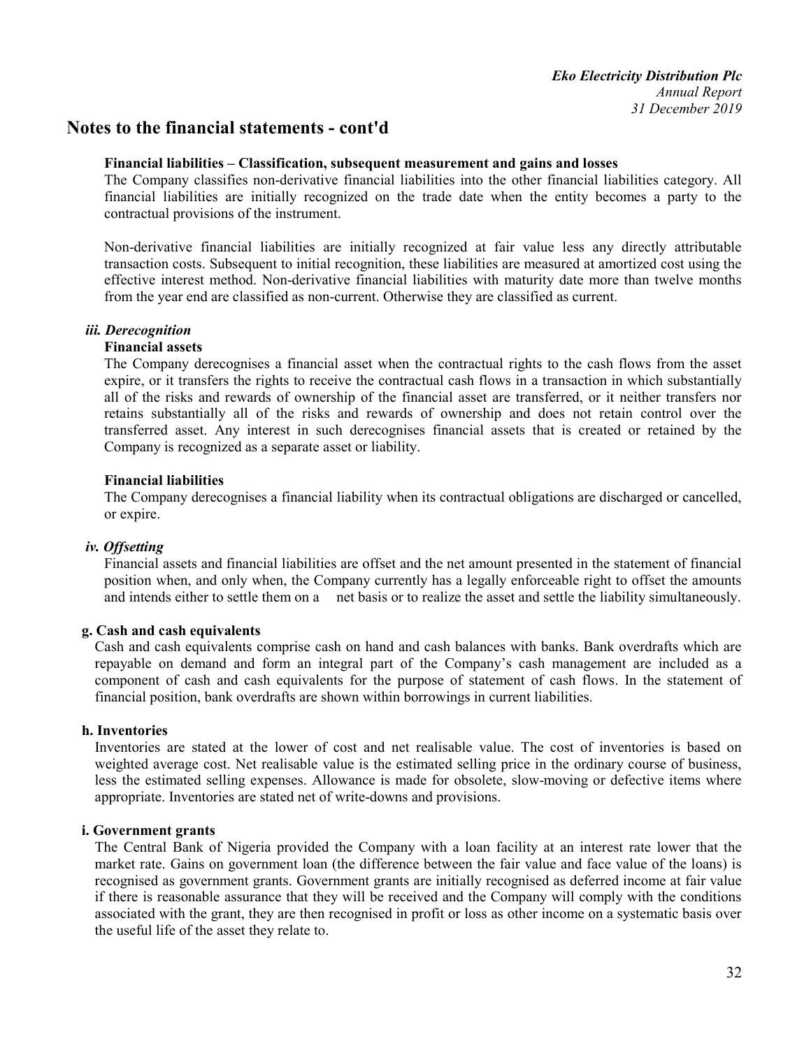# Notes to the financial statements - cont'd

**Financial liabilities – Classification, subsequent measurement and gains and losses**

The Company classifies non-derivative financial liabilities into the other financial liabilities category. All financial liabilities are initially recognized on the trade date when the entity becomes a party to the contractual provisions of the instrument.

Non-derivative financial liabilities are initially recognized at fair value less any directly attributable transaction costs. Subsequent to initial recognition, these liabilities are measured at amortized cost using the effective interest method. Non-derivative financial liabilities with maturity date more than twelve months from the year end are classified as non-current. Otherwise they are classified as current.

### *iii. Derecognition*

**Financial assets**

The Company derecognises a financial asset when the contractual rights to the cash flows from the asset expire, or it transfers the rights to receive the contractual cash flows in a transaction in which substantially all of the risks and rewards of ownership of the financial asset are transferred, or it neither transfers nor retains substantially all of the risks and rewards of ownership and does not retain control over the transferred asset. Any interest in such derecognises financial assets that is created or retained by the Company is recognized as a separate asset or liability.

**Financial liabilities**

The Company derecognises a financial liability when its contractual obligations are discharged or cancelled, or expire.

### *iv. Offsetting*

Financial assets and financial liabilities are offset and the net amount presented in the statement of financial position when, and only when, the Company currently has a legally enforceable right to offset the amounts and intends either to settle them on a net basis or to realize the asset and settle the liability simultaneously.

## g. Cash and cash equivalents

Cash and cash equivalents comprise cash on hand and cash balances with banks. Bank overdrafts which are repayable on demand and form an integral part of the Company's cash management are included as a component of cash and cash equivalents for the purpose of statement of cash flows. In the statement of financial position, bank overdrafts are shown within borrowings in current liabilities.

## h. Inventories

Inventories are stated at the lower of cost and net realisable value. The cost of inventories is based on weighted average cost. Net realisable value is the estimated selling price in the ordinary course of business, less the estimated selling expenses. Allowance is made for obsolete, slow-moving or defective items where appropriate. Inventories are stated net of write-downs and provisions.

## i. Government grants

The Central Bank of Nigeria provided the Company with a loan facility at an interest rate lower that the market rate. Gains on government loan (the difference between the fair value and face value of the loans) is recognised as government grants. Government grants are initially recognised as deferred income at fair value if there is reasonable assurance that they will be received and the Company will comply with the conditions associated with the grant, they are then recognised in profit or loss as other income on a systematic basis over the useful life of the asset they relate to.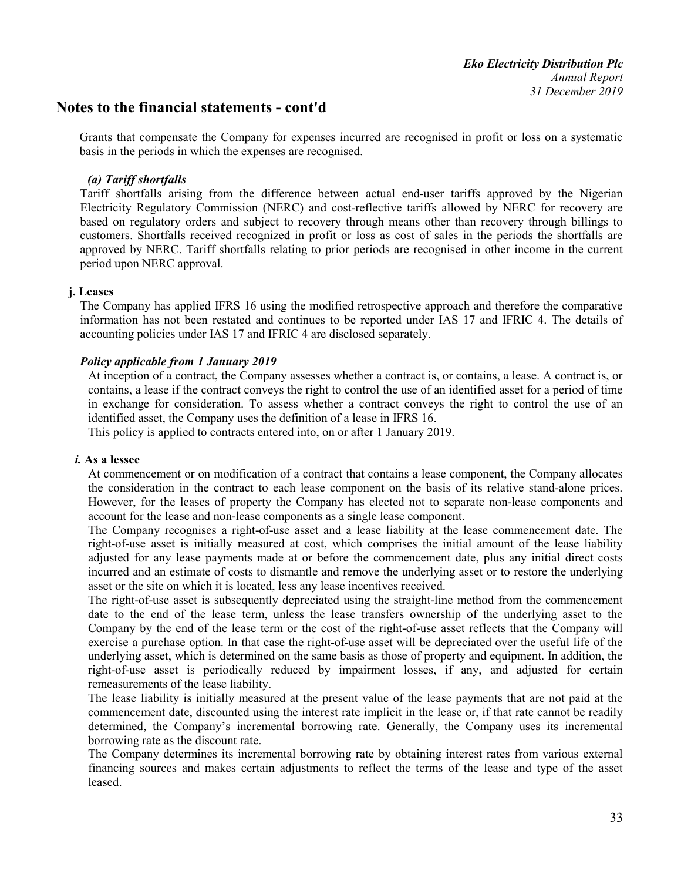## Notes to the financial statements - cont'd

Grants that compensate the Company for expenses incurred are recognised in profit or loss on a systematic basis in the periods in which the expenses are recognised.

#### *(a) Tariff shortfalls*

Tariff shortfalls arising from the difference between actual end-user tariffs approved by the Nigerian Electricity Regulatory Commission (NERC) and cost-reflective tariffs allowed by NERC for recovery are based on regulatory orders and subject to recovery through means other than recovery through billings to customers. Shortfalls received recognized in profit or loss as cost of sales in the periods the shortfalls are approved by NERC. Tariff shortfalls relating to prior periods are recognised in other income in the current period upon NERC approval.

### j. Leases

The Company has applied IFRS 16 using the modified retrospective approach and therefore the comparative information has not been restated and continues to be reported under IAS 17 and IFRIC 4. The details of accounting policies under IAS 17 and IFRIC 4 are disclosed separately.

#### *Policy applicable from 1 January 2019*

At inception of a contract, the Company assesses whether a contract is, or contains, a lease. A contract is, or contains, a lease if the contract conveys the right to control the use of an identified asset for a period of time in exchange for consideration. To assess whether a contract conveys the right to control the use of an identified asset, the Company uses the definition of a lease in IFRS 16.

This policy is applied to contracts entered into, on or after 1 January 2019.

#### ***i.*** **As a lessee**

At commencement or on modification of a contract that contains a lease component, the Company allocates the consideration in the contract to each lease component on the basis of its relative stand-alone prices. However, for the leases of property the Company has elected not to separate non-lease components and account for the lease and non-lease components as a single lease component.

The Company recognises a right-of-use asset and a lease liability at the lease commencement date. The right-of-use asset is initially measured at cost, which comprises the initial amount of the lease liability adjusted for any lease payments made at or before the commencement date, plus any initial direct costs incurred and an estimate of costs to dismantle and remove the underlying asset or to restore the underlying asset or the site on which it is located, less any lease incentives received.

The right-of-use asset is subsequently depreciated using the straight-line method from the commencement date to the end of the lease term, unless the lease transfers ownership of the underlying asset to the Company by the end of the lease term or the cost of the right-of-use asset reflects that the Company will exercise a purchase option. In that case the right-of-use asset will be depreciated over the useful life of the underlying asset, which is determined on the same basis as those of property and equipment. In addition, the right-of-use asset is periodically reduced by impairment losses, if any, and adjusted for certain remeasurements of the lease liability.

The lease liability is initially measured at the present value of the lease payments that are not paid at the commencement date, discounted using the interest rate implicit in the lease or, if that rate cannot be readily determined, the Company's incremental borrowing rate. Generally, the Company uses its incremental borrowing rate as the discount rate.

The Company determines its incremental borrowing rate by obtaining interest rates from various external financing sources and makes certain adjustments to reflect the terms of the lease and type of the asset leased.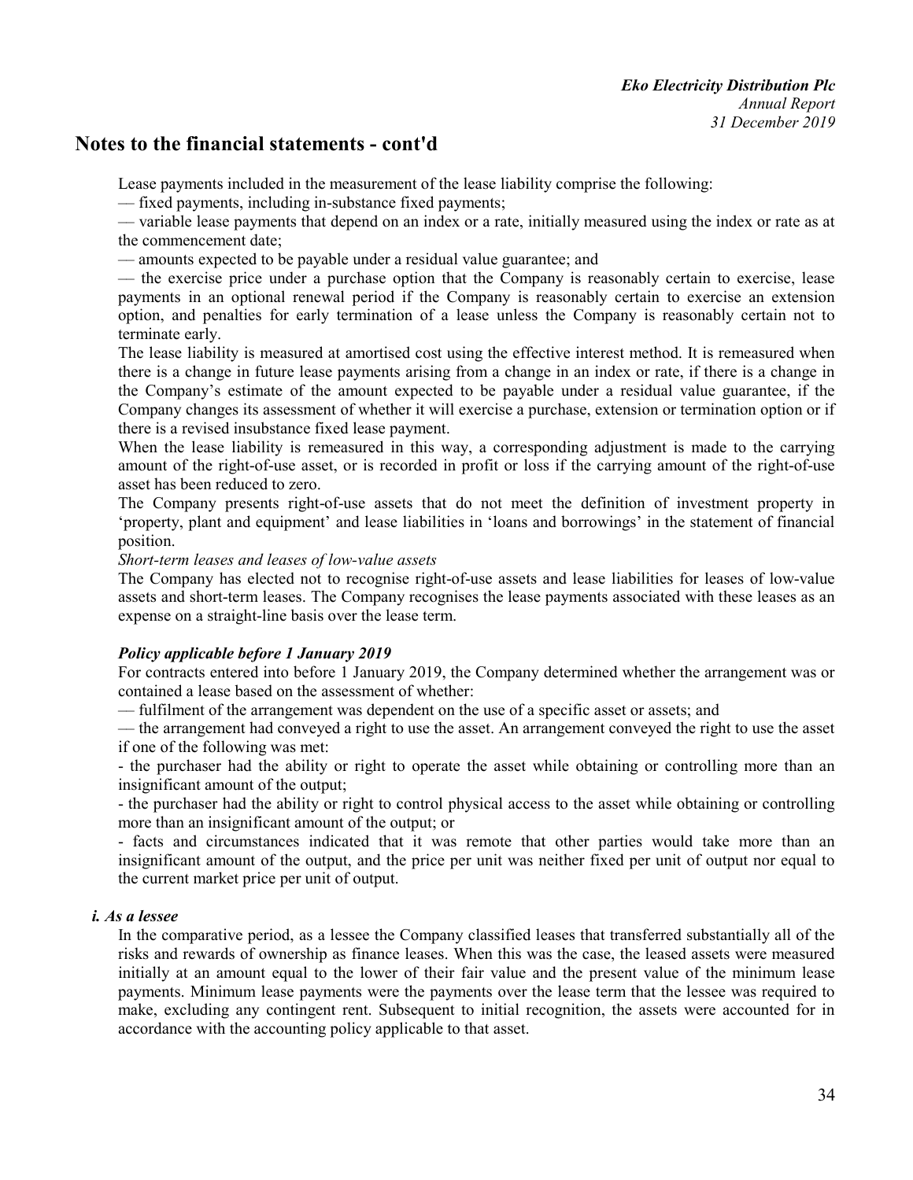## Notes to the financial statements - cont'd

Lease payments included in the measurement of the lease liability comprise the following:

— fixed payments, including in-substance fixed payments;

— variable lease payments that depend on an index or a rate, initially measured using the index or rate as at the commencement date;

— amounts expected to be payable under a residual value guarantee; and

— the exercise price under a purchase option that the Company is reasonably certain to exercise, lease payments in an optional renewal period if the Company is reasonably certain to exercise an extension option, and penalties for early termination of a lease unless the Company is reasonably certain not to terminate early.

The lease liability is measured at amortised cost using the effective interest method. It is remeasured when there is a change in future lease payments arising from a change in an index or rate, if there is a change in the Company's estimate of the amount expected to be payable under a residual value guarantee, if the Company changes its assessment of whether it will exercise a purchase, extension or termination option or if there is a revised insubstance fixed lease payment.

When the lease liability is remeasured in this way, a corresponding adjustment is made to the carrying amount of the right-of-use asset, or is recorded in profit or loss if the carrying amount of the right-of-use asset has been reduced to zero.

The Company presents right-of-use assets that do not meet the definition of investment property in 'property, plant and equipment' and lease liabilities in 'loans and borrowings' in the statement of financial position.

*Short-term leases and leases of low-value assets*

The Company has elected not to recognise right-of-use assets and lease liabilities for leases of low-value assets and short-term leases. The Company recognises the lease payments associated with these leases as an expense on a straight-line basis over the lease term.

***Policy applicable before 1 January 2019***

For contracts entered into before 1 January 2019, the Company determined whether the arrangement was or contained a lease based on the assessment of whether:

— fulfilment of the arrangement was dependent on the use of a specific asset or assets; and

— the arrangement had conveyed a right to use the asset. An arrangement conveyed the right to use the asset if one of the following was met:

- the purchaser had the ability or right to operate the asset while obtaining or controlling more than an insignificant amount of the output;
- the purchaser had the ability or right to control physical access to the asset while obtaining or controlling more than an insignificant amount of the output; or
- facts and circumstances indicated that it was remote that other parties would take more than an insignificant amount of the output, and the price per unit was neither fixed per unit of output nor equal to the current market price per unit of output.

***i. As a lessee***

In the comparative period, as a lessee the Company classified leases that transferred substantially all of the risks and rewards of ownership as finance leases. When this was the case, the leased assets were measured initially at an amount equal to the lower of their fair value and the present value of the minimum lease payments. Minimum lease payments were the payments over the lease term that the lessee was required to make, excluding any contingent rent. Subsequent to initial recognition, the assets were accounted for in accordance with the accounting policy applicable to that asset.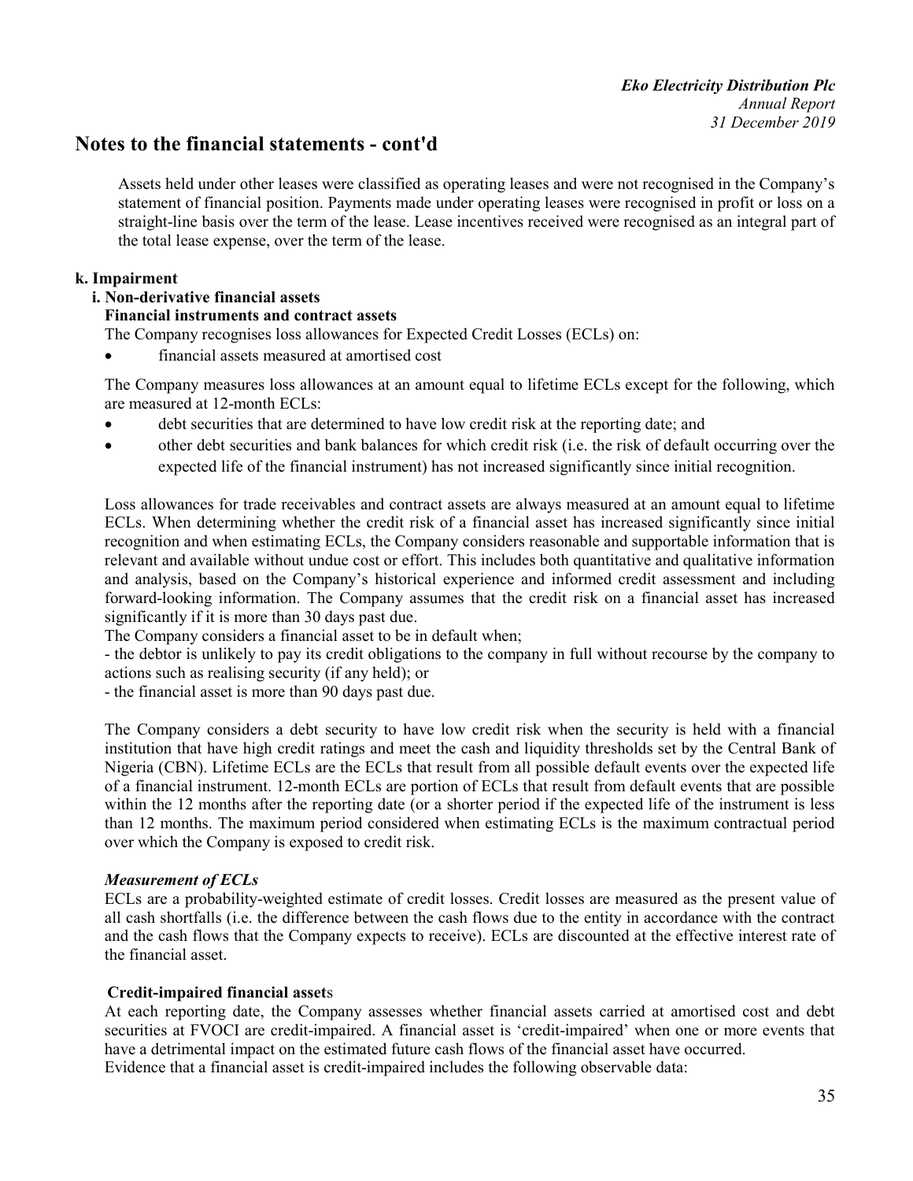## Notes to the financial statements - cont'd

Assets held under other leases were classified as operating leases and were not recognised in the Company's statement of financial position. Payments made under operating leases were recognised in profit or loss on a straight-line basis over the term of the lease. Lease incentives received were recognised as an integral part of the total lease expense, over the term of the lease.

**k. Impairment**

**i. Non-derivative financial assets**

**Financial instruments and contract assets**

The Company recognises loss allowances for Expected Credit Losses (ECLs) on:

- financial assets measured at amortised cost

The Company measures loss allowances at an amount equal to lifetime ECLs except for the following, which are measured at 12-month ECLs:

- debt securities that are determined to have low credit risk at the reporting date; and
- other debt securities and bank balances for which credit risk (i.e. the risk of default occurring over the expected life of the financial instrument) has not increased significantly since initial recognition.

Loss allowances for trade receivables and contract assets are always measured at an amount equal to lifetime ECLs. When determining whether the credit risk of a financial asset has increased significantly since initial recognition and when estimating ECLs, the Company considers reasonable and supportable information that is relevant and available without undue cost or effort. This includes both quantitative and qualitative information and analysis, based on the Company's historical experience and informed credit assessment and including forward-looking information. The Company assumes that the credit risk on a financial asset has increased significantly if it is more than 30 days past due.

The Company considers a financial asset to be in default when;

- the debtor is unlikely to pay its credit obligations to the company in full without recourse by the company to actions such as realising security (if any held); or

- the financial asset is more than 90 days past due.

The Company considers a debt security to have low credit risk when the security is held with a financial institution that have high credit ratings and meet the cash and liquidity thresholds set by the Central Bank of Nigeria (CBN). Lifetime ECLs are the ECLs that result from all possible default events over the expected life of a financial instrument. 12-month ECLs are portion of ECLs that result from default events that are possible within the 12 months after the reporting date (or a shorter period if the expected life of the instrument is less than 12 months. The maximum period considered when estimating ECLs is the maximum contractual period over which the Company is exposed to credit risk.

***Measurement of ECLs***

ECLs are a probability-weighted estimate of credit losses. Credit losses are measured as the present value of all cash shortfalls (i.e. the difference between the cash flows due to the entity in accordance with the contract and the cash flows that the Company expects to receive). ECLs are discounted at the effective interest rate of the financial asset.

**Credit-impaired financial assets**

At each reporting date, the Company assesses whether financial assets carried at amortised cost and debt securities at FVOCI are credit-impaired. A financial asset is 'credit-impaired' when one or more events that have a detrimental impact on the estimated future cash flows of the financial asset have occurred.

Evidence that a financial asset is credit-impaired includes the following observable data: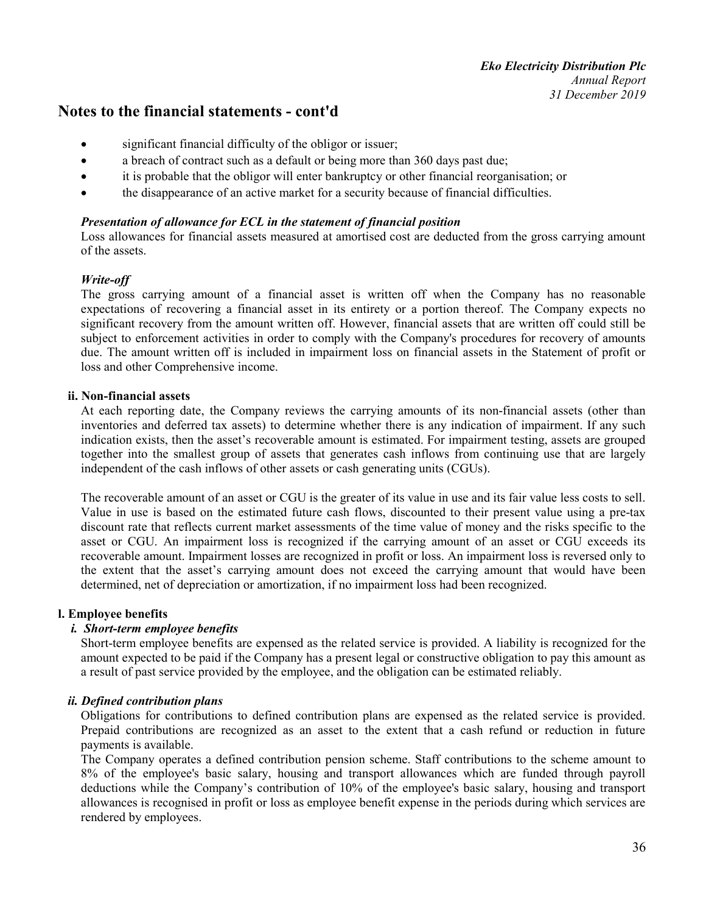## Notes to the financial statements - cont'd

- significant financial difficulty of the obligor or issuer;
- a breach of contract such as a default or being more than 360 days past due;
- it is probable that the obligor will enter bankruptcy or other financial reorganisation; or
- the disappearance of an active market for a security because of financial difficulties.

***Presentation of allowance for ECL in the statement of financial position***

Loss allowances for financial assets measured at amortised cost are deducted from the gross carrying amount of the assets.

***Write-off***

The gross carrying amount of a financial asset is written off when the Company has no reasonable expectations of recovering a financial asset in its entirety or a portion thereof. The Company expects no significant recovery from the amount written off. However, financial assets that are written off could still be subject to enforcement activities in order to comply with the Company's procedures for recovery of amounts due. The amount written off is included in impairment loss on financial assets in the Statement of profit or loss and other Comprehensive income.

**ii. Non-financial assets**

At each reporting date, the Company reviews the carrying amounts of its non-financial assets (other than inventories and deferred tax assets) to determine whether there is any indication of impairment. If any such indication exists, then the asset's recoverable amount is estimated. For impairment testing, assets are grouped together into the smallest group of assets that generates cash inflows from continuing use that are largely independent of the cash inflows of other assets or cash generating units (CGUs).

The recoverable amount of an asset or CGU is the greater of its value in use and its fair value less costs to sell. Value in use is based on the estimated future cash flows, discounted to their present value using a pre-tax discount rate that reflects current market assessments of the time value of money and the risks specific to the asset or CGU. An impairment loss is recognized if the carrying amount of an asset or CGU exceeds its recoverable amount. Impairment losses are recognized in profit or loss. An impairment loss is reversed only to the extent that the asset's carrying amount does not exceed the carrying amount that would have been determined, net of depreciation or amortization, if no impairment loss had been recognized.

**l. Employee benefits**

***i. Short-term employee benefits***

Short-term employee benefits are expensed as the related service is provided. A liability is recognized for the amount expected to be paid if the Company has a present legal or constructive obligation to pay this amount as a result of past service provided by the employee, and the obligation can be estimated reliably.

***ii. Defined contribution plans***

Obligations for contributions to defined contribution plans are expensed as the related service is provided. Prepaid contributions are recognized as an asset to the extent that a cash refund or reduction in future payments is available.

The Company operates a defined contribution pension scheme. Staff contributions to the scheme amount to 8% of the employee's basic salary, housing and transport allowances which are funded through payroll deductions while the Company's contribution of 10% of the employee's basic salary, housing and transport allowances is recognised in profit or loss as employee benefit expense in the periods during which services are rendered by employees.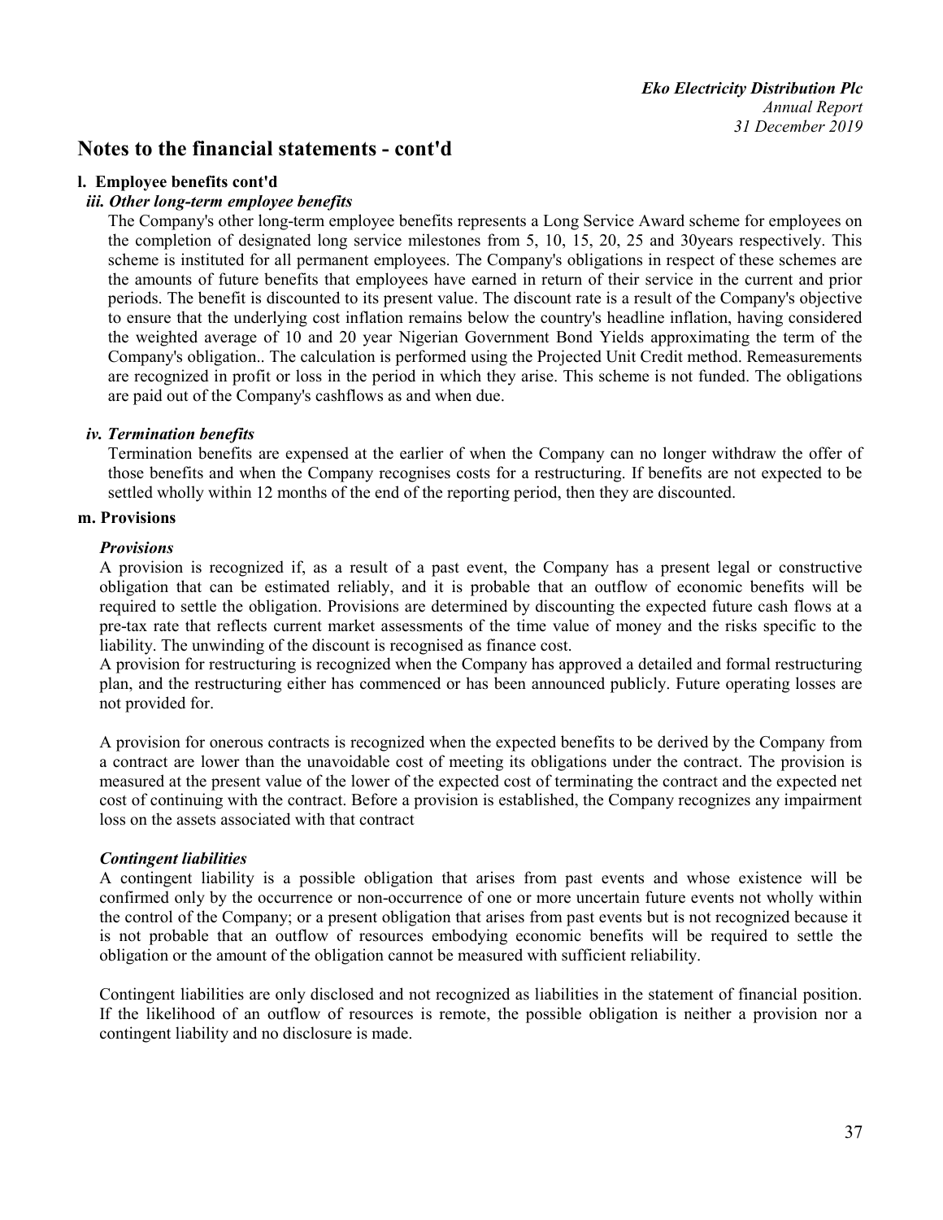# Notes to the financial statements - cont'd

**l. Employee benefits cont'd**

***iii. Other long-term employee benefits***

The Company's other long-term employee benefits represents a Long Service Award scheme for employees on the completion of designated long service milestones from 5, 10, 15, 20, 25 and 30years respectively. This scheme is instituted for all permanent employees. The Company's obligations in respect of these schemes are the amounts of future benefits that employees have earned in return of their service in the current and prior periods. The benefit is discounted to its present value. The discount rate is a result of the Company's objective to ensure that the underlying cost inflation remains below the country's headline inflation, having considered the weighted average of 10 and 20 year Nigerian Government Bond Yields approximating the term of the Company's obligation.. The calculation is performed using the Projected Unit Credit method. Remeasurements are recognized in profit or loss in the period in which they arise. This scheme is not funded. The obligations are paid out of the Company's cashflows as and when due.

***iv. Termination benefits***

Termination benefits are expensed at the earlier of when the Company can no longer withdraw the offer of those benefits and when the Company recognises costs for a restructuring. If benefits are not expected to be settled wholly within 12 months of the end of the reporting period, then they are discounted.

**m. Provisions**

***Provisions***

A provision is recognized if, as a result of a past event, the Company has a present legal or constructive obligation that can be estimated reliably, and it is probable that an outflow of economic benefits will be required to settle the obligation. Provisions are determined by discounting the expected future cash flows at a pre-tax rate that reflects current market assessments of the time value of money and the risks specific to the liability. The unwinding of the discount is recognised as finance cost.

A provision for restructuring is recognized when the Company has approved a detailed and formal restructuring plan, and the restructuring either has commenced or has been announced publicly. Future operating losses are not provided for.

A provision for onerous contracts is recognized when the expected benefits to be derived by the Company from a contract are lower than the unavoidable cost of meeting its obligations under the contract. The provision is measured at the present value of the lower of the expected cost of terminating the contract and the expected net cost of continuing with the contract. Before a provision is established, the Company recognizes any impairment loss on the assets associated with that contract

***Contingent liabilities***

A contingent liability is a possible obligation that arises from past events and whose existence will be confirmed only by the occurrence or non-occurrence of one or more uncertain future events not wholly within the control of the Company; or a present obligation that arises from past events but is not recognized because it is not probable that an outflow of resources embodying economic benefits will be required to settle the obligation or the amount of the obligation cannot be measured with sufficient reliability.

Contingent liabilities are only disclosed and not recognized as liabilities in the statement of financial position. If the likelihood of an outflow of resources is remote, the possible obligation is neither a provision nor a contingent liability and no disclosure is made.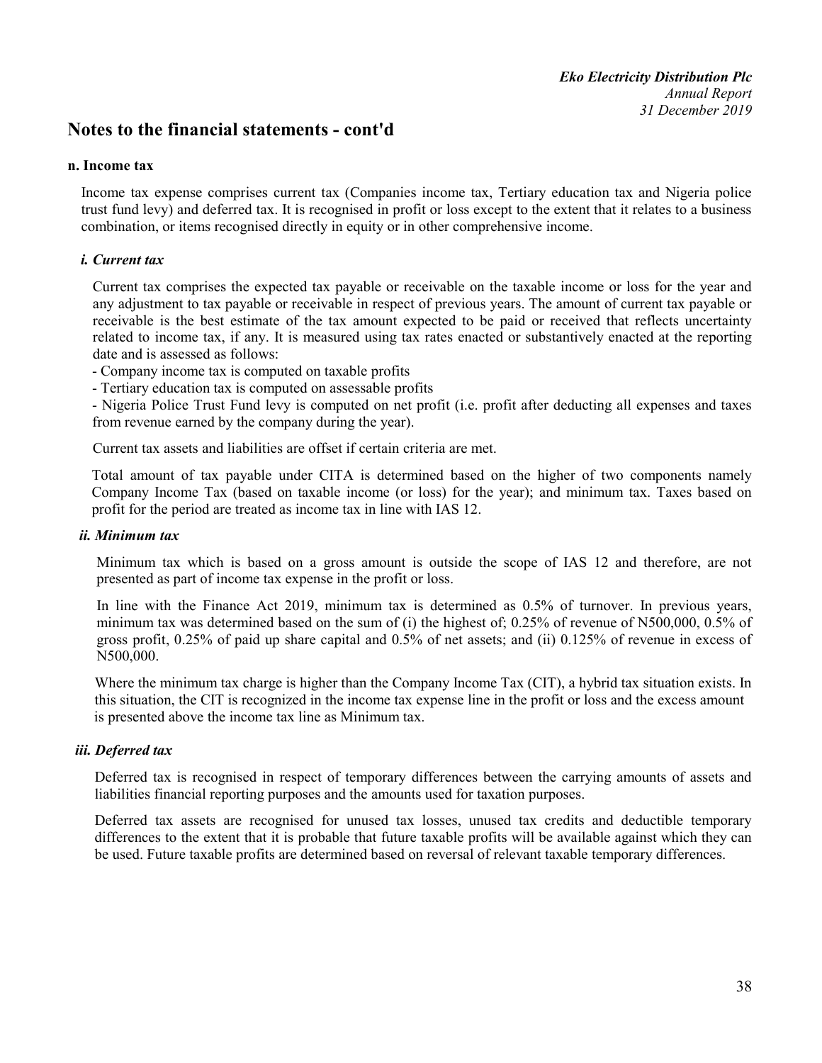## Notes to the financial statements - cont'd

### n. Income tax

Income tax expense comprises current tax (Companies income tax, Tertiary education tax and Nigeria police trust fund levy) and deferred tax. It is recognised in profit or loss except to the extent that it relates to a business combination, or items recognised directly in equity or in other comprehensive income.

#### *i. Current tax*

Current tax comprises the expected tax payable or receivable on the taxable income or loss for the year and any adjustment to tax payable or receivable in respect of previous years. The amount of current tax payable or receivable is the best estimate of the tax amount expected to be paid or received that reflects uncertainty related to income tax, if any. It is measured using tax rates enacted or substantively enacted at the reporting date and is assessed as follows:

- Company income tax is computed on taxable profits
- Tertiary education tax is computed on assessable profits
- Nigeria Police Trust Fund levy is computed on net profit (i.e. profit after deducting all expenses and taxes from revenue earned by the company during the year).

Current tax assets and liabilities are offset if certain criteria are met.

Total amount of tax payable under CITA is determined based on the higher of two components namely Company Income Tax (based on taxable income (or loss) for the year); and minimum tax. Taxes based on profit for the period are treated as income tax in line with IAS 12.

#### *ii. Minimum tax*

Minimum tax which is based on a gross amount is outside the scope of IAS 12 and therefore, are not presented as part of income tax expense in the profit or loss.

In line with the Finance Act 2019, minimum tax is determined as 0.5% of turnover. In previous years, minimum tax was determined based on the sum of (i) the highest of; 0.25% of revenue of N500,000, 0.5% of gross profit, 0.25% of paid up share capital and 0.5% of net assets; and (ii) 0.125% of revenue in excess of N500,000.

Where the minimum tax charge is higher than the Company Income Tax (CIT), a hybrid tax situation exists. In this situation, the CIT is recognized in the income tax expense line in the profit or loss and the excess amount is presented above the income tax line as Minimum tax.

#### *iii. Deferred tax*

Deferred tax is recognised in respect of temporary differences between the carrying amounts of assets and liabilities financial reporting purposes and the amounts used for taxation purposes.

Deferred tax assets are recognised for unused tax losses, unused tax credits and deductible temporary differences to the extent that it is probable that future taxable profits will be available against which they can be used. Future taxable profits are determined based on reversal of relevant taxable temporary differences.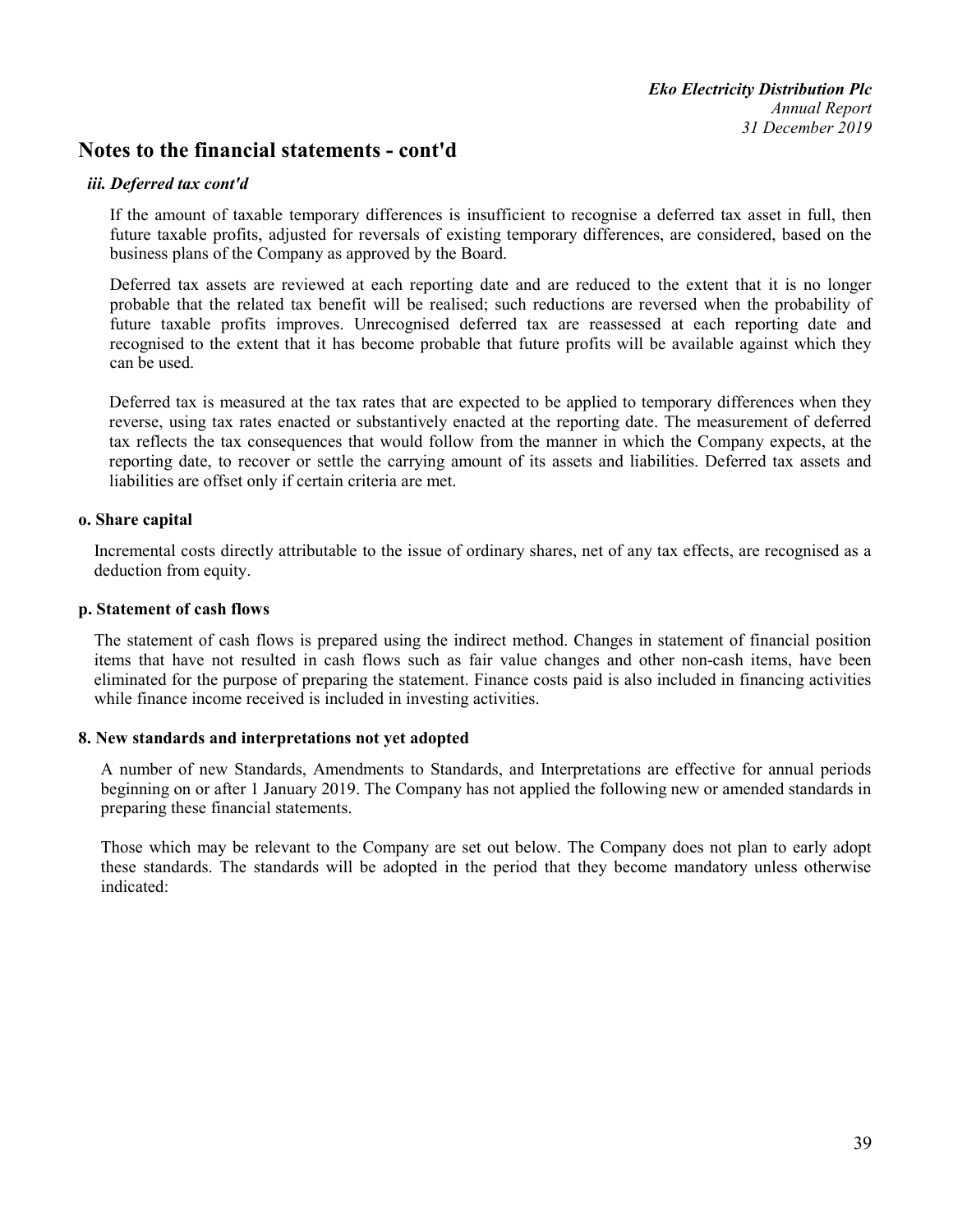# Notes to the financial statements - cont'd

### *iii. Deferred tax cont'd*

If the amount of taxable temporary differences is insufficient to recognise a deferred tax asset in full, then future taxable profits, adjusted for reversals of existing temporary differences, are considered, based on the business plans of the Company as approved by the Board.

Deferred tax assets are reviewed at each reporting date and are reduced to the extent that it is no longer probable that the related tax benefit will be realised; such reductions are reversed when the probability of future taxable profits improves. Unrecognised deferred tax are reassessed at each reporting date and recognised to the extent that it has become probable that future profits will be available against which they can be used.

Deferred tax is measured at the tax rates that are expected to be applied to temporary differences when they reverse, using tax rates enacted or substantively enacted at the reporting date. The measurement of deferred tax reflects the tax consequences that would follow from the manner in which the Company expects, at the reporting date, to recover or settle the carrying amount of its assets and liabilities. Deferred tax assets and liabilities are offset only if certain criteria are met.

### o. Share capital

Incremental costs directly attributable to the issue of ordinary shares, net of any tax effects, are recognised as a deduction from equity.

### p. Statement of cash flows

The statement of cash flows is prepared using the indirect method. Changes in statement of financial position items that have not resulted in cash flows such as fair value changes and other non-cash items, have been eliminated for the purpose of preparing the statement. Finance costs paid is also included in financing activities while finance income received is included in investing activities.

## 8. New standards and interpretations not yet adopted

A number of new Standards, Amendments to Standards, and Interpretations are effective for annual periods beginning on or after 1 January 2019. The Company has not applied the following new or amended standards in preparing these financial statements.

Those which may be relevant to the Company are set out below. The Company does not plan to early adopt these standards. The standards will be adopted in the period that they become mandatory unless otherwise indicated: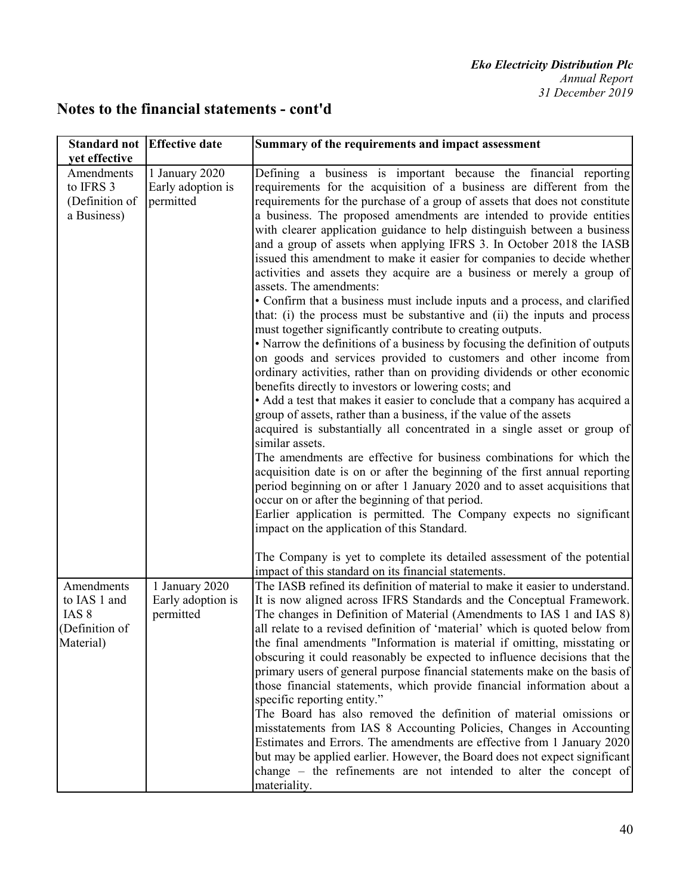## Notes to the financial statements - cont'd

| Standard not yet effective | Effective date | Summary of the requirements and impact assessment |
|---|---|---|
| Amendments to IFRS 3 (Definition of a Business) | 1 January 2020 Early adoption is permitted | Defining a business is important because the financial reporting requirements for the acquisition of a business are different from the requirements for the purchase of a group of assets that does not constitute a business. The proposed amendments are intended to provide entities with clearer application guidance to help distinguish between a business and a group of assets when applying IFRS 3. In October 2018 the IASB issued this amendment to make it easier for companies to decide whether activities and assets they acquire are a business or merely a group of assets. The amendments:<br>• Confirm that a business must include inputs and a process, and clarified that: (i) the process must be substantive and (ii) the inputs and process must together significantly contribute to creating outputs.<br>• Narrow the definitions of a business by focusing the definition of outputs on goods and services provided to customers and other income from ordinary activities, rather than on providing dividends or other economic benefits directly to investors or lowering costs; and<br>• Add a test that makes it easier to conclude that a company has acquired a group of assets, rather than a business, if the value of the assets acquired is substantially all concentrated in a single asset or group of similar assets.<br>The amendments are effective for business combinations for which the acquisition date is on or after the beginning of the first annual reporting period beginning on or after 1 January 2020 and to asset acquisitions that occur on or after the beginning of that period.<br>Earlier application is permitted. The Company expects no significant impact on the application of this Standard.<br><br>The Company is yet to complete its detailed assessment of the potential impact of this standard on its financial statements. |
| Amendments to IAS 1 and IAS 8 (Definition of Material) | 1 January 2020 Early adoption is permitted | The IASB refined its definition of material to make it easier to understand. It is now aligned across IFRS Standards and the Conceptual Framework. The changes in Definition of Material (Amendments to IAS 1 and IAS 8) all relate to a revised definition of 'material' which is quoted below from the final amendments "Information is material if omitting, misstating or obscuring it could reasonably be expected to influence decisions that the primary users of general purpose financial statements make on the basis of those financial statements, which provide financial information about a specific reporting entity."<br>The Board has also removed the definition of material omissions or misstatements from IAS 8 Accounting Policies, Changes in Accounting Estimates and Errors. The amendments are effective from 1 January 2020 but may be applied earlier. However, the Board does not expect significant change – the refinements are not intended to alter the concept of materiality. |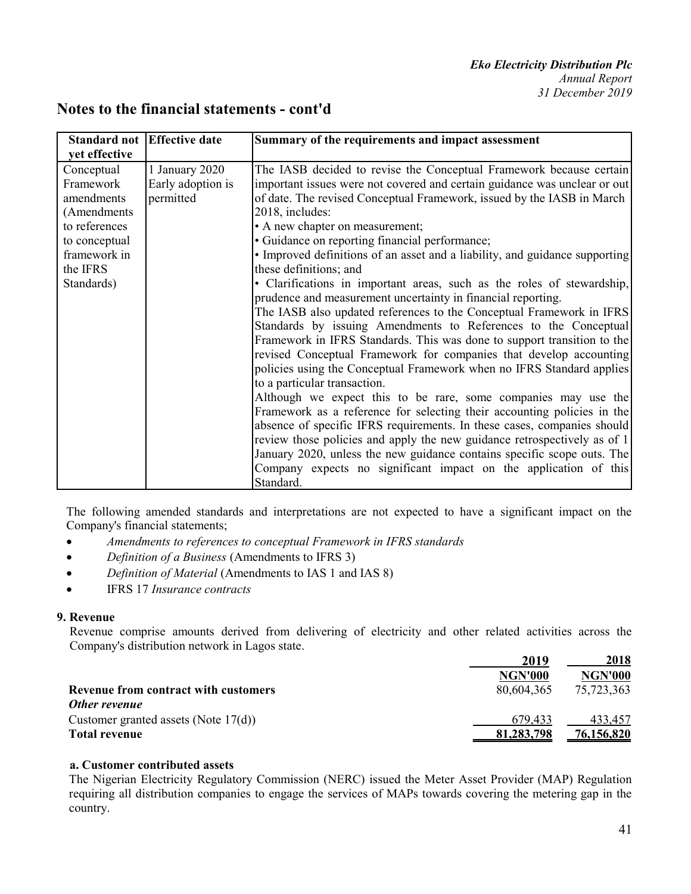## Notes to the financial statements - cont'd

| Standard not yet effective | Effective date | Summary of the requirements and impact assessment |
|---|---|---|
| Conceptual Framework amendments (Amendments to references to conceptual framework in the IFRS Standards) | 1 January 2020 Early adoption is permitted | The IASB decided to revise the Conceptual Framework because certain important issues were not covered and certain guidance was unclear or out of date. The revised Conceptual Framework, issued by the IASB in March 2018, includes:<br>• A new chapter on measurement;<br>• Guidance on reporting financial performance;<br>• Improved definitions of an asset and a liability, and guidance supporting these definitions; and<br>• Clarifications in important areas, such as the roles of stewardship, prudence and measurement uncertainty in financial reporting.<br>The IASB also updated references to the Conceptual Framework in IFRS Standards by issuing Amendments to References to the Conceptual Framework in IFRS Standards. This was done to support transition to the revised Conceptual Framework for companies that develop accounting policies using the Conceptual Framework when no IFRS Standard applies to a particular transaction.<br>Although we expect this to be rare, some companies may use the Framework as a reference for selecting their accounting policies in the absence of specific IFRS requirements. In these cases, companies should review those policies and apply the new guidance retrospectively as of 1 January 2020, unless the new guidance contains specific scope outs. The Company expects no significant impact on the application of this Standard. |

The following amended standards and interpretations are not expected to have a significant impact on the Company's financial statements;

- *Amendments to references to conceptual Framework in IFRS standards*
- *Definition of a Business* (Amendments to IFRS 3)
- *Definition of Material* (Amendments to IAS 1 and IAS 8)
- IFRS 17 *Insurance contracts*

### 9. Revenue

Revenue comprise amounts derived from delivering of electricity and other related activities across the Company's distribution network in Lagos state.

| | 2019 | 2018 |
|---|---|---|
| | NGN'000 | NGN'000 |
| **Revenue from contract with customers** | 80,604,365 | 75,723,363 |
| ***Other revenue*** | | |
| Customer granted assets (Note 17(d)) | 679,433 | 433,457 |
| **Total revenue** | **81,283,798** | **76,156,820** |

#### a. Customer contributed assets

The Nigerian Electricity Regulatory Commission (NERC) issued the Meter Asset Provider (MAP) Regulation requiring all distribution companies to engage the services of MAPs towards covering the metering gap in the country.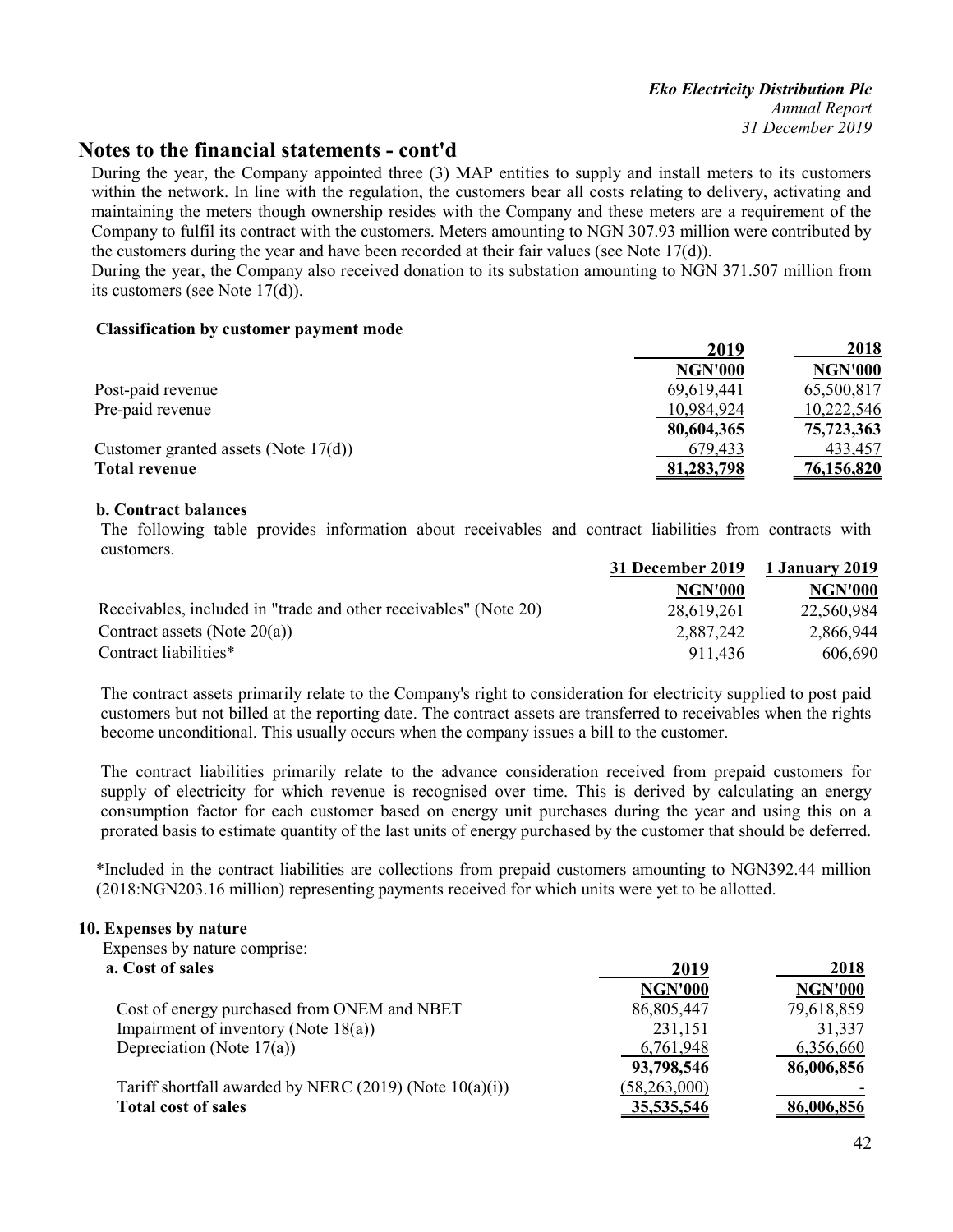## Notes to the financial statements - cont'd

During the year, the Company appointed three (3) MAP entities to supply and install meters to its customers within the network. In line with the regulation, the customers bear all costs relating to delivery, activating and maintaining the meters though ownership resides with the Company and these meters are a requirement of the Company to fulfil its contract with the customers. Meters amounting to NGN 307.93 million were contributed by the customers during the year and have been recorded at their fair values (see Note 17(d)).

During the year, the Company also received donation to its substation amounting to NGN 371.507 million from its customers (see Note 17(d)).

**Classification by customer payment mode**

| | 2019 | 2018 |
|---|---|---|
| | **NGN'000** | **NGN'000** |
| Post-paid revenue | 69,619,441 | 65,500,817 |
| Pre-paid revenue | 10,984,924 | 10,222,546 |
| | **80,604,365** | **75,723,363** |
| Customer granted assets (Note 17(d)) | 679,433 | 433,457 |
| **Total revenue** | **81,283,798** | **76,156,820** |

**b. Contract balances**

The following table provides information about receivables and contract liabilities from contracts with customers.

| | 31 December 2019 | 1 January 2019 |
|---|---|---|
| | **NGN'000** | **NGN'000** |
| Receivables, included in "trade and other receivables" (Note 20) | 28,619,261 | 22,560,984 |
| Contract assets (Note 20(a)) | 2,887,242 | 2,866,944 |
| Contract liabilities* | 911,436 | 606,690 |

The contract assets primarily relate to the Company's right to consideration for electricity supplied to post paid customers but not billed at the reporting date. The contract assets are transferred to receivables when the rights become unconditional. This usually occurs when the company issues a bill to the customer.

The contract liabilities primarily relate to the advance consideration received from prepaid customers for supply of electricity for which revenue is recognised over time. This is derived by calculating an energy consumption factor for each customer based on energy unit purchases during the year and using this on a prorated basis to estimate quantity of the last units of energy purchased by the customer that should be deferred.

*Included in the contract liabilities are collections from prepaid customers amounting to NGN392.44 million (2018:NGN203.16 million) representing payments received for which units were yet to be allotted.

### 10. Expenses by nature

Expenses by nature comprise:

| **a. Cost of sales** | 2019 | 2018 |
|---|---|---|
| | **NGN'000** | **NGN'000** |
| Cost of energy purchased from ONEM and NBET | 86,805,447 | 79,618,859 |
| Impairment of inventory (Note 18(a)) | 231,151 | 31,337 |
| Depreciation (Note 17(a)) | 6,761,948 | 6,356,660 |
| | **93,798,546** | **86,006,856** |
| Tariff shortfall awarded by NERC (2019) (Note 10(a)(i)) | (58,263,000) | - |
| **Total cost of sales** | **35,535,546** | **86,006,856** |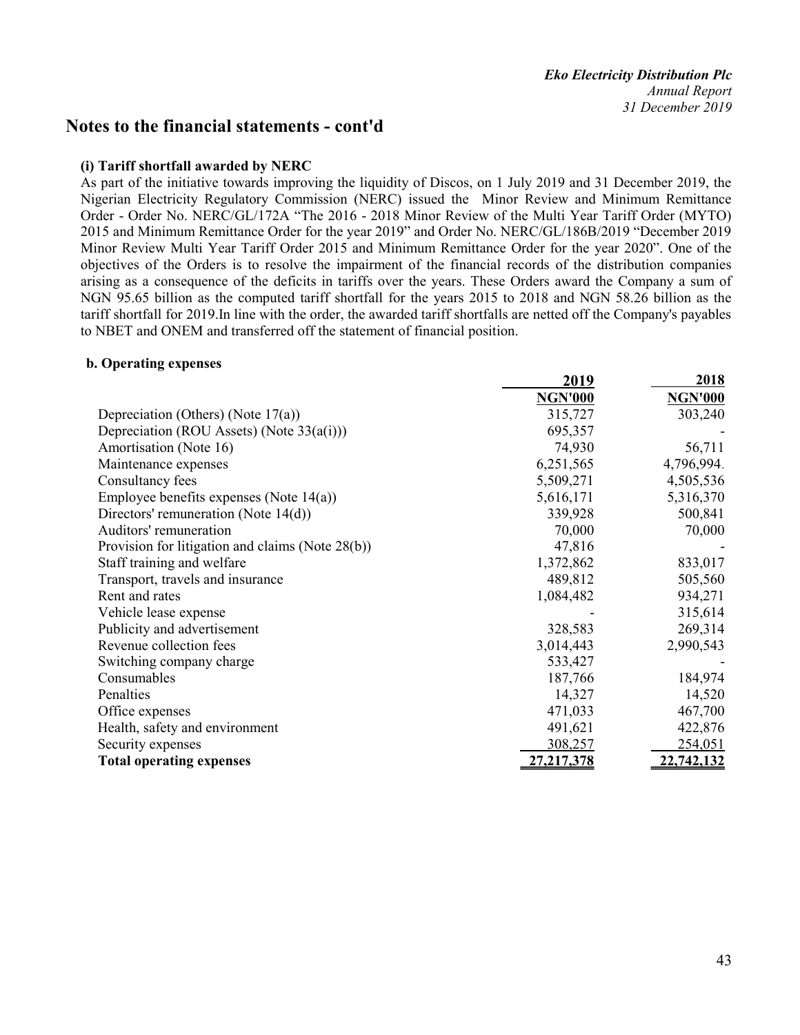## Notes to the financial statements - cont'd

**(i) Tariff shortfall awarded by NERC**

As part of the initiative towards improving the liquidity of Discos, on 1 July 2019 and 31 December 2019, the Nigerian Electricity Regulatory Commission (NERC) issued the Minor Review and Minimum Remittance Order - Order No. NERC/GL/172A "The 2016 - 2018 Minor Review of the Multi Year Tariff Order (MYTO) 2015 and Minimum Remittance Order for the year 2019" and Order No. NERC/GL/186B/2019 "December 2019 Minor Review Multi Year Tariff Order 2015 and Minimum Remittance Order for the year 2020". One of the objectives of the Orders is to resolve the impairment of the financial records of the distribution companies arising as a consequence of the deficits in tariffs over the years. These Orders award the Company a sum of NGN 95.65 billion as the computed tariff shortfall for the years 2015 to 2018 and NGN 58.26 billion as the tariff shortfall for 2019.In line with the order, the awarded tariff shortfalls are netted off the Company's payables to NBET and ONEM and transferred off the statement of financial position.

**b. Operating expenses**

| | 2019 | 2018 |
|---|---|---|
| | NGN'000 | NGN'000 |
| Depreciation (Others) (Note 17(a)) | 315,727 | 303,240 |
| Depreciation (ROU Assets) (Note 33(a(i))) | 695,357 | - |
| Amortisation (Note 16) | 74,930 | 56,711 |
| Maintenance expenses | 6,251,565 | 4,796,994. |
| Consultancy fees | 5,509,271 | 4,505,536 |
| Employee benefits expenses (Note 14(a)) | 5,616,171 | 5,316,370 |
| Directors' remuneration (Note 14(d)) | 339,928 | 500,841 |
| Auditors' remuneration | 70,000 | 70,000 |
| Provision for litigation and claims (Note 28(b)) | 47,816 | - |
| Staff training and welfare | 1,372,862 | 833,017 |
| Transport, travels and insurance | 489,812 | 505,560 |
| Rent and rates | 1,084,482 | 934,271 |
| Vehicle lease expense | - | 315,614 |
| Publicity and advertisement | 328,583 | 269,314 |
| Revenue collection fees | 3,014,443 | 2,990,543 |
| Switching company charge | 533,427 | - |
| Consumables | 187,766 | 184,974 |
| Penalties | 14,327 | 14,520 |
| Office expenses | 471,033 | 467,700 |
| Health, safety and environment | 491,621 | 422,876 |
| Security expenses | 308,257 | 254,051 |
| **Total operating expenses** | **27,217,378** | **22,742,132** |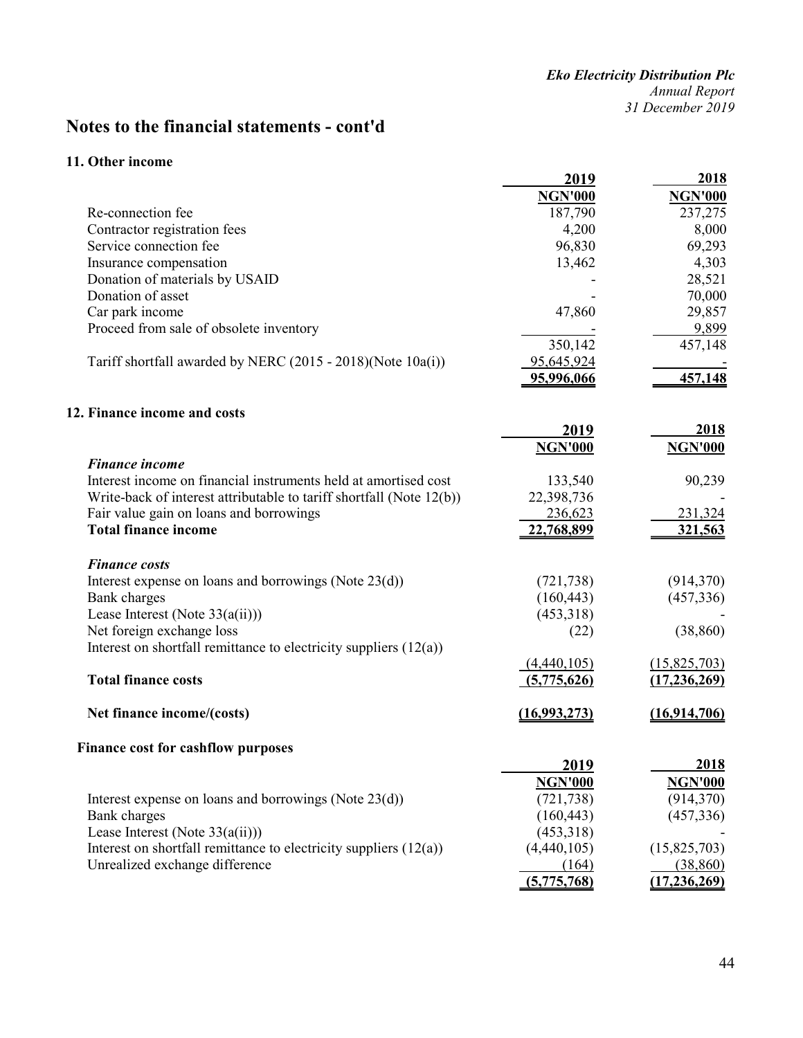## Notes to the financial statements - cont'd

### 11. Other income

| | 2019 | 2018 |
|---|---|---|
| | NGN'000 | NGN'000 |
| Re-connection fee | 187,790 | 237,275 |
| Contractor registration fees | 4,200 | 8,000 |
| Service connection fee | 96,830 | 69,293 |
| Insurance compensation | 13,462 | 4,303 |
| Donation of materials by USAID | - | 28,521 |
| Donation of asset | - | 70,000 |
| Car park income | 47,860 | 29,857 |
| Proceed from sale of obsolete inventory | - | 9,899 |
| | 350,142 | 457,148 |
| Tariff shortfall awarded by NERC (2015 - 2018)(Note 10a(i)) | 95,645,924 | - |
| | 95,996,066 | 457,148 |

### 12. Finance income and costs

| | 2019 | 2018 |
|---|---|---|
| | NGN'000 | NGN'000 |
| ***Finance income*** | | |
| Interest income on financial instruments held at amortised cost | 133,540 | 90,239 |
| Write-back of interest attributable to tariff shortfall (Note 12(b)) | 22,398,736 | - |
| Fair value gain on loans and borrowings | 236,623 | 231,324 |
| **Total finance income** | 22,768,899 | 321,563 |
| ***Finance costs*** | | |
| Interest expense on loans and borrowings (Note 23(d)) | (721,738) | (914,370) |
| Bank charges | (160,443) | (457,336) |
| Lease Interest (Note 33(a(ii))) | (453,318) | - |
| Net foreign exchange loss | (22) | (38,860) |
| Interest on shortfall remittance to electricity suppliers (12(a)) | (4,440,105) | (15,825,703) |
| **Total finance costs** | (5,775,626) | (17,236,269) |
| **Net finance income/(costs)** | (16,993,273) | (16,914,706) |

**Finance cost for cashflow purposes**

| | 2019 | 2018 |
|---|---|---|
| | NGN'000 | NGN'000 |
| Interest expense on loans and borrowings (Note 23(d)) | (721,738) | (914,370) |
| Bank charges | (160,443) | (457,336) |
| Lease Interest (Note 33(a(ii))) | (453,318) | - |
| Interest on shortfall remittance to electricity suppliers (12(a)) | (4,440,105) | (15,825,703) |
| Unrealized exchange difference | (164) | (38,860) |
| | (5,775,768) | (17,236,269) |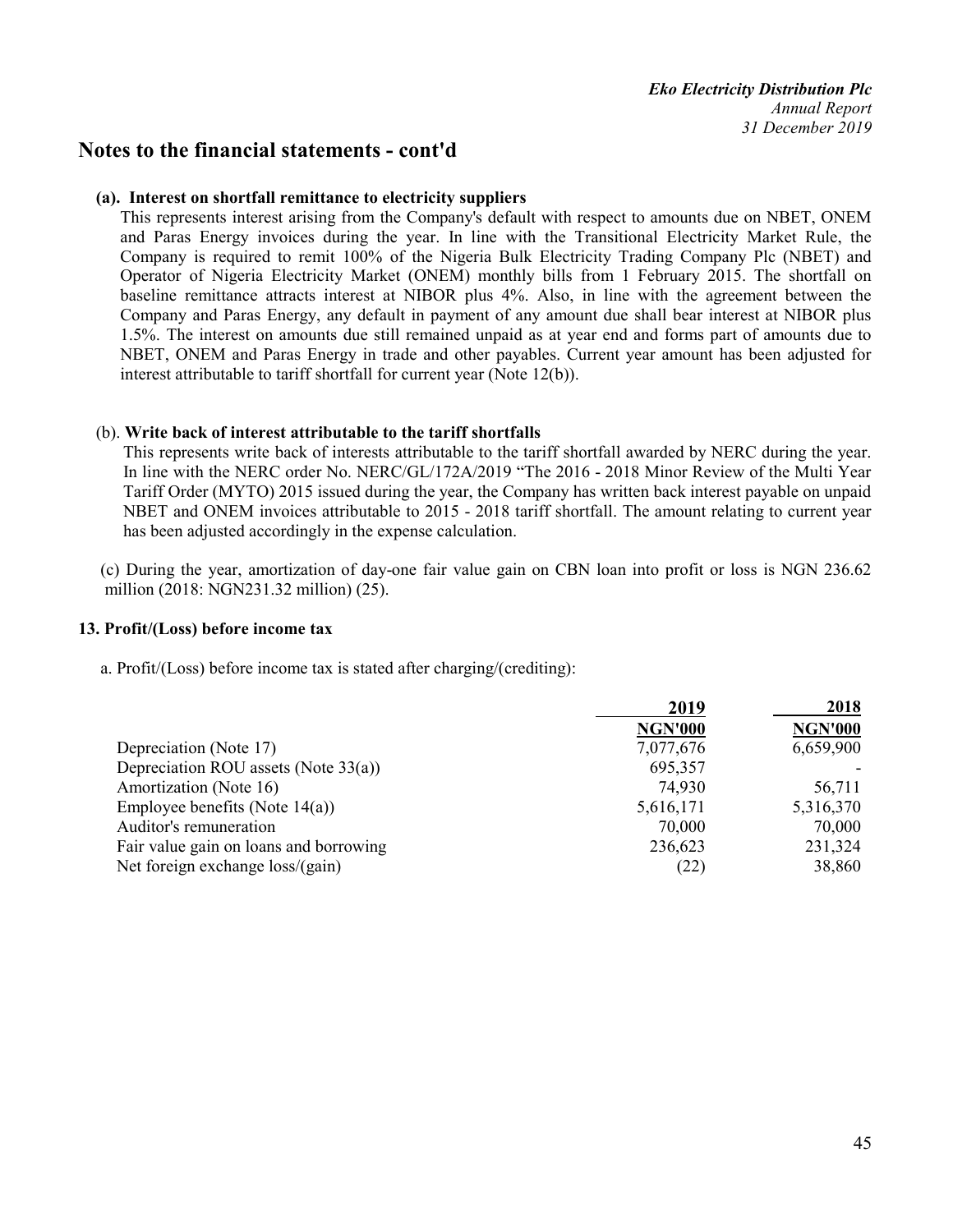# Notes to the financial statements - cont'd

**(a). Interest on shortfall remittance to electricity suppliers**

This represents interest arising from the Company's default with respect to amounts due on NBET, ONEM and Paras Energy invoices during the year. In line with the Transitional Electricity Market Rule, the Company is required to remit 100% of the Nigeria Bulk Electricity Trading Company Plc (NBET) and Operator of Nigeria Electricity Market (ONEM) monthly bills from 1 February 2015. The shortfall on baseline remittance attracts interest at NIBOR plus 4%. Also, in line with the agreement between the Company and Paras Energy, any default in payment of any amount due shall bear interest at NIBOR plus 1.5%. The interest on amounts due still remained unpaid as at year end and forms part of amounts due to NBET, ONEM and Paras Energy in trade and other payables. Current year amount has been adjusted for interest attributable to tariff shortfall for current year (Note 12(b)).

(b). **Write back of interest attributable to the tariff shortfalls**

This represents write back of interests attributable to the tariff shortfall awarded by NERC during the year. In line with the NERC order No. NERC/GL/172A/2019 "The 2016 - 2018 Minor Review of the Multi Year Tariff Order (MYTO) 2015 issued during the year, the Company has written back interest payable on unpaid NBET and ONEM invoices attributable to 2015 - 2018 tariff shortfall. The amount relating to current year has been adjusted accordingly in the expense calculation.

(c) During the year, amortization of day-one fair value gain on CBN loan into profit or loss is NGN 236.62 million (2018: NGN231.32 million) (25).

## 13. Profit/(Loss) before income tax

a. Profit/(Loss) before income tax is stated after charging/(crediting):

| | 2019 | 2018 |
|---|---|---|
| | **NGN'000** | **NGN'000** |
| Depreciation (Note 17) | 7,077,676 | 6,659,900 |
| Depreciation ROU assets (Note 33(a)) | 695,357 | - |
| Amortization (Note 16) | 74,930 | 56,711 |
| Employee benefits (Note 14(a)) | 5,616,171 | 5,316,370 |
| Auditor's remuneration | 70,000 | 70,000 |
| Fair value gain on loans and borrowing | 236,623 | 231,324 |
| Net foreign exchange loss/(gain) | (22) | 38,860 |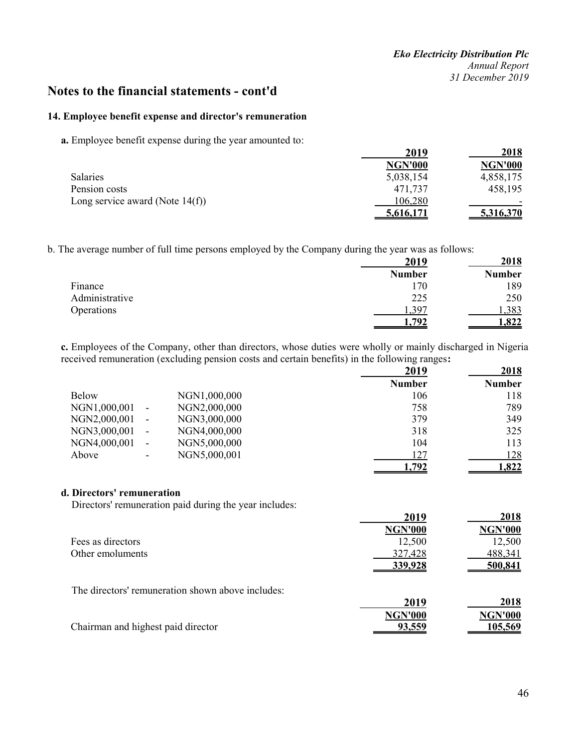## Notes to the financial statements - cont'd

### 14. Employee benefit expense and director's remuneration

**a.** Employee benefit expense during the year amounted to:

| | 2019 | 2018 |
|---|---|---|
| | **NGN'000** | **NGN'000** |
| Salaries | 5,038,154 | 4,858,175 |
| Pension costs | 471,737 | 458,195 |
| Long service award (Note 14(f)) | 106,280 | - |
| | **5,616,171** | **5,316,370** |

b. The average number of full time persons employed by the Company during the year was as follows:

| | 2019 | 2018 |
|---|---|---|
| | **Number** | **Number** |
| Finance | 170 | 189 |
| Administrative | 225 | 250 |
| Operations | 1,397 | 1,383 |
| | **1,792** | **1,822** |

**c.** Employees of the Company, other than directors, whose duties were wholly or mainly discharged in Nigeria received remuneration (excluding pension costs and certain benefits) in the following ranges**:**

| | | | 2019 | 2018 |
|---|---|---|---|---|
| | | | **Number** | **Number** |
| Below | | NGN1,000,000 | 106 | 118 |
| NGN1,000,001 | - | NGN2,000,000 | 758 | 789 |
| NGN2,000,001 | - | NGN3,000,000 | 379 | 349 |
| NGN3,000,001 | - | NGN4,000,000 | 318 | 325 |
| NGN4,000,001 | - | NGN5,000,000 | 104 | 113 |
| Above | - | NGN5,000,001 | 127 | 128 |
| | | | **1,792** | **1,822** |

**d. Directors' remuneration**

Directors' remuneration paid during the year includes:

| | 2019 | 2018 |
|---|---|---|
| | **NGN'000** | **NGN'000** |
| Fees as directors | 12,500 | 12,500 |
| Other emoluments | 327,428 | 488,341 |
| | **339,928** | **500,841** |

The directors' remuneration shown above includes:

| | 2019 | 2018 |
|---|---|---|
| | **NGN'000** | **NGN'000** |
| Chairman and highest paid director | **93,559** | **105,569** |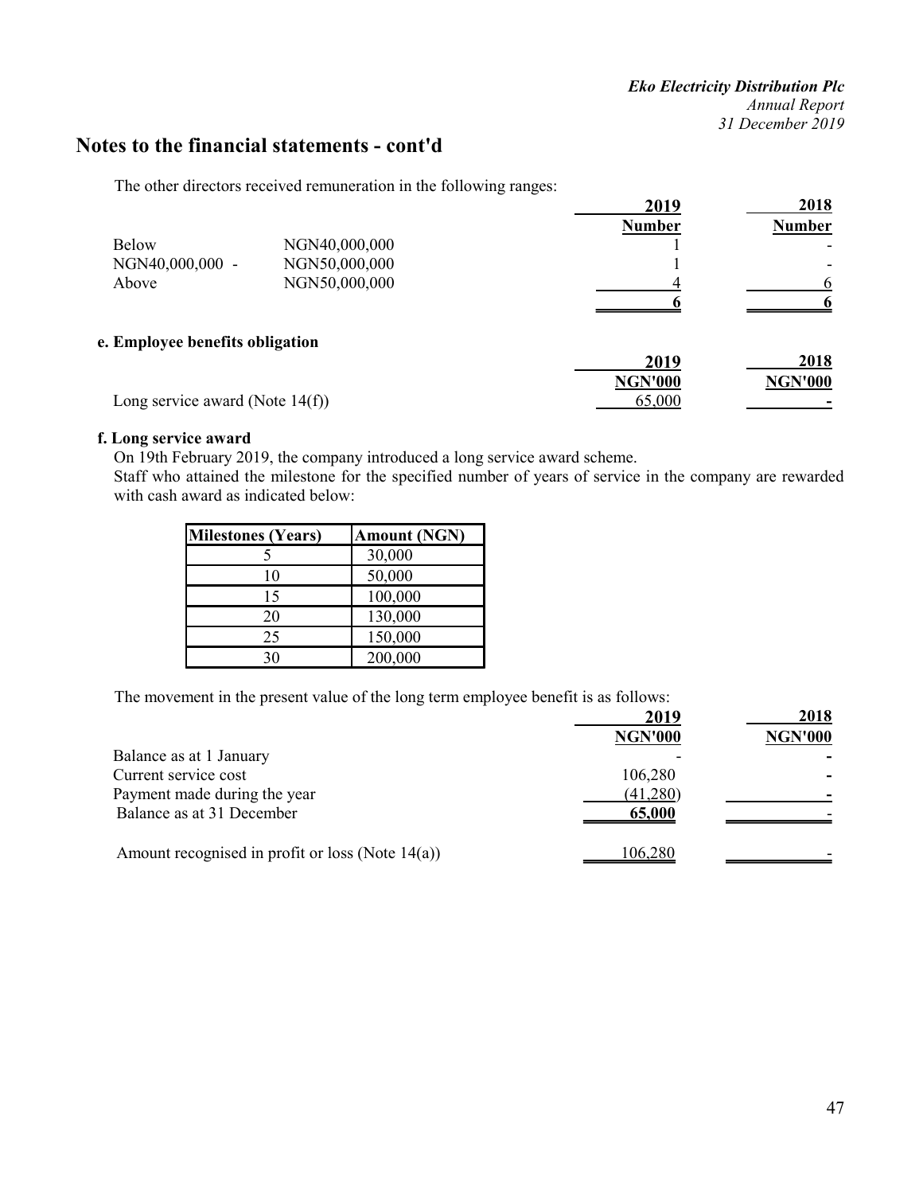# Notes to the financial statements - cont'd

The other directors received remuneration in the following ranges:

| | | 2019 | 2018 |
|---|---|---|---|
| | | Number | Number |
| Below | NGN40,000,000 | 1 | - |
| NGN40,000,000 - | NGN50,000,000 | 1 | - |
| Above | NGN50,000,000 | 4 | 6 |
| | | 6 | 6 |

**e. Employee benefits obligation**

| | 2019 | 2018 |
|---|---|---|
| | NGN'000 | NGN'000 |
| Long service award (Note 14(f)) | 65,000 | - |

**f. Long service award**

On 19th February 2019, the company introduced a long service award scheme.
Staff who attained the milestone for the specified number of years of service in the company are rewarded with cash award as indicated below:

| Milestones (Years) | Amount (NGN) |
|---|---|
| 5 | 30,000 |
| 10 | 50,000 |
| 15 | 100,000 |
| 20 | 130,000 |
| 25 | 150,000 |
| 30 | 200,000 |

The movement in the present value of the long term employee benefit is as follows:

| | 2019 | 2018 |
|---|---|---|
| | NGN'000 | NGN'000 |
| Balance as at 1 January | - | - |
| Current service cost | 106,280 | - |
| Payment made during the year | (41,280) | - |
| Balance as at 31 December | **65,000** | - |
| | | |
| Amount recognised in profit or loss (Note 14(a)) | 106,280 | - |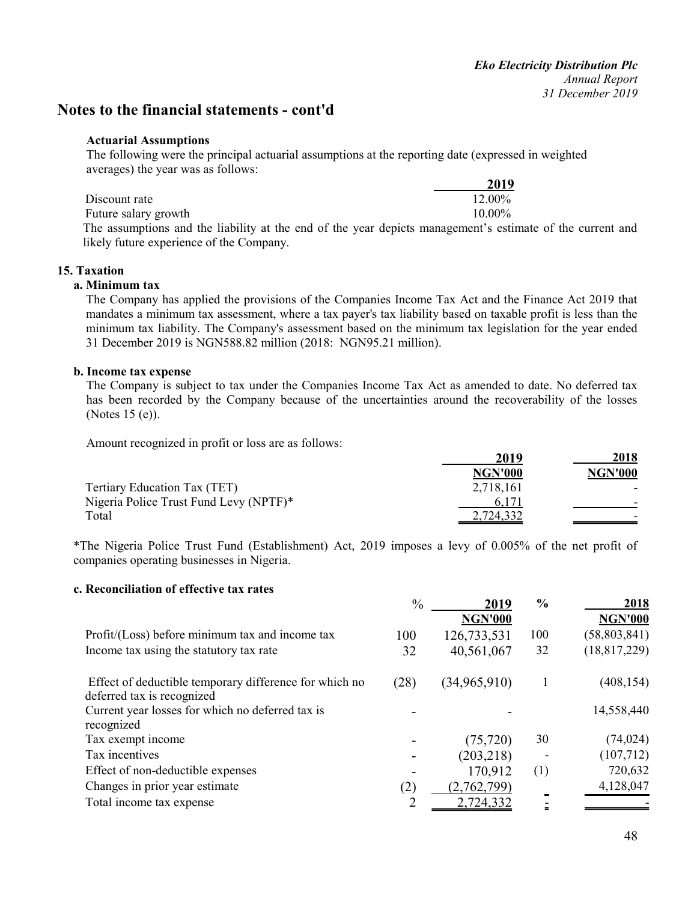## Notes to the financial statements - cont'd

**Actuarial Assumptions**

The following were the principal actuarial assumptions at the reporting date (expressed in weighted averages) the year was as follows:

| | 2019 |
|---|---|
| Discount rate | 12.00% |
| Future salary growth | 10.00% |

The assumptions and the liability at the end of the year depicts management's estimate of the current and likely future experience of the Company.

### 15. Taxation

**a. Minimum tax**

The Company has applied the provisions of the Companies Income Tax Act and the Finance Act 2019 that mandates a minimum tax assessment, where a tax payer's tax liability based on taxable profit is less than the minimum tax liability. The Company's assessment based on the minimum tax legislation for the year ended 31 December 2019 is NGN588.82 million (2018: NGN95.21 million).

**b. Income tax expense**

The Company is subject to tax under the Companies Income Tax Act as amended to date. No deferred tax has been recorded by the Company because of the uncertainties around the recoverability of the losses (Notes 15 (e)).

Amount recognized in profit or loss are as follows:

| | 2019 NGN'000 | 2018 NGN'000 |
|---|---|---|
| Tertiary Education Tax (TET) | 2,718,161 | - |
| Nigeria Police Trust Fund Levy (NPTF)* | 6,171 | - |
| Total | 2,724,332 | - |

*The Nigeria Police Trust Fund (Establishment) Act, 2019 imposes a levy of 0.005% of the net profit of companies operating businesses in Nigeria.

**c. Reconciliation of effective tax rates**

| | % | 2019 NGN'000 | % | 2018 NGN'000 |
|---|---|---|---|---|
| Profit/(Loss) before minimum tax and income tax | 100 | 126,733,531 | 100 | (58,803,841) |
| Income tax using the statutory tax rate | 32 | 40,561,067 | 32 | (18,817,229) |
| Effect of deductible temporary difference for which no deferred tax is recognized | (28) | (34,965,910) | 1 | (408,154) |
| Current year losses for which no deferred tax is recognized | - | - | | 14,558,440 |
| Tax exempt income | - | (75,720) | 30 | (74,024) |
| Tax incentives | - | (203,218) | - | (107,712) |
| Effect of non-deductible expenses | - | 170,912 | (1) | 720,632 |
| Changes in prior year estimate | (2) | (2,762,799) | | 4,128,047 |
| Total income tax expense | 2 | 2,724,332 | - | - |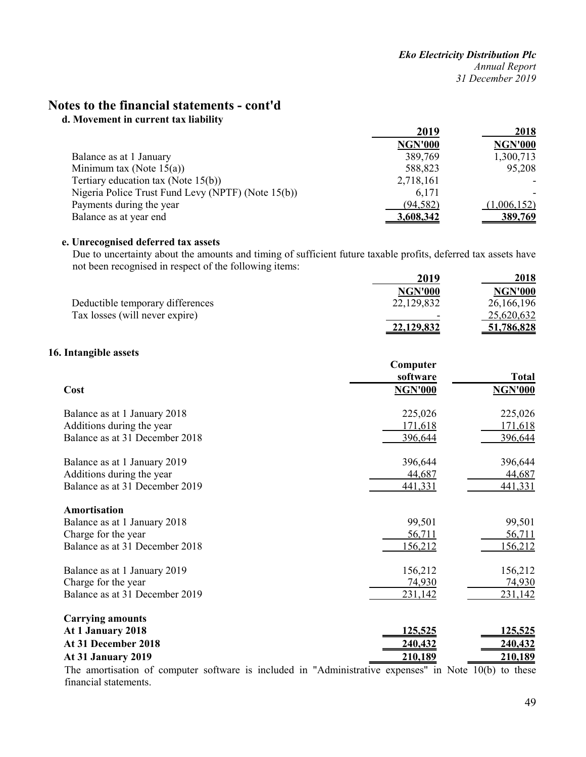# Notes to the financial statements - cont'd

### d. Movement in current tax liability

| | 2019 | 2018 |
|---|---|---|
| | NGN'000 | NGN'000 |
| Balance as at 1 January | 389,769 | 1,300,713 |
| Minimum tax (Note 15(a)) | 588,823 | 95,208 |
| Tertiary education tax (Note 15(b)) | 2,718,161 | - |
| Nigeria Police Trust Fund Levy (NPTF) (Note 15(b)) | 6,171 | - |
| Payments during the year | (94,582) | (1,006,152) |
| Balance as at year end | **3,608,342** | **389,769** |

### e. Unrecognised deferred tax assets

Due to uncertainty about the amounts and timing of sufficient future taxable profits, deferred tax assets have not been recognised in respect of the following items:

| | 2019 | 2018 |
|---|---|---|
| | NGN'000 | NGN'000 |
| Deductible temporary differences | 22,129,832 | 26,166,196 |
| Tax losses (will never expire) | - | 25,620,632 |
| | **22,129,832** | **51,786,828** |

## 16. Intangible assets

| | Computer software | Total |
|---|---|---|
| **Cost** | **NGN'000** | **NGN'000** |
| Balance as at 1 January 2018 | 225,026 | 225,026 |
| Additions during the year | 171,618 | 171,618 |
| Balance as at 31 December 2018 | 396,644 | 396,644 |
| | | |
| Balance as at 1 January 2019 | 396,644 | 396,644 |
| Additions during the year | 44,687 | 44,687 |
| Balance as at 31 December 2019 | 441,331 | 441,331 |
| | | |
| **Amortisation** | | |
| Balance as at 1 January 2018 | 99,501 | 99,501 |
| Charge for the year | 56,711 | 56,711 |
| Balance as at 31 December 2018 | 156,212 | 156,212 |
| | | |
| Balance as at 1 January 2019 | 156,212 | 156,212 |
| Charge for the year | 74,930 | 74,930 |
| Balance as at 31 December 2019 | 231,142 | 231,142 |
| | | |
| **Carrying amounts** | | |
| **At 1 January 2018** | **125,525** | **125,525** |
| **At 31 December 2018** | **240,432** | **240,432** |
| **At 31 January 2019** | **210,189** | **210,189** |

The amortisation of computer software is included in "Administrative expenses" in Note 10(b) to these financial statements.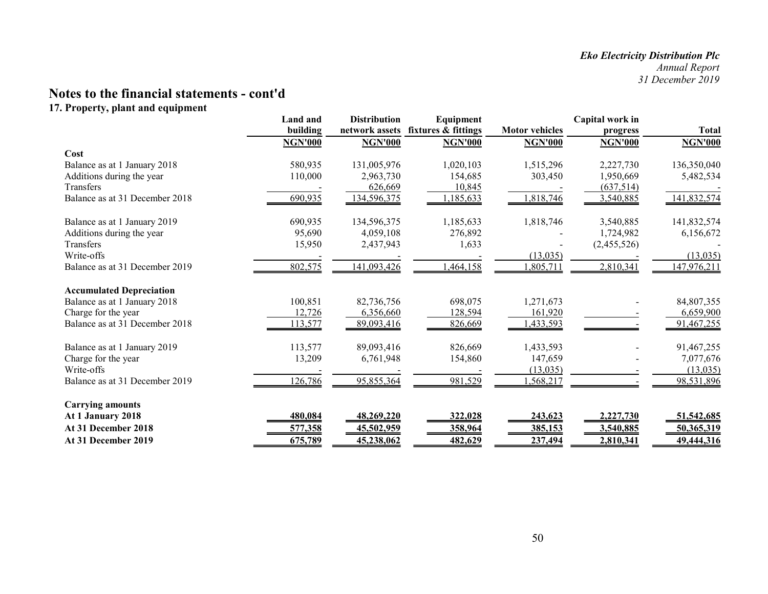# Notes to the financial statements - cont'd

## 17. Property, plant and equipment

| | Land and building | Distribution network assets | Equipment fixtures & fittings | Motor vehicles | Capital work in progress | Total |
|---|---|---|---|---|---|---|
| | NGN'000 | NGN'000 | NGN'000 | NGN'000 | NGN'000 | NGN'000 |
| **Cost** | | | | | | |
| Balance as at 1 January 2018 | 580,935 | 131,005,976 | 1,020,103 | 1,515,296 | 2,227,730 | 136,350,040 |
| Additions during the year | 110,000 | 2,963,730 | 154,685 | 303,450 | 1,950,669 | 5,482,534 |
| Transfers | - | 626,669 | 10,845 | - | (637,514) | - |
| Balance as at 31 December 2018 | 690,935 | 134,596,375 | 1,185,633 | 1,818,746 | 3,540,885 | 141,832,574 |
| | | | | | | |
| Balance as at 1 January 2019 | 690,935 | 134,596,375 | 1,185,633 | 1,818,746 | 3,540,885 | 141,832,574 |
| Additions during the year | 95,690 | 4,059,108 | 276,892 | - | 1,724,982 | 6,156,672 |
| Transfers | 15,950 | 2,437,943 | 1,633 | - | (2,455,526) | - |
| Write-offs | - | - | - | (13,035) | - | (13,035) |
| Balance as at 31 December 2019 | 802,575 | 141,093,426 | 1,464,158 | 1,805,711 | 2,810,341 | 147,976,211 |
| | | | | | | |
| **Accumulated Depreciation** | | | | | | |
| Balance as at 1 January 2018 | 100,851 | 82,736,756 | 698,075 | 1,271,673 | - | 84,807,355 |
| Charge for the year | 12,726 | 6,356,660 | 128,594 | 161,920 | - | 6,659,900 |
| Balance as at 31 December 2018 | 113,577 | 89,093,416 | 826,669 | 1,433,593 | - | 91,467,255 |
| | | | | | | |
| Balance as at 1 January 2019 | 113,577 | 89,093,416 | 826,669 | 1,433,593 | - | 91,467,255 |
| Charge for the year | 13,209 | 6,761,948 | 154,860 | 147,659 | - | 7,077,676 |
| Write-offs | - | - | - | (13,035) | - | (13,035) |
| Balance as at 31 December 2019 | 126,786 | 95,855,364 | 981,529 | 1,568,217 | - | 98,531,896 |
| | | | | | | |
| **Carrying amounts** | | | | | | |
| **At 1 January 2018** | **480,084** | **48,269,220** | **322,028** | **243,623** | **2,227,730** | **51,542,685** |
| **At 31 December 2018** | **577,358** | **45,502,959** | **358,964** | **385,153** | **3,540,885** | **50,365,319** |
| **At 31 December 2019** | **675,789** | **45,238,062** | **482,629** | **237,494** | **2,810,341** | **49,444,316** |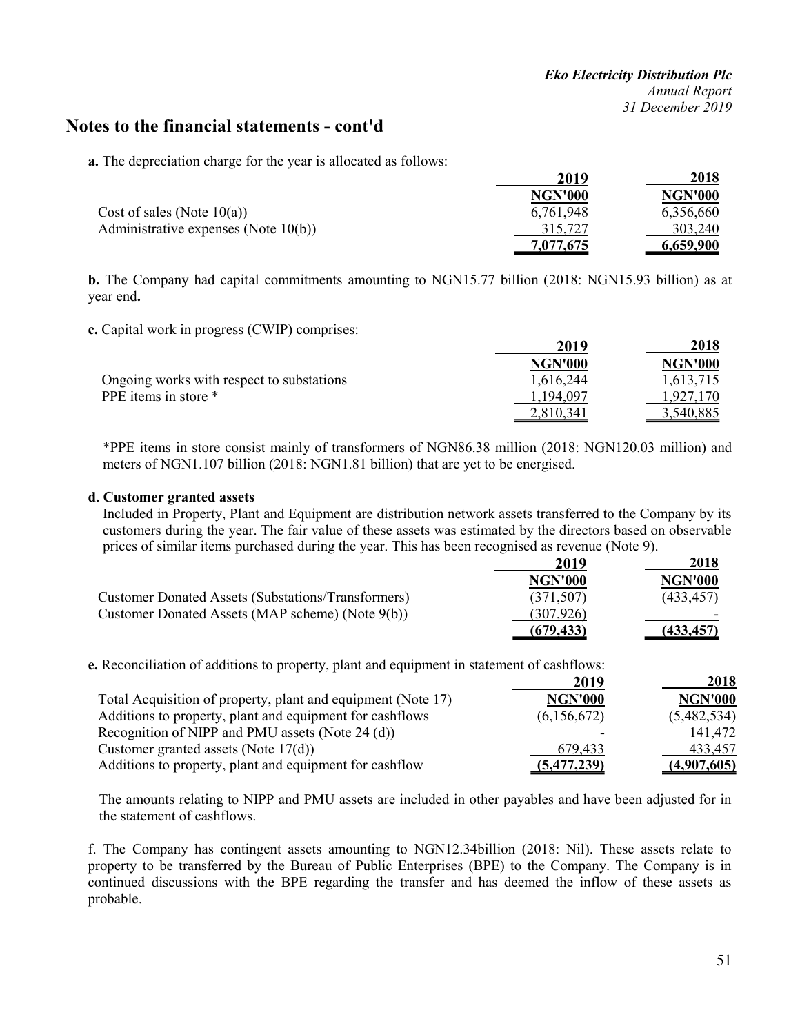## Notes to the financial statements - cont'd

**a.** The depreciation charge for the year is allocated as follows:

| | 2019 | 2018 |
|---|---|---|
| | NGN'000 | NGN'000 |
| Cost of sales (Note 10(a)) | 6,761,948 | 6,356,660 |
| Administrative expenses (Note 10(b)) | 315,727 | 303,240 |
| | **7,077,675** | **6,659,900** |

**b.** The Company had capital commitments amounting to NGN15.77 billion (2018: NGN15.93 billion) as at year end**.**

**c.** Capital work in progress (CWIP) comprises:

| | 2019 | 2018 |
|---|---|---|
| | NGN'000 | NGN'000 |
| Ongoing works with respect to substations | 1,616,244 | 1,613,715 |
| PPE items in store * | 1,194,097 | 1,927,170 |
| | 2,810,341 | 3,540,885 |

*PPE items in store consist mainly of transformers of NGN86.38 million (2018: NGN120.03 million) and meters of NGN1.107 billion (2018: NGN1.81 billion) that are yet to be energised.

**d. Customer granted assets**

Included in Property, Plant and Equipment are distribution network assets transferred to the Company by its customers during the year. The fair value of these assets was estimated by the directors based on observable prices of similar items purchased during the year. This has been recognised as revenue (Note 9).

| | 2019 | 2018 |
|---|---|---|
| | NGN'000 | NGN'000 |
| Customer Donated Assets (Substations/Transformers) | (371,507) | (433,457) |
| Customer Donated Assets (MAP scheme) (Note 9(b)) | (307,926) | - |
| | **(679,433)** | **(433,457)** |

**e.** Reconciliation of additions to property, plant and equipment in statement of cashflows:

| | 2019 | 2018 |
|---|---|---|
| Total Acquisition of property, plant and equipment (Note 17) | NGN'000 | NGN'000 |
| Additions to property, plant and equipment for cashflows | (6,156,672) | (5,482,534) |
| Recognition of NIPP and PMU assets (Note 24 (d)) | - | 141,472 |
| Customer granted assets (Note 17(d)) | 679,433 | 433,457 |
| Additions to property, plant and equipment for cashflow | **(5,477,239)** | **(4,907,605)** |

The amounts relating to NIPP and PMU assets are included in other payables and have been adjusted for in the statement of cashflows.

f. The Company has contingent assets amounting to NGN12.34billion (2018: Nil). These assets relate to property to be transferred by the Bureau of Public Enterprises (BPE) to the Company. The Company is in continued discussions with the BPE regarding the transfer and has deemed the inflow of these assets as probable.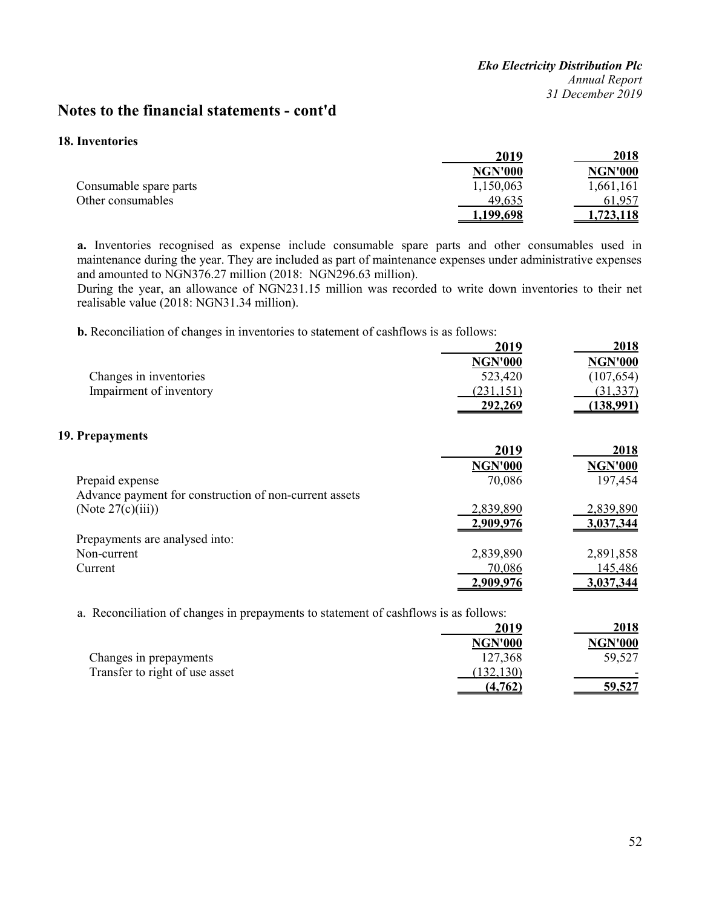# Notes to the financial statements - cont'd

## 18. Inventories

| | 2019 | 2018 |
|---|---|---|
| | NGN'000 | NGN'000 |
| Consumable spare parts | 1,150,063 | 1,661,161 |
| Other consumables | 49,635 | 61,957 |
| | **1,199,698** | **1,723,118** |

**a.** Inventories recognised as expense include consumable spare parts and other consumables used in maintenance during the year. They are included as part of maintenance expenses under administrative expenses and amounted to NGN376.27 million (2018: NGN296.63 million).
During the year, an allowance of NGN231.15 million was recorded to write down inventories to their net realisable value (2018: NGN31.34 million).

**b.** Reconciliation of changes in inventories to statement of cashflows is as follows:

| | 2019 | 2018 |
|---|---|---|
| | NGN'000 | NGN'000 |
| Changes in inventories | 523,420 | (107,654) |
| Impairment of inventory | (231,151) | (31,337) |
| | **292,269** | **(138,991)** |

## 19. Prepayments

| | 2019 | 2018 |
|---|---|---|
| | NGN'000 | NGN'000 |
| Prepaid expense | 70,086 | 197,454 |
| Advance payment for construction of non-current assets (Note 27(c)(iii)) | 2,839,890 | 2,839,890 |
| | **2,909,976** | **3,037,344** |
| Prepayments are analysed into: | | |
| Non-current | 2,839,890 | 2,891,858 |
| Current | 70,086 | 145,486 |
| | **2,909,976** | **3,037,344** |

a. Reconciliation of changes in prepayments to statement of cashflows is as follows:

| | 2019 | 2018 |
|---|---|---|
| | NGN'000 | NGN'000 |
| Changes in prepayments | 127,368 | 59,527 |
| Transfer to right of use asset | (132,130) | - |
| | **(4,762)** | **59,527** |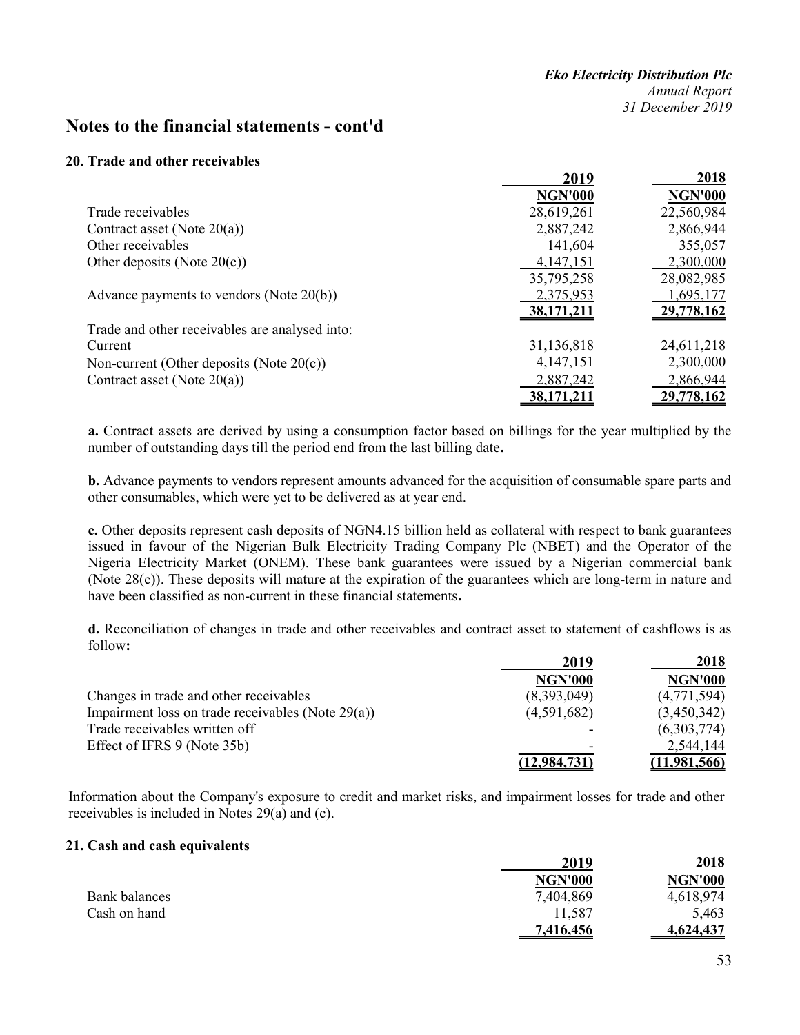# Notes to the financial statements - cont'd

## 20. Trade and other receivables

| | 2019 | 2018 |
|---|---|---|
| | NGN'000 | NGN'000 |
| Trade receivables | 28,619,261 | 22,560,984 |
| Contract asset (Note 20(a)) | 2,887,242 | 2,866,944 |
| Other receivables | 141,604 | 355,057 |
| Other deposits (Note 20(c)) | 4,147,151 | 2,300,000 |
| | 35,795,258 | 28,082,985 |
| Advance payments to vendors (Note 20(b)) | 2,375,953 | 1,695,177 |
| | **38,171,211** | **29,778,162** |
| Trade and other receivables are analysed into: | | |
| Current | 31,136,818 | 24,611,218 |
| Non-current (Other deposits (Note 20(c)) | 4,147,151 | 2,300,000 |
| Contract asset (Note 20(a)) | 2,887,242 | 2,866,944 |
| | **38,171,211** | **29,778,162** |

**a.** Contract assets are derived by using a consumption factor based on billings for the year multiplied by the number of outstanding days till the period end from the last billing date**.**

**b.** Advance payments to vendors represent amounts advanced for the acquisition of consumable spare parts and other consumables, which were yet to be delivered as at year end.

**c.** Other deposits represent cash deposits of NGN4.15 billion held as collateral with respect to bank guarantees issued in favour of the Nigerian Bulk Electricity Trading Company Plc (NBET) and the Operator of the Nigeria Electricity Market (ONEM). These bank guarantees were issued by a Nigerian commercial bank (Note 28(c)). These deposits will mature at the expiration of the guarantees which are long-term in nature and have been classified as non-current in these financial statements**.**

**d.** Reconciliation of changes in trade and other receivables and contract asset to statement of cashflows is as follow**:**

| | 2019 | 2018 |
|---|---|---|
| | NGN'000 | NGN'000 |
| Changes in trade and other receivables | (8,393,049) | (4,771,594) |
| Impairment loss on trade receivables (Note 29(a)) | (4,591,682) | (3,450,342) |
| Trade receivables written off | - | (6,303,774) |
| Effect of IFRS 9 (Note 35b) | - | 2,544,144 |
| | **(12,984,731)** | **(11,981,566)** |

Information about the Company's exposure to credit and market risks, and impairment losses for trade and other receivables is included in Notes 29(a) and (c).

## 21. Cash and cash equivalents

| | 2019 | 2018 |
|---|---|---|
| | NGN'000 | NGN'000 |
| Bank balances | 7,404,869 | 4,618,974 |
| Cash on hand | 11,587 | 5,463 |
| | **7,416,456** | **4,624,437** |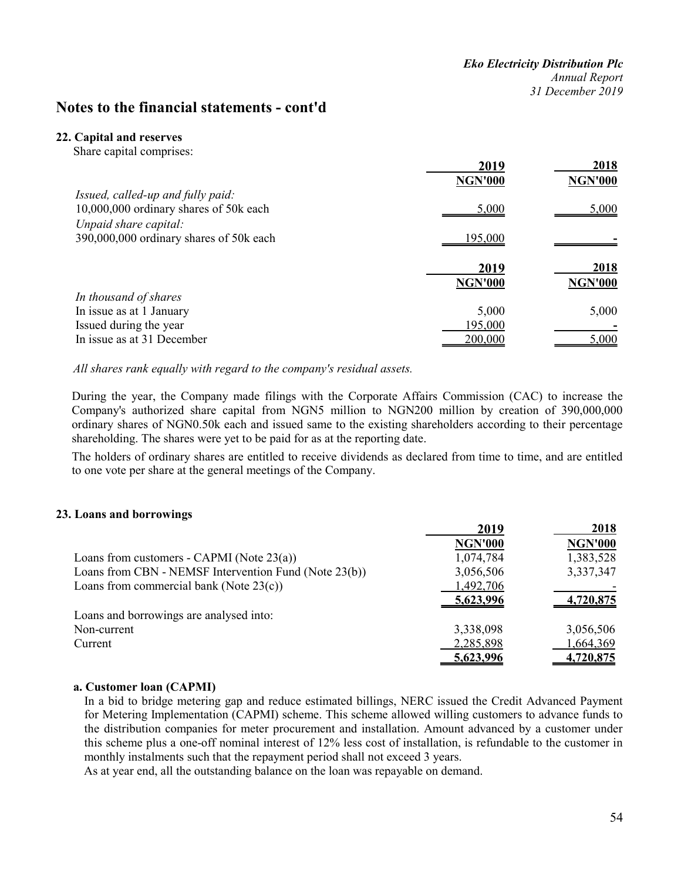## Notes to the financial statements - cont'd

### 22. Capital and reserves

Share capital comprises:

| | 2019 | 2018 |
|---|---|---|
| | NGN'000 | NGN'000 |
| *Issued, called-up and fully paid:* | | |
| 10,000,000 ordinary shares of 50k each | 5,000 | 5,000 |
| *Unpaid share capital:* | | |
| 390,000,000 ordinary shares of 50k each | 195,000 | - |

| | 2019 | 2018 |
|---|---|---|
| | NGN'000 | NGN'000 |
| *In thousand of shares* | | |
| In issue as at 1 January | 5,000 | 5,000 |
| Issued during the year | 195,000 | - |
| In issue as at 31 December | 200,000 | 5,000 |

*All shares rank equally with regard to the company's residual assets.*

During the year, the Company made filings with the Corporate Affairs Commission (CAC) to increase the Company's authorized share capital from NGN5 million to NGN200 million by creation of 390,000,000 ordinary shares of NGN0.50k each and issued same to the existing shareholders according to their percentage shareholding. The shares were yet to be paid for as at the reporting date.

The holders of ordinary shares are entitled to receive dividends as declared from time to time, and are entitled to one vote per share at the general meetings of the Company.

### 23. Loans and borrowings

| | 2019 | 2018 |
|---|---|---|
| | NGN'000 | NGN'000 |
| Loans from customers - CAPMI (Note 23(a)) | 1,074,784 | 1,383,528 |
| Loans from CBN - NEMSF Intervention Fund (Note 23(b)) | 3,056,506 | 3,337,347 |
| Loans from commercial bank (Note 23(c)) | 1,492,706 | - |
| | 5,623,996 | 4,720,875 |
| Loans and borrowings are analysed into: | | |
| Non-current | 3,338,098 | 3,056,506 |
| Current | 2,285,898 | 1,664,369 |
| | 5,623,996 | 4,720,875 |

#### a. Customer loan (CAPMI)

In a bid to bridge metering gap and reduce estimated billings, NERC issued the Credit Advanced Payment for Metering Implementation (CAPMI) scheme. This scheme allowed willing customers to advance funds to the distribution companies for meter procurement and installation. Amount advanced by a customer under this scheme plus a one-off nominal interest of 12% less cost of installation, is refundable to the customer in monthly instalments such that the repayment period shall not exceed 3 years.

As at year end, all the outstanding balance on the loan was repayable on demand.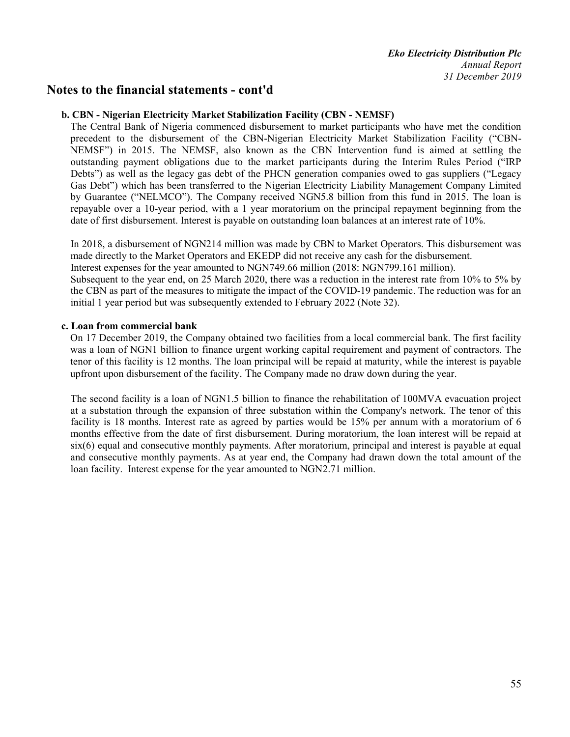# Notes to the financial statements - cont'd

### b. CBN - Nigerian Electricity Market Stabilization Facility (CBN - NEMSF)

The Central Bank of Nigeria commenced disbursement to market participants who have met the condition precedent to the disbursement of the CBN-Nigerian Electricity Market Stabilization Facility ("CBN-NEMSF") in 2015. The NEMSF, also known as the CBN Intervention fund is aimed at settling the outstanding payment obligations due to the market participants during the Interim Rules Period ("IRP Debts") as well as the legacy gas debt of the PHCN generation companies owed to gas suppliers ("Legacy Gas Debt") which has been transferred to the Nigerian Electricity Liability Management Company Limited by Guarantee ("NELMCO"). The Company received NGN5.8 billion from this fund in 2015. The loan is repayable over a 10-year period, with a 1 year moratorium on the principal repayment beginning from the date of first disbursement. Interest is payable on outstanding loan balances at an interest rate of 10%.

In 2018, a disbursement of NGN214 million was made by CBN to Market Operators. This disbursement was made directly to the Market Operators and EKEDP did not receive any cash for the disbursement.
Interest expenses for the year amounted to NGN749.66 million (2018: NGN799.161 million).
Subsequent to the year end, on 25 March 2020, there was a reduction in the interest rate from 10% to 5% by the CBN as part of the measures to mitigate the impact of the COVID-19 pandemic. The reduction was for an initial 1 year period but was subsequently extended to February 2022 (Note 32).

### c. Loan from commercial bank

On 17 December 2019, the Company obtained two facilities from a local commercial bank. The first facility was a loan of NGN1 billion to finance urgent working capital requirement and payment of contractors. The tenor of this facility is 12 months. The loan principal will be repaid at maturity, while the interest is payable upfront upon disbursement of the facility. The Company made no draw down during the year.

The second facility is a loan of NGN1.5 billion to finance the rehabilitation of 100MVA evacuation project at a substation through the expansion of three substation within the Company's network. The tenor of this facility is 18 months. Interest rate as agreed by parties would be 15% per annum with a moratorium of 6 months effective from the date of first disbursement. During moratorium, the loan interest will be repaid at six(6) equal and consecutive monthly payments. After moratorium, principal and interest is payable at equal and consecutive monthly payments. As at year end, the Company had drawn down the total amount of the loan facility. Interest expense for the year amounted to NGN2.71 million.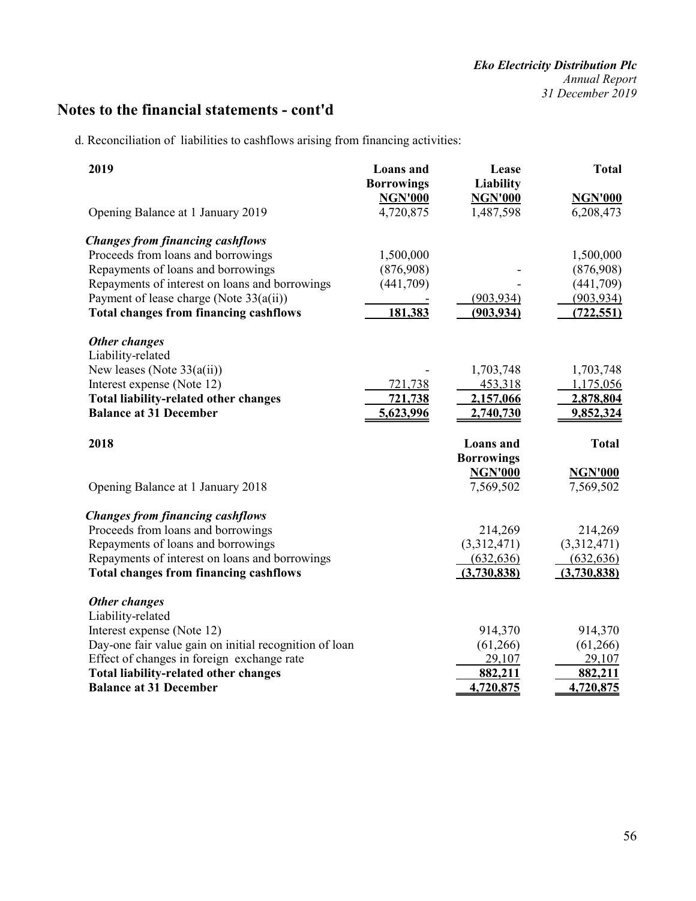# Notes to the financial statements - cont'd

d. Reconciliation of liabilities to cashflows arising from financing activities:

| 2019 | Loans and Borrowings NGN'000 | Lease Liability NGN'000 | Total NGN'000 |
|---|---|---|---|
| Opening Balance at 1 January 2019 | 4,720,875 | 1,487,598 | 6,208,473 |
| ***Changes from financing cashflows*** | | | |
| Proceeds from loans and borrowings | 1,500,000 | | 1,500,000 |
| Repayments of loans and borrowings | (876,908) | - | (876,908) |
| Repayments of interest on loans and borrowings | (441,709) | - | (441,709) |
| Payment of lease charge (Note 33(a(ii)) | - | (903,934) | (903,934) |
| **Total changes from financing cashflows** | **181,383** | **(903,934)** | **(722,551)** |
| ***Other changes*** | | | |
| Liability-related | | | |
| New leases (Note 33(a(ii)) | - | 1,703,748 | 1,703,748 |
| Interest expense (Note 12) | 721,738 | 453,318 | 1,175,056 |
| **Total liability-related other changes** | **721,738** | **2,157,066** | **2,878,804** |
| **Balance at 31 December** | **5,623,996** | **2,740,730** | **9,852,324** |

| 2018 | Loans and Borrowings NGN'000 | Total NGN'000 |
|---|---|---|
| Opening Balance at 1 January 2018 | 7,569,502 | 7,569,502 |
| ***Changes from financing cashflows*** | | |
| Proceeds from loans and borrowings | 214,269 | 214,269 |
| Repayments of loans and borrowings | (3,312,471) | (3,312,471) |
| Repayments of interest on loans and borrowings | (632,636) | (632,636) |
| **Total changes from financing cashflows** | **(3,730,838)** | **(3,730,838)** |
| ***Other changes*** | | |
| Liability-related | | |
| Interest expense (Note 12) | 914,370 | 914,370 |
| Day-one fair value gain on initial recognition of loan | (61,266) | (61,266) |
| Effect of changes in foreign exchange rate | 29,107 | 29,107 |
| **Total liability-related other changes** | **882,211** | **882,211** |
| **Balance at 31 December** | **4,720,875** | **4,720,875** |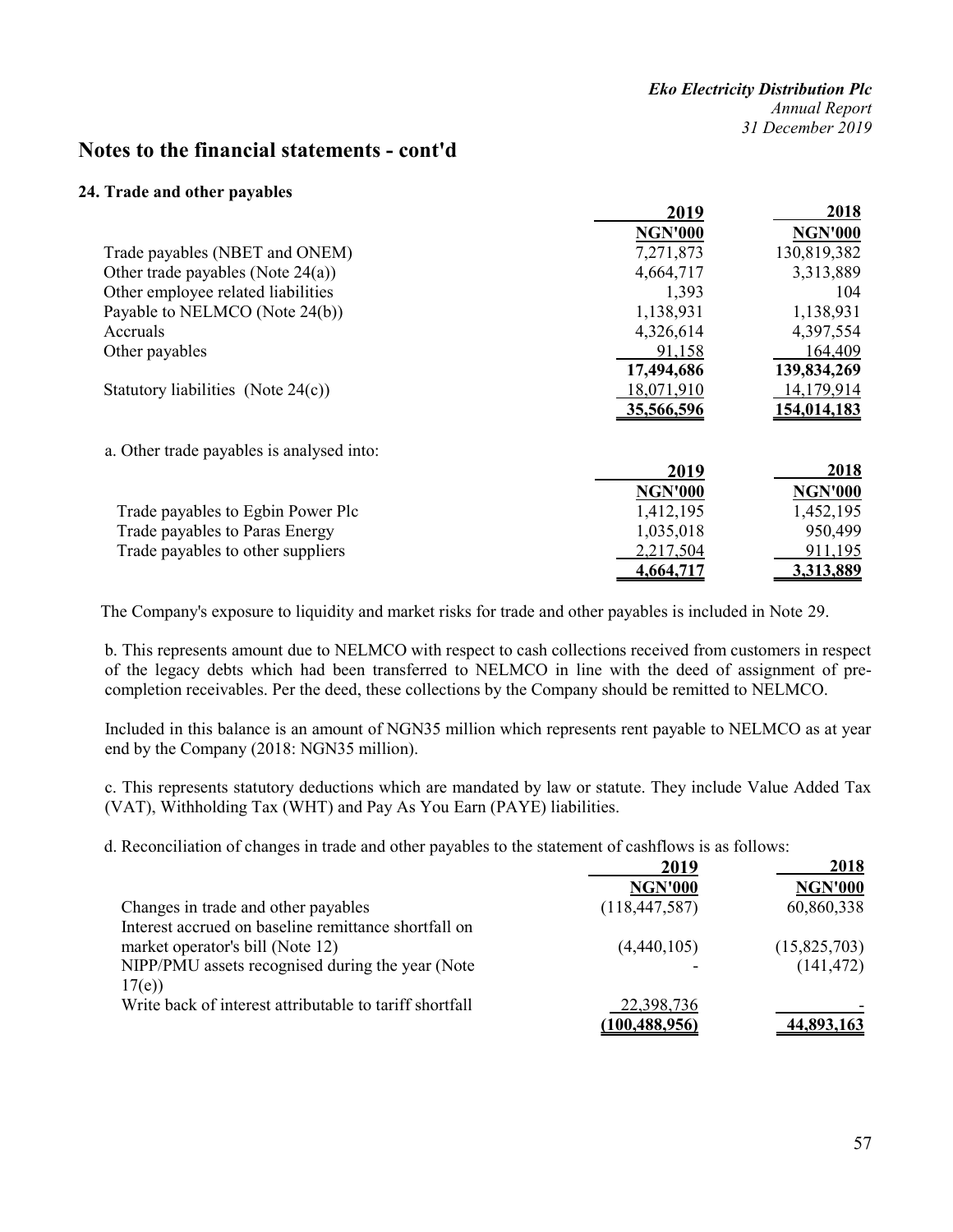## Notes to the financial statements - cont'd

### 24. Trade and other payables

| | 2019 | 2018 |
|---|---|---|
| | NGN'000 | NGN'000 |
| Trade payables (NBET and ONEM) | 7,271,873 | 130,819,382 |
| Other trade payables (Note 24(a)) | 4,664,717 | 3,313,889 |
| Other employee related liabilities | 1,393 | 104 |
| Payable to NELMCO (Note 24(b)) | 1,138,931 | 1,138,931 |
| Accruals | 4,326,614 | 4,397,554 |
| Other payables | 91,158 | 164,409 |
| | **17,494,686** | **139,834,269** |
| Statutory liabilities (Note 24(c)) | 18,071,910 | 14,179,914 |
| | **35,566,596** | **154,014,183** |

a. Other trade payables is analysed into:

| | 2019 | 2018 |
|---|---|---|
| | NGN'000 | NGN'000 |
| Trade payables to Egbin Power Plc | 1,412,195 | 1,452,195 |
| Trade payables to Paras Energy | 1,035,018 | 950,499 |
| Trade payables to other suppliers | 2,217,504 | 911,195 |
| | **4,664,717** | **3,313,889** |

The Company's exposure to liquidity and market risks for trade and other payables is included in Note 29.

b. This represents amount due to NELMCO with respect to cash collections received from customers in respect of the legacy debts which had been transferred to NELMCO in line with the deed of assignment of pre-completion receivables. Per the deed, these collections by the Company should be remitted to NELMCO.

Included in this balance is an amount of NGN35 million which represents rent payable to NELMCO as at year end by the Company (2018: NGN35 million).

c. This represents statutory deductions which are mandated by law or statute. They include Value Added Tax (VAT), Withholding Tax (WHT) and Pay As You Earn (PAYE) liabilities.

d. Reconciliation of changes in trade and other payables to the statement of cashflows is as follows:

| | 2019 | 2018 |
|---|---|---|
| | NGN'000 | NGN'000 |
| Changes in trade and other payables | (118,447,587) | 60,860,338 |
| Interest accrued on baseline remittance shortfall on market operator's bill (Note 12) | (4,440,105) | (15,825,703) |
| NIPP/PMU assets recognised during the year (Note 17(e)) | - | (141,472) |
| Write back of interest attributable to tariff shortfall | 22,398,736 | - |
| | **(100,488,956)** | **44,893,163** |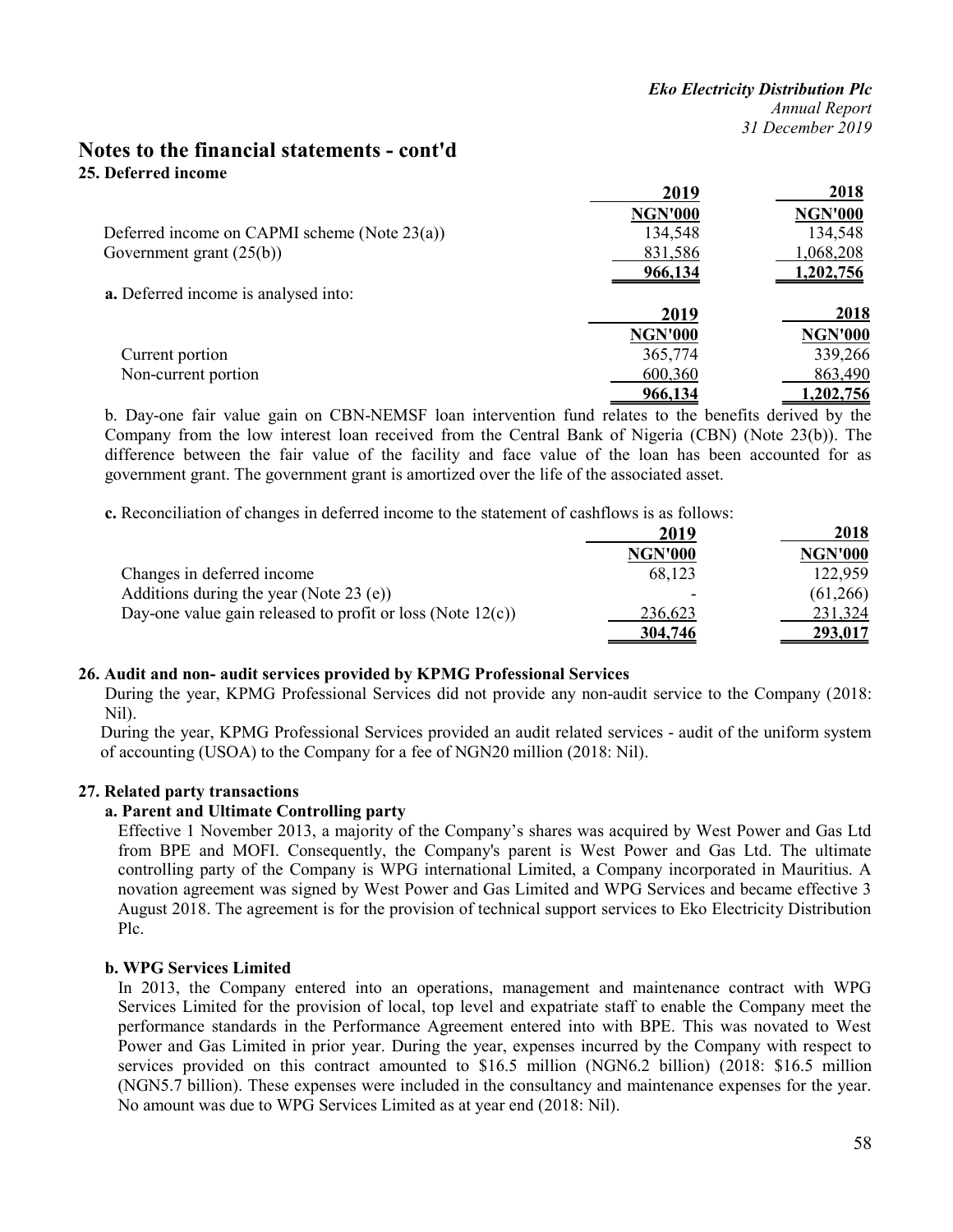## Notes to the financial statements - cont'd

### 25. Deferred income

| | 2019 | 2018 |
|---|---|---|
| | NGN'000 | NGN'000 |
| Deferred income on CAPMI scheme (Note 23(a)) | 134,548 | 134,548 |
| Government grant (25(b)) | 831,586 | 1,068,208 |
| | **966,134** | **1,202,756** |

**a.** Deferred income is analysed into:

| | 2019 | 2018 |
|---|---|---|
| | NGN'000 | NGN'000 |
| Current portion | 365,774 | 339,266 |
| Non-current portion | 600,360 | 863,490 |
| | **966,134** | **1,202,756** |

b. Day-one fair value gain on CBN-NEMSF loan intervention fund relates to the benefits derived by the Company from the low interest loan received from the Central Bank of Nigeria (CBN) (Note 23(b)). The difference between the fair value of the facility and face value of the loan has been accounted for as government grant. The government grant is amortized over the life of the associated asset.

**c.** Reconciliation of changes in deferred income to the statement of cashflows is as follows:

| | 2019 | 2018 |
|---|---|---|
| | NGN'000 | NGN'000 |
| Changes in deferred income | 68,123 | 122,959 |
| Additions during the year (Note 23 (e)) | - | (61,266) |
| Day-one value gain released to profit or loss (Note 12(c)) | 236,623 | 231,324 |
| | **304,746** | **293,017** |

### 26. Audit and non- audit services provided by KPMG Professional Services

During the year, KPMG Professional Services did not provide any non-audit service to the Company (2018: Nil).

During the year, KPMG Professional Services provided an audit related services - audit of the uniform system of accounting (USOA) to the Company for a fee of NGN20 million (2018: Nil).

### 27. Related party transactions

#### a. Parent and Ultimate Controlling party

Effective 1 November 2013, a majority of the Company's shares was acquired by West Power and Gas Ltd from BPE and MOFI. Consequently, the Company's parent is West Power and Gas Ltd. The ultimate controlling party of the Company is WPG international Limited, a Company incorporated in Mauritius. A novation agreement was signed by West Power and Gas Limited and WPG Services and became effective 3 August 2018. The agreement is for the provision of technical support services to Eko Electricity Distribution Plc.

#### b. WPG Services Limited

In 2013, the Company entered into an operations, management and maintenance contract with WPG Services Limited for the provision of local, top level and expatriate staff to enable the Company meet the performance standards in the Performance Agreement entered into with BPE. This was novated to West Power and Gas Limited in prior year. During the year, expenses incurred by the Company with respect to services provided on this contract amounted to $16.5 million (NGN6.2 billion) (2018: $16.5 million (NGN5.7 billion). These expenses were included in the consultancy and maintenance expenses for the year. No amount was due to WPG Services Limited as at year end (2018: Nil).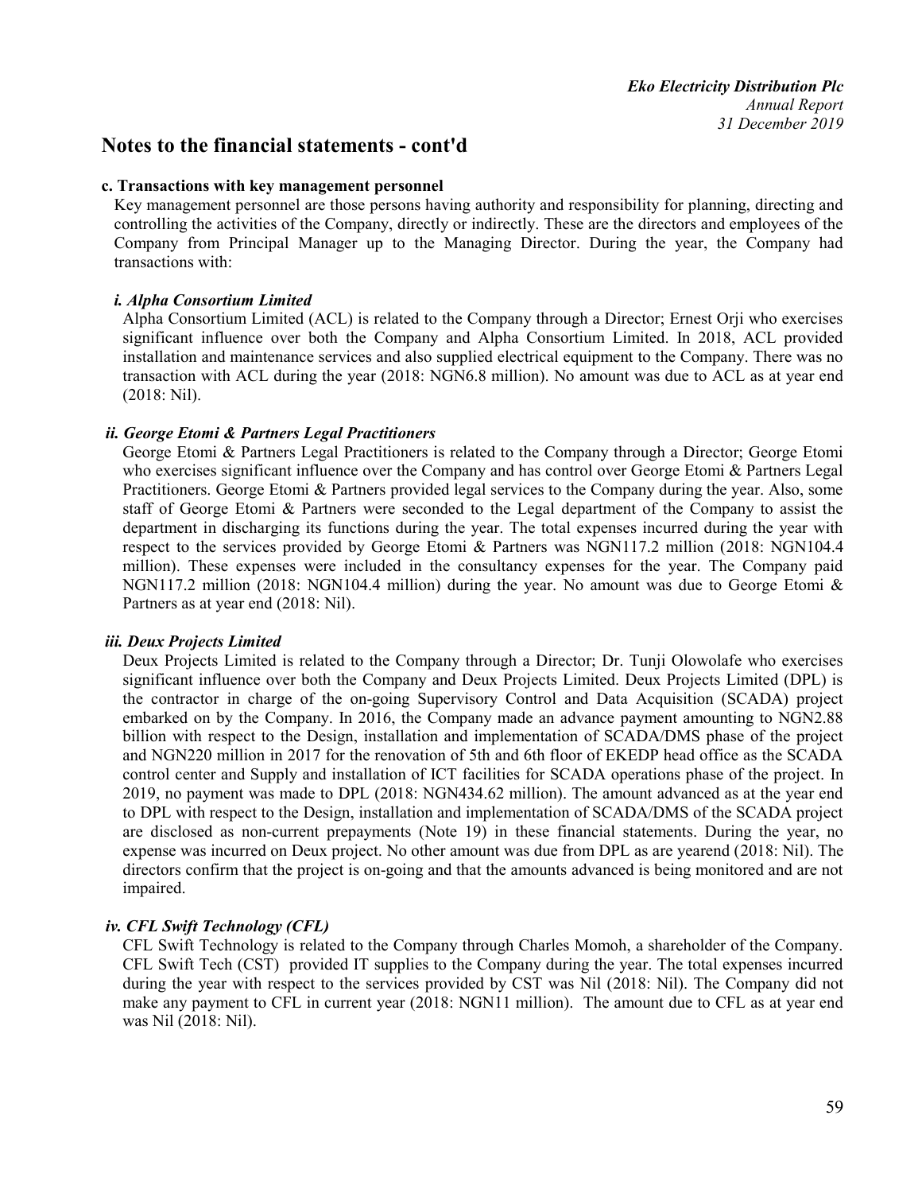## Notes to the financial statements - cont'd

### c. Transactions with key management personnel

Key management personnel are those persons having authority and responsibility for planning, directing and controlling the activities of the Company, directly or indirectly. These are the directors and employees of the Company from Principal Manager up to the Managing Director. During the year, the Company had transactions with:

#### *i. Alpha Consortium Limited*

Alpha Consortium Limited (ACL) is related to the Company through a Director; Ernest Orji who exercises significant influence over both the Company and Alpha Consortium Limited. In 2018, ACL provided installation and maintenance services and also supplied electrical equipment to the Company. There was no transaction with ACL during the year (2018: NGN6.8 million). No amount was due to ACL as at year end (2018: Nil).

#### *ii. George Etomi & Partners Legal Practitioners*

George Etomi & Partners Legal Practitioners is related to the Company through a Director; George Etomi who exercises significant influence over the Company and has control over George Etomi & Partners Legal Practitioners. George Etomi & Partners provided legal services to the Company during the year. Also, some staff of George Etomi & Partners were seconded to the Legal department of the Company to assist the department in discharging its functions during the year. The total expenses incurred during the year with respect to the services provided by George Etomi & Partners was NGN117.2 million (2018: NGN104.4 million). These expenses were included in the consultancy expenses for the year. The Company paid NGN117.2 million (2018: NGN104.4 million) during the year. No amount was due to George Etomi & Partners as at year end (2018: Nil).

#### *iii. Deux Projects Limited*

Deux Projects Limited is related to the Company through a Director; Dr. Tunji Olowolafe who exercises significant influence over both the Company and Deux Projects Limited. Deux Projects Limited (DPL) is the contractor in charge of the on-going Supervisory Control and Data Acquisition (SCADA) project embarked on by the Company. In 2016, the Company made an advance payment amounting to NGN2.88 billion with respect to the Design, installation and implementation of SCADA/DMS phase of the project and NGN220 million in 2017 for the renovation of 5th and 6th floor of EKEDP head office as the SCADA control center and Supply and installation of ICT facilities for SCADA operations phase of the project. In 2019, no payment was made to DPL (2018: NGN434.62 million). The amount advanced as at the year end to DPL with respect to the Design, installation and implementation of SCADA/DMS of the SCADA project are disclosed as non-current prepayments (Note 19) in these financial statements. During the year, no expense was incurred on Deux project. No other amount was due from DPL as are yearend (2018: Nil). The directors confirm that the project is on-going and that the amounts advanced is being monitored and are not impaired.

#### *iv. CFL Swift Technology (CFL)*

CFL Swift Technology is related to the Company through Charles Momoh, a shareholder of the Company. CFL Swift Tech (CST) provided IT supplies to the Company during the year. The total expenses incurred during the year with respect to the services provided by CST was Nil (2018: Nil). The Company did not make any payment to CFL in current year (2018: NGN11 million). The amount due to CFL as at year end was Nil (2018: Nil).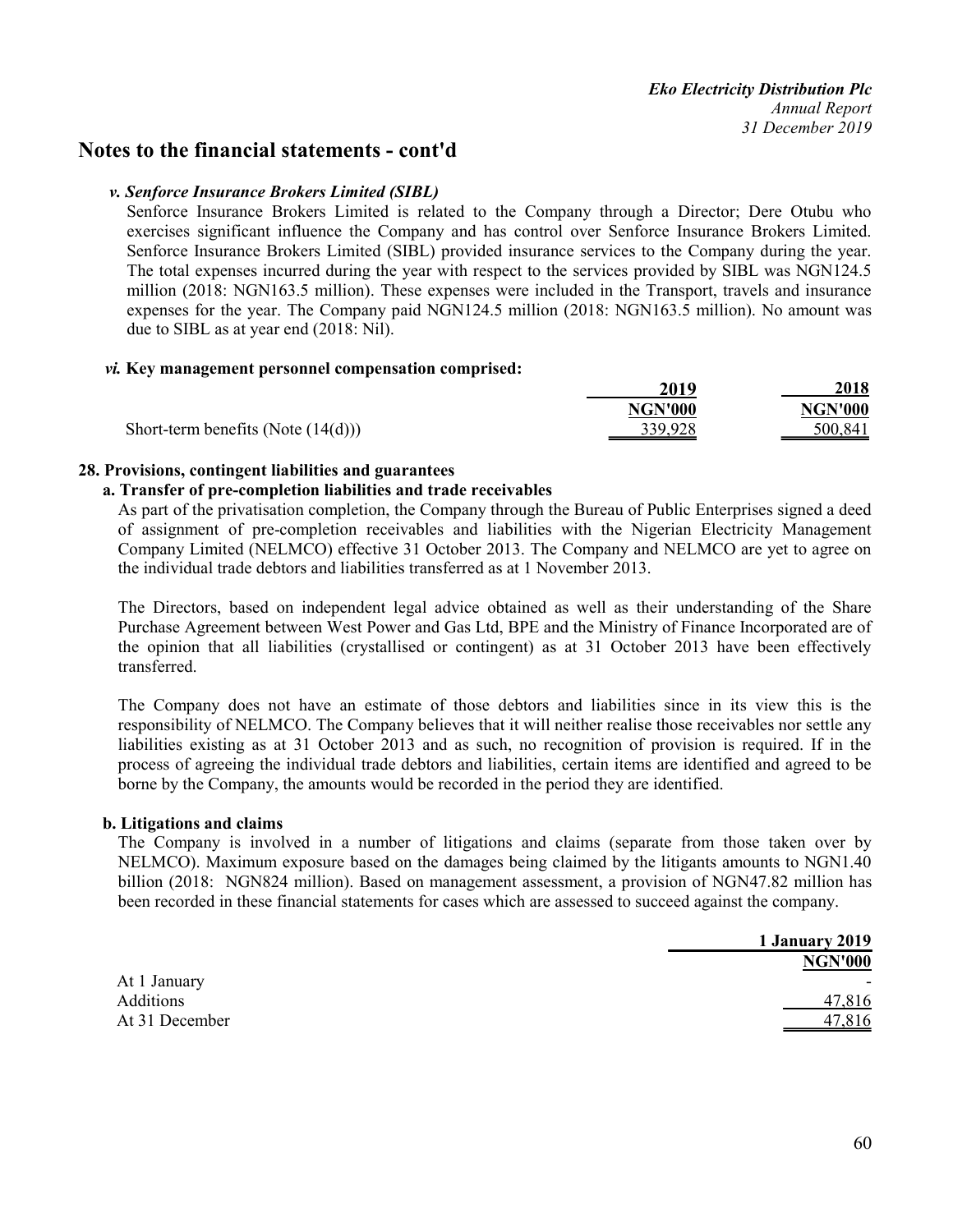# Notes to the financial statements - cont'd

***v. Senforce Insurance Brokers Limited (SIBL)***

Senforce Insurance Brokers Limited is related to the Company through a Director; Dere Otubu who exercises significant influence the Company and has control over Senforce Insurance Brokers Limited. Senforce Insurance Brokers Limited (SIBL) provided insurance services to the Company during the year. The total expenses incurred during the year with respect to the services provided by SIBL was NGN124.5 million (2018: NGN163.5 million). These expenses were included in the Transport, travels and insurance expenses for the year. The Company paid NGN124.5 million (2018: NGN163.5 million). No amount was due to SIBL as at year end (2018: Nil).

***vi.* Key management personnel compensation comprised:**

| | 2019 | 2018 |
|---|---|---|
| | NGN'000 | NGN'000 |
| Short-term benefits (Note (14(d))) | 339,928 | 500,841 |

## 28. Provisions, contingent liabilities and guarantees

### a. Transfer of pre-completion liabilities and trade receivables

As part of the privatisation completion, the Company through the Bureau of Public Enterprises signed a deed of assignment of pre-completion receivables and liabilities with the Nigerian Electricity Management Company Limited (NELMCO) effective 31 October 2013. The Company and NELMCO are yet to agree on the individual trade debtors and liabilities transferred as at 1 November 2013.

The Directors, based on independent legal advice obtained as well as their understanding of the Share Purchase Agreement between West Power and Gas Ltd, BPE and the Ministry of Finance Incorporated are of the opinion that all liabilities (crystallised or contingent) as at 31 October 2013 have been effectively transferred.

The Company does not have an estimate of those debtors and liabilities since in its view this is the responsibility of NELMCO. The Company believes that it will neither realise those receivables nor settle any liabilities existing as at 31 October 2013 and as such, no recognition of provision is required. If in the process of agreeing the individual trade debtors and liabilities, certain items are identified and agreed to be borne by the Company, the amounts would be recorded in the period they are identified.

### b. Litigations and claims

The Company is involved in a number of litigations and claims (separate from those taken over by NELMCO). Maximum exposure based on the damages being claimed by the litigants amounts to NGN1.40 billion (2018: NGN824 million). Based on management assessment, a provision of NGN47.82 million has been recorded in these financial statements for cases which are assessed to succeed against the company.

| | 1 January 2019 |
|---|---|
| | NGN'000 |
| At 1 January | - |
| Additions | 47,816 |
| At 31 December | 47,816 |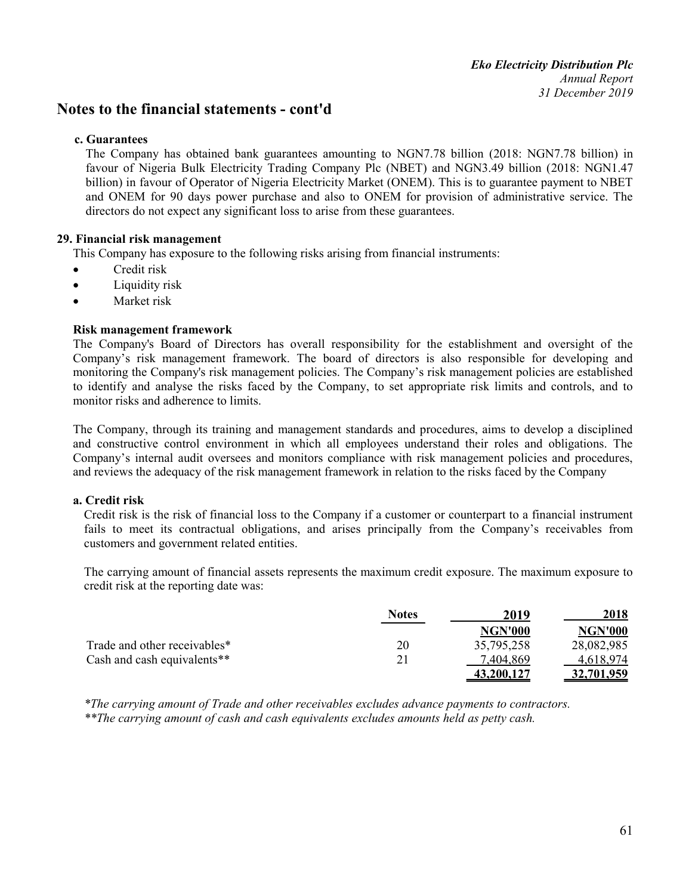## Notes to the financial statements - cont'd

### c. Guarantees

The Company has obtained bank guarantees amounting to NGN7.78 billion (2018: NGN7.78 billion) in favour of Nigeria Bulk Electricity Trading Company Plc (NBET) and NGN3.49 billion (2018: NGN1.47 billion) in favour of Operator of Nigeria Electricity Market (ONEM). This is to guarantee payment to NBET and ONEM for 90 days power purchase and also to ONEM for provision of administrative service. The directors do not expect any significant loss to arise from these guarantees.

### 29. Financial risk management

This Company has exposure to the following risks arising from financial instruments:

- Credit risk
- Liquidity risk
- Market risk

**Risk management framework**

The Company's Board of Directors has overall responsibility for the establishment and oversight of the Company's risk management framework. The board of directors is also responsible for developing and monitoring the Company's risk management policies. The Company's risk management policies are established to identify and analyse the risks faced by the Company, to set appropriate risk limits and controls, and to monitor risks and adherence to limits.

The Company, through its training and management standards and procedures, aims to develop a disciplined and constructive control environment in which all employees understand their roles and obligations. The Company's internal audit oversees and monitors compliance with risk management policies and procedures, and reviews the adequacy of the risk management framework in relation to the risks faced by the Company

**a. Credit risk**

Credit risk is the risk of financial loss to the Company if a customer or counterpart to a financial instrument fails to meet its contractual obligations, and arises principally from the Company's receivables from customers and government related entities.

The carrying amount of financial assets represents the maximum credit exposure. The maximum exposure to credit risk at the reporting date was:

| | Notes | 2019 | 2018 |
|---|---|---|---|
| | | NGN'000 | NGN'000 |
| Trade and other receivables* | 20 | 35,795,258 | 28,082,985 |
| Cash and cash equivalents** | 21 | 7,404,869 | 4,618,974 |
| | | 43,200,127 | 32,701,959 |

*\*The carrying amount of Trade and other receivables excludes advance payments to contractors.*

*\*\*The carrying amount of cash and cash equivalents excludes amounts held as petty cash.*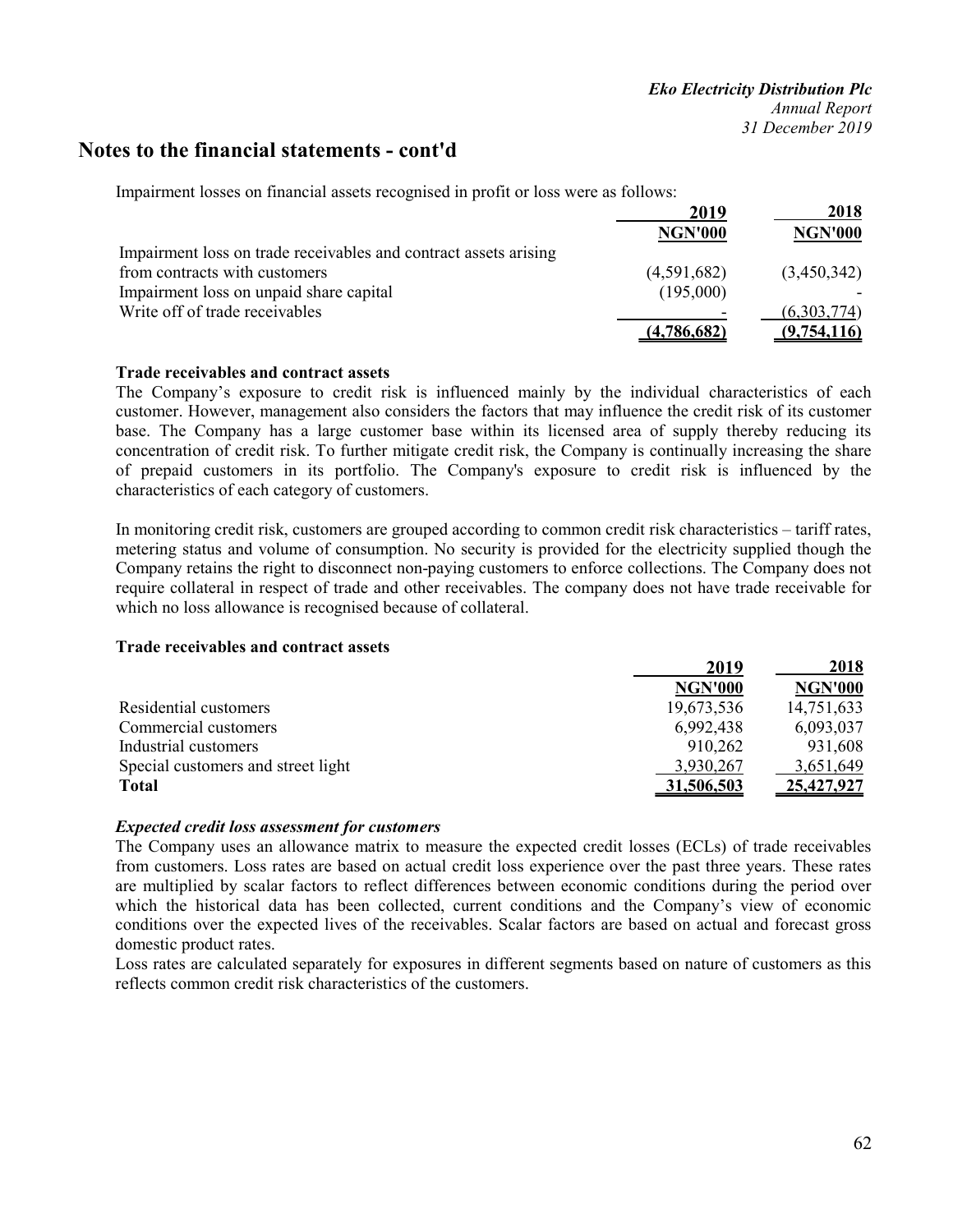## Notes to the financial statements - cont'd

Impairment losses on financial assets recognised in profit or loss were as follows:

| | 2019 | 2018 |
|---|---|---|
| | NGN'000 | NGN'000 |
| Impairment loss on trade receivables and contract assets arising from contracts with customers | (4,591,682) | (3,450,342) |
| Impairment loss on unpaid share capital | (195,000) | - |
| Write off of trade receivables | - | (6,303,774) |
| | (4,786,682) | (9,754,116) |

**Trade receivables and contract assets**

The Company's exposure to credit risk is influenced mainly by the individual characteristics of each customer. However, management also considers the factors that may influence the credit risk of its customer base. The Company has a large customer base within its licensed area of supply thereby reducing its concentration of credit risk. To further mitigate credit risk, the Company is continually increasing the share of prepaid customers in its portfolio. The Company's exposure to credit risk is influenced by the characteristics of each category of customers.

In monitoring credit risk, customers are grouped according to common credit risk characteristics – tariff rates, metering status and volume of consumption. No security is provided for the electricity supplied though the Company retains the right to disconnect non-paying customers to enforce collections. The Company does not require collateral in respect of trade and other receivables. The company does not have trade receivable for which no loss allowance is recognised because of collateral.

**Trade receivables and contract assets**

| | 2019 | 2018 |
|---|---|---|
| | NGN'000 | NGN'000 |
| Residential customers | 19,673,536 | 14,751,633 |
| Commercial customers | 6,992,438 | 6,093,037 |
| Industrial customers | 910,262 | 931,608 |
| Special customers and street light | 3,930,267 | 3,651,649 |
| **Total** | 31,506,503 | 25,427,927 |

***Expected credit loss assessment for customers***

The Company uses an allowance matrix to measure the expected credit losses (ECLs) of trade receivables from customers. Loss rates are based on actual credit loss experience over the past three years. These rates are multiplied by scalar factors to reflect differences between economic conditions during the period over which the historical data has been collected, current conditions and the Company's view of economic conditions over the expected lives of the receivables. Scalar factors are based on actual and forecast gross domestic product rates.

Loss rates are calculated separately for exposures in different segments based on nature of customers as this reflects common credit risk characteristics of the customers.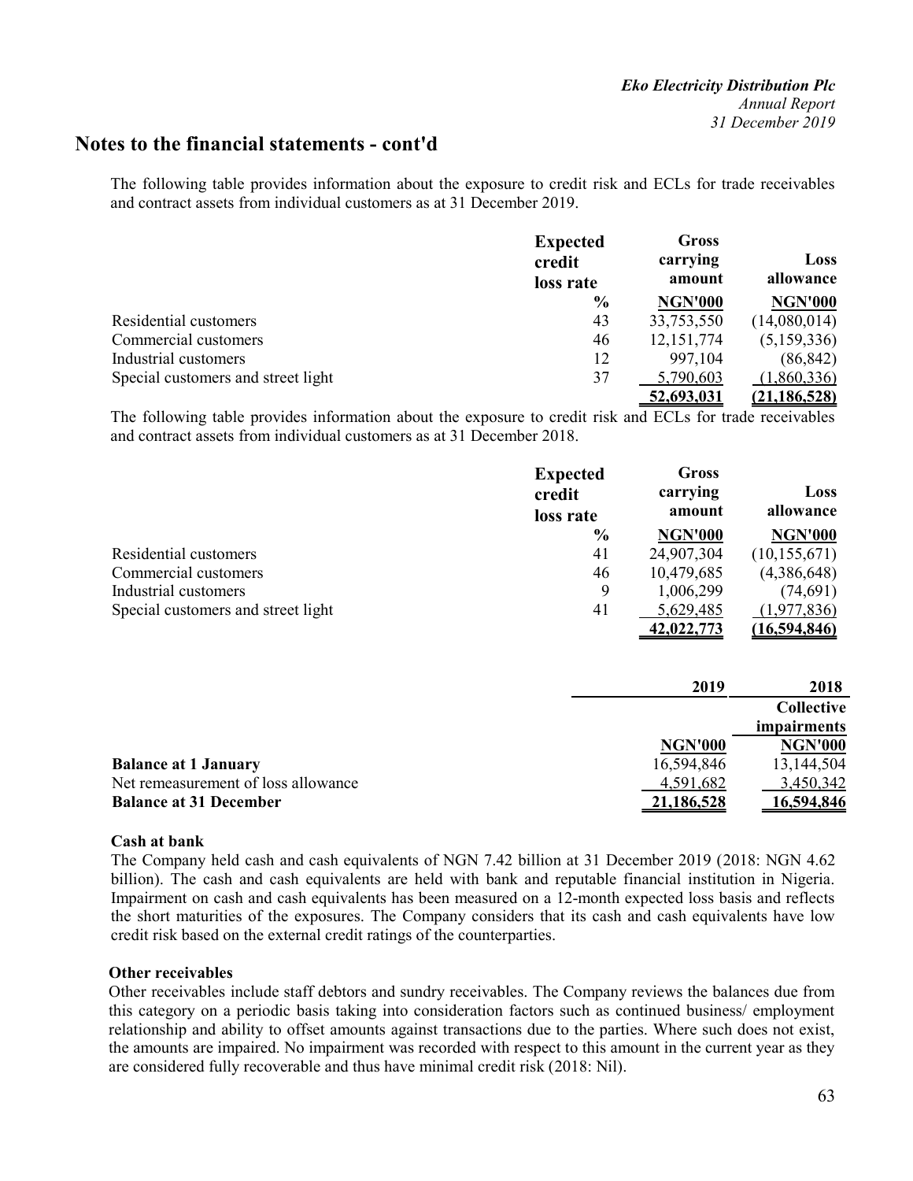## Notes to the financial statements - cont'd

The following table provides information about the exposure to credit risk and ECLs for trade receivables and contract assets from individual customers as at 31 December 2019.

| | Expected credit loss rate | Gross carrying amount | Loss allowance |
|---|---|---|---|
| | % | NGN'000 | NGN'000 |
| Residential customers | 43 | 33,753,550 | (14,080,014) |
| Commercial customers | 46 | 12,151,774 | (5,159,336) |
| Industrial customers | 12 | 997,104 | (86,842) |
| Special customers and street light | 37 | 5,790,603 | (1,860,336) |
| | | 52,693,031 | (21,186,528) |

The following table provides information about the exposure to credit risk and ECLs for trade receivables and contract assets from individual customers as at 31 December 2018.

| | Expected credit loss rate | Gross carrying amount | Loss allowance |
|---|---|---|---|
| | % | NGN'000 | NGN'000 |
| Residential customers | 41 | 24,907,304 | (10,155,671) |
| Commercial customers | 46 | 10,479,685 | (4,386,648) |
| Industrial customers | 9 | 1,006,299 | (74,691) |
| Special customers and street light | 41 | 5,629,485 | (1,977,836) |
| | | 42,022,773 | (16,594,846) |

| | 2019 | 2018 |
|---|---|---|
| | | Collective impairments |
| | NGN'000 | NGN'000 |
| **Balance at 1 January** | 16,594,846 | 13,144,504 |
| Net remeasurement of loss allowance | 4,591,682 | 3,450,342 |
| **Balance at 31 December** | 21,186,528 | 16,594,846 |

**Cash at bank**

The Company held cash and cash equivalents of NGN 7.42 billion at 31 December 2019 (2018: NGN 4.62 billion). The cash and cash equivalents are held with bank and reputable financial institution in Nigeria. Impairment on cash and cash equivalents has been measured on a 12-month expected loss basis and reflects the short maturities of the exposures. The Company considers that its cash and cash equivalents have low credit risk based on the external credit ratings of the counterparties.

**Other receivables**

Other receivables include staff debtors and sundry receivables. The Company reviews the balances due from this category on a periodic basis taking into consideration factors such as continued business/ employment relationship and ability to offset amounts against transactions due to the parties. Where such does not exist, the amounts are impaired. No impairment was recorded with respect to this amount in the current year as they are considered fully recoverable and thus have minimal credit risk (2018: Nil).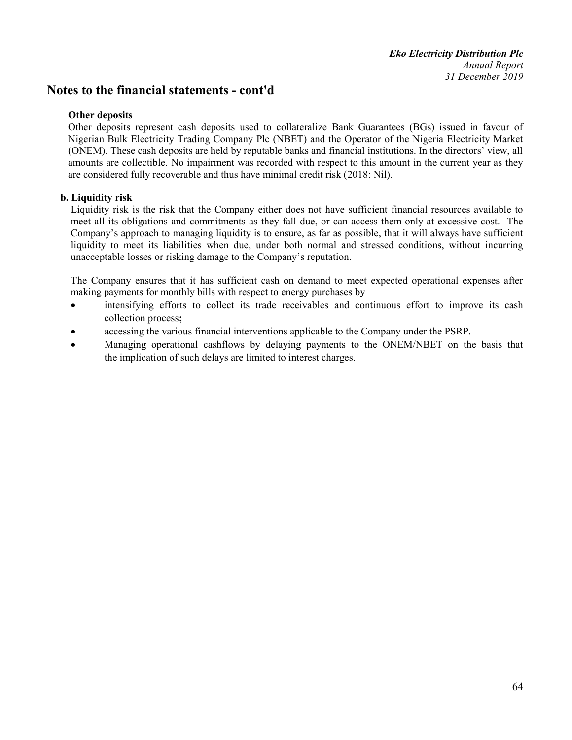## Notes to the financial statements - cont'd

**Other deposits**

Other deposits represent cash deposits used to collateralize Bank Guarantees (BGs) issued in favour of Nigerian Bulk Electricity Trading Company Plc (NBET) and the Operator of the Nigeria Electricity Market (ONEM). These cash deposits are held by reputable banks and financial institutions. In the directors' view, all amounts are collectible. No impairment was recorded with respect to this amount in the current year as they are considered fully recoverable and thus have minimal credit risk (2018: Nil).

**b. Liquidity risk**

Liquidity risk is the risk that the Company either does not have sufficient financial resources available to meet all its obligations and commitments as they fall due, or can access them only at excessive cost. The Company's approach to managing liquidity is to ensure, as far as possible, that it will always have sufficient liquidity to meet its liabilities when due, under both normal and stressed conditions, without incurring unacceptable losses or risking damage to the Company's reputation.

The Company ensures that it has sufficient cash on demand to meet expected operational expenses after making payments for monthly bills with respect to energy purchases by

- intensifying efforts to collect its trade receivables and continuous effort to improve its cash collection process**;**
- accessing the various financial interventions applicable to the Company under the PSRP.
- Managing operational cashflows by delaying payments to the ONEM/NBET on the basis that the implication of such delays are limited to interest charges.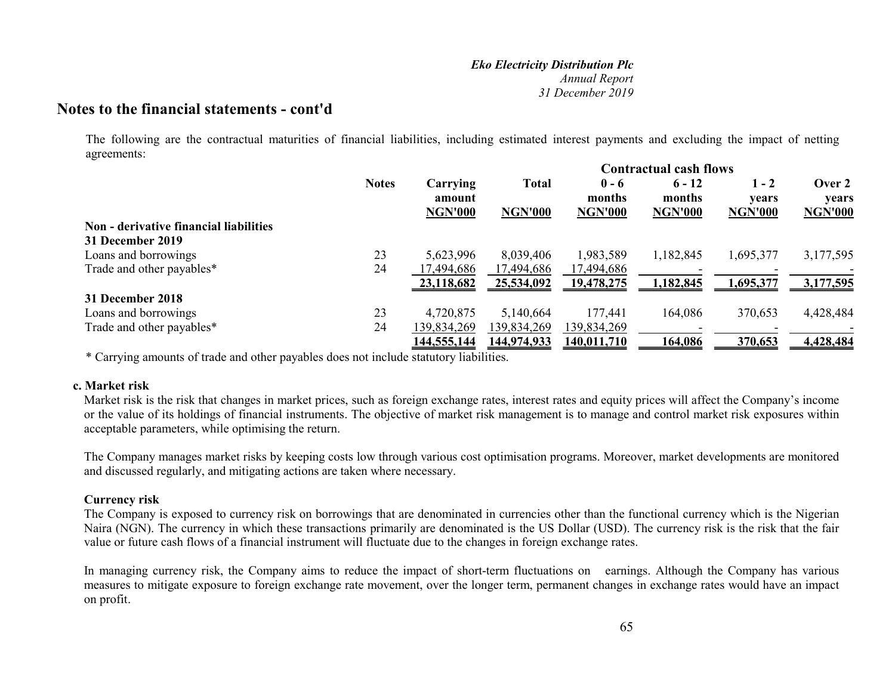## Notes to the financial statements - cont'd

The following are the contractual maturities of financial liabilities, including estimated interest payments and excluding the impact of netting agreements:

| | | | | Contractual cash flows | | | |
|---|---|---|---|---|---|---|---|
| | Notes | Carrying amount NGN'000 | Total NGN'000 | 0 - 6 months NGN'000 | 6 - 12 months NGN'000 | 1 - 2 years NGN'000 | Over 2 years NGN'000 |
| **Non - derivative financial liabilities** | | | | | | | |
| **31 December 2019** | | | | | | | |
| Loans and borrowings | 23 | 5,623,996 | 8,039,406 | 1,983,589 | 1,182,845 | 1,695,377 | 3,177,595 |
| Trade and other payables* | 24 | 17,494,686 | 17,494,686 | 17,494,686 | - | - | - |
| | | **23,118,682** | **25,534,092** | **19,478,275** | **1,182,845** | **1,695,377** | **3,177,595** |
| **31 December 2018** | | | | | | | |
| Loans and borrowings | 23 | 4,720,875 | 5,140,664 | 177,441 | 164,086 | 370,653 | 4,428,484 |
| Trade and other payables* | 24 | 139,834,269 | 139,834,269 | 139,834,269 | - | - | - |
| | | **144,555,144** | **144,974,933** | **140,011,710** | **164,086** | **370,653** | **4,428,484** |

* Carrying amounts of trade and other payables does not include statutory liabilities.

### c. Market risk

Market risk is the risk that changes in market prices, such as foreign exchange rates, interest rates and equity prices will affect the Company's income or the value of its holdings of financial instruments. The objective of market risk management is to manage and control market risk exposures within acceptable parameters, while optimising the return.

The Company manages market risks by keeping costs low through various cost optimisation programs. Moreover, market developments are monitored and discussed regularly, and mitigating actions are taken where necessary.

**Currency risk**

The Company is exposed to currency risk on borrowings that are denominated in currencies other than the functional currency which is the Nigerian Naira (NGN). The currency in which these transactions primarily are denominated is the US Dollar (USD). The currency risk is the risk that the fair value or future cash flows of a financial instrument will fluctuate due to the changes in foreign exchange rates.

In managing currency risk, the Company aims to reduce the impact of short-term fluctuations on earnings. Although the Company has various measures to mitigate exposure to foreign exchange rate movement, over the longer term, permanent changes in exchange rates would have an impact on profit.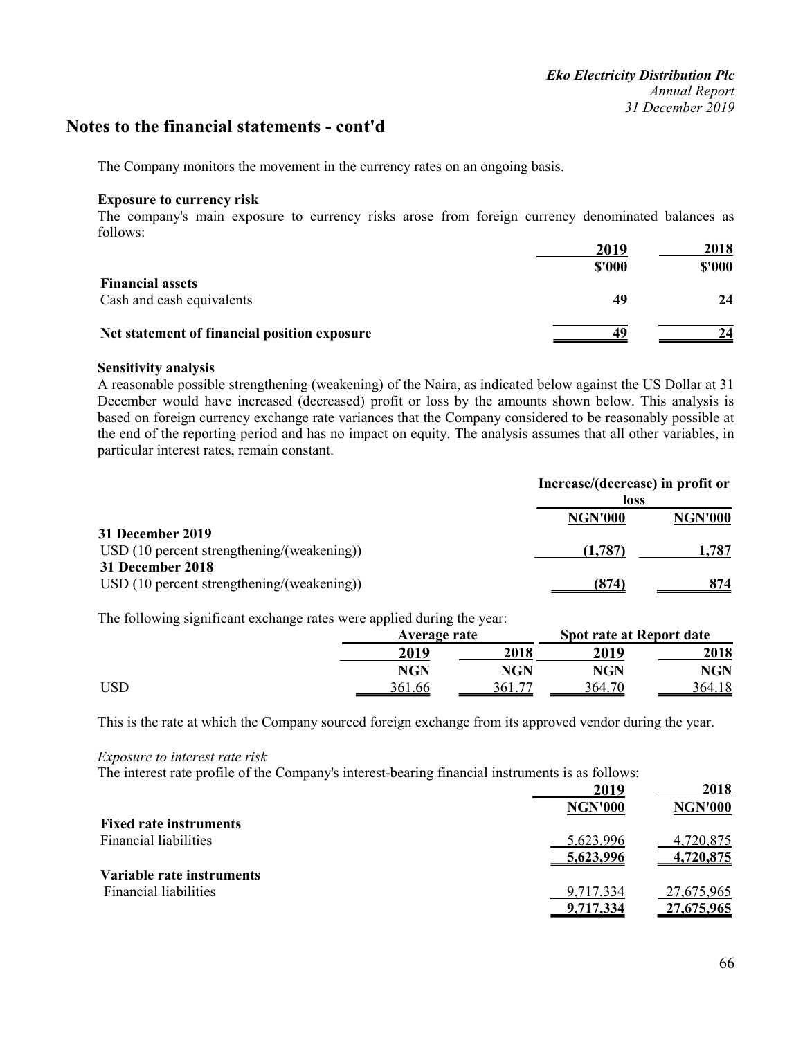## Notes to the financial statements - cont'd

The Company monitors the movement in the currency rates on an ongoing basis.

**Exposure to currency risk**

The company's main exposure to currency risks arose from foreign currency denominated balances as follows:

| | 2019 | 2018 |
|---|---|---|
| | **\$'000** | **\$'000** |
| **Financial assets** | | |
| Cash and cash equivalents | **49** | **24** |
| **Net statement of financial position exposure** | **49** | **24** |

**Sensitivity analysis**

A reasonable possible strengthening (weakening) of the Naira, as indicated below against the US Dollar at 31 December would have increased (decreased) profit or loss by the amounts shown below. This analysis is based on foreign currency exchange rate variances that the Company considered to be reasonably possible at the end of the reporting period and has no impact on equity. The analysis assumes that all other variables, in particular interest rates, remain constant.

| | Increase/(decrease) in profit or loss | |
|---|---|---|
| | **NGN'000** | **NGN'000** |
| **31 December 2019** | | |
| USD (10 percent strengthening/(weakening)) | **(1,787)** | **1,787** |
| **31 December 2018** | | |
| USD (10 percent strengthening/(weakening)) | **(874)** | **874** |

The following significant exchange rates were applied during the year:

| | Average rate | | Spot rate at Report date | |
|---|---|---|---|---|
| | **2019** | **2018** | **2019** | **2018** |
| | **NGN** | **NGN** | **NGN** | **NGN** |
| USD | 361.66 | 361.77 | 364.70 | 364.18 |

This is the rate at which the Company sourced foreign exchange from its approved vendor during the year.

*Exposure to interest rate risk*

The interest rate profile of the Company's interest-bearing financial instruments is as follows:

| | 2019 | 2018 |
|---|---|---|
| | **NGN'000** | **NGN'000** |
| **Fixed rate instruments** | | |
| Financial liabilities | 5,623,996 | 4,720,875 |
| | **5,623,996** | **4,720,875** |
| **Variable rate instruments** | | |
| Financial liabilities | 9,717,334 | 27,675,965 |
| | **9,717,334** | **27,675,965** |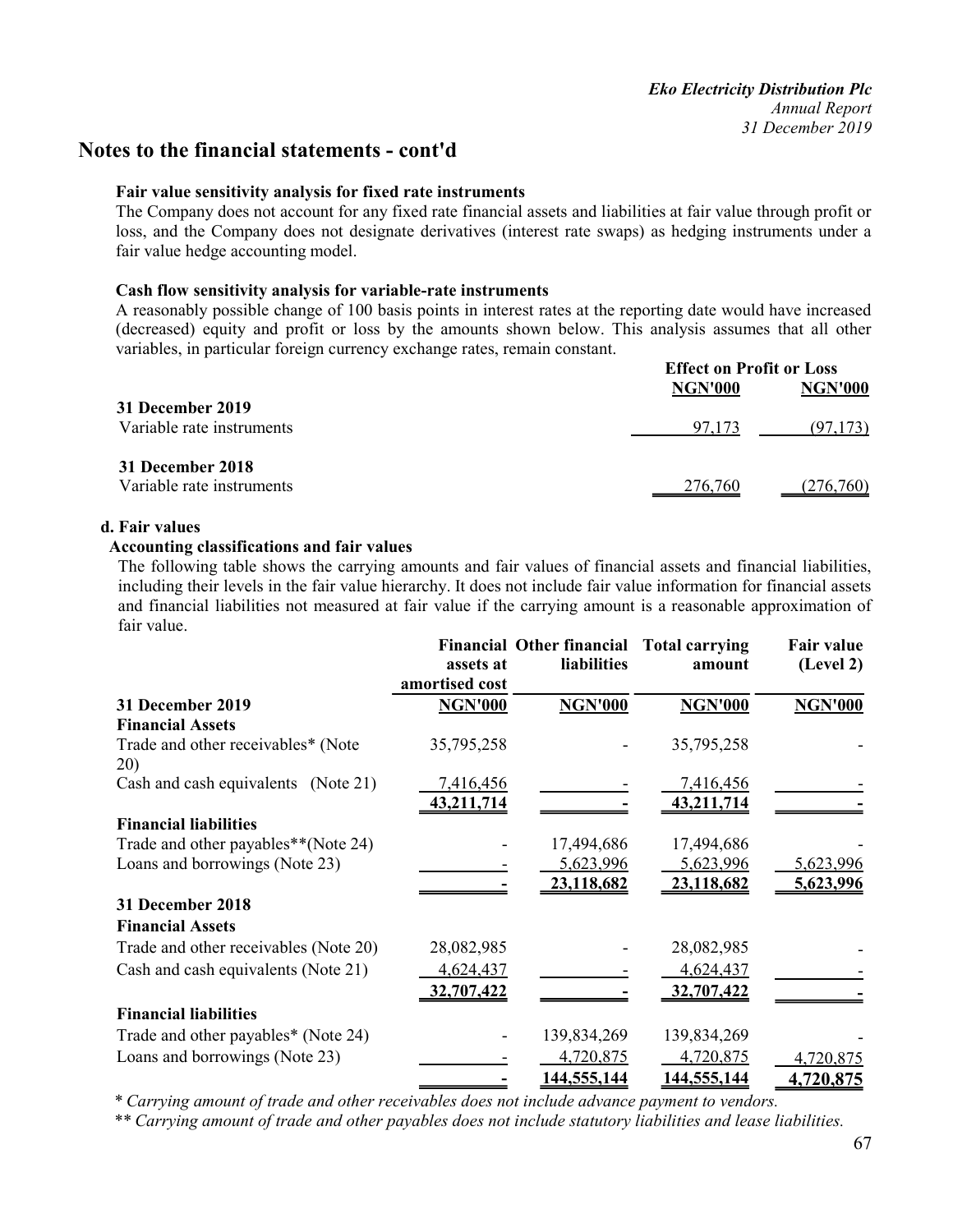## Notes to the financial statements - cont'd

**Fair value sensitivity analysis for fixed rate instruments**

The Company does not account for any fixed rate financial assets and liabilities at fair value through profit or loss, and the Company does not designate derivatives (interest rate swaps) as hedging instruments under a fair value hedge accounting model.

**Cash flow sensitivity analysis for variable-rate instruments**

A reasonably possible change of 100 basis points in interest rates at the reporting date would have increased (decreased) equity and profit or loss by the amounts shown below. This analysis assumes that all other variables, in particular foreign currency exchange rates, remain constant.

| | Effect on Profit or Loss | |
|---|---|---|
| | NGN'000 | NGN'000 |
| **31 December 2019** | | |
| Variable rate instruments | 97,173 | (97,173) |
| **31 December 2018** | | |
| Variable rate instruments | 276,760 | (276,760) |

**d. Fair values**

**Accounting classifications and fair values**

The following table shows the carrying amounts and fair values of financial assets and financial liabilities, including their levels in the fair value hierarchy. It does not include fair value information for financial assets and financial liabilities not measured at fair value if the carrying amount is a reasonable approximation of fair value.

| | Financial assets at amortised cost | Other financial liabilities | Total carrying amount | Fair value (Level 2) |
|---|---|---|---|---|
| **31 December 2019** | **NGN'000** | **NGN'000** | **NGN'000** | **NGN'000** |
| **Financial Assets** | | | | |
| Trade and other receivables* (Note 20) | 35,795,258 | - | 35,795,258 | - |
| Cash and cash equivalents (Note 21) | 7,416,456 | - | 7,416,456 | - |
| | **43,211,714** | **-** | **43,211,714** | **-** |
| **Financial liabilities** | | | | |
| Trade and other payables**(Note 24) | - | 17,494,686 | 17,494,686 | - |
| Loans and borrowings (Note 23) | - | 5,623,996 | 5,623,996 | 5,623,996 |
| | **-** | **23,118,682** | **23,118,682** | **5,623,996** |
| **31 December 2018** | | | | |
| **Financial Assets** | | | | |
| Trade and other receivables (Note 20) | 28,082,985 | - | 28,082,985 | - |
| Cash and cash equivalents (Note 21) | 4,624,437 | - | 4,624,437 | - |
| | **32,707,422** | **-** | **32,707,422** | **-** |
| **Financial liabilities** | | | | |
| Trade and other payables* (Note 24) | - | 139,834,269 | 139,834,269 | - |
| Loans and borrowings (Note 23) | - | 4,720,875 | 4,720,875 | 4,720,875 |
| | **-** | **144,555,144** | **144,555,144** | **4,720,875** |

\* *Carrying amount of trade and other receivables does not include advance payment to vendors.*

\*\* *Carrying amount of trade and other payables does not include statutory liabilities and lease liabilities.*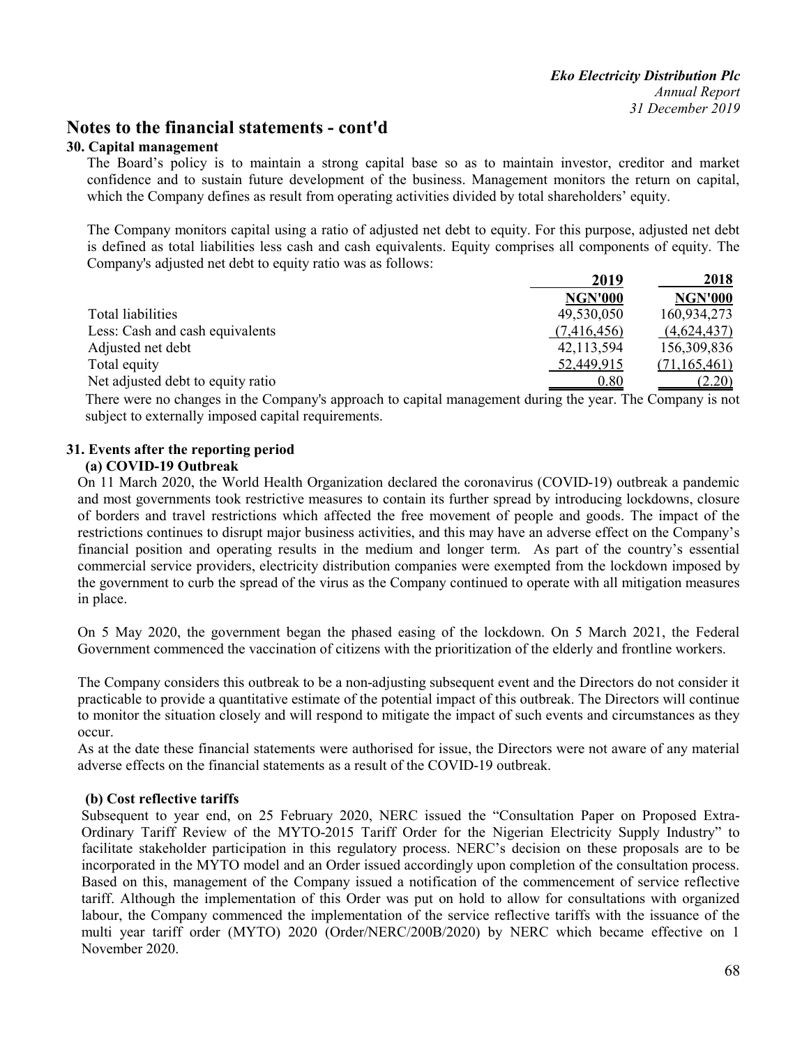# Notes to the financial statements - cont'd

## 30. Capital management

The Board's policy is to maintain a strong capital base so as to maintain investor, creditor and market confidence and to sustain future development of the business. Management monitors the return on capital, which the Company defines as result from operating activities divided by total shareholders' equity.

The Company monitors capital using a ratio of adjusted net debt to equity. For this purpose, adjusted net debt is defined as total liabilities less cash and cash equivalents. Equity comprises all components of equity. The Company's adjusted net debt to equity ratio was as follows:

| | 2019 | 2018 |
|---|---|---|
| | **NGN'000** | **NGN'000** |
| Total liabilities | 49,530,050 | 160,934,273 |
| Less: Cash and cash equivalents | (7,416,456) | (4,624,437) |
| Adjusted net debt | 42,113,594 | 156,309,836 |
| Total equity | 52,449,915 | (71,165,461) |
| Net adjusted debt to equity ratio | 0.80 | (2.20) |

There were no changes in the Company's approach to capital management during the year. The Company is not subject to externally imposed capital requirements.

## 31. Events after the reporting period

### (a) COVID-19 Outbreak

On 11 March 2020, the World Health Organization declared the coronavirus (COVID-19) outbreak a pandemic and most governments took restrictive measures to contain its further spread by introducing lockdowns, closure of borders and travel restrictions which affected the free movement of people and goods. The impact of the restrictions continues to disrupt major business activities, and this may have an adverse effect on the Company's financial position and operating results in the medium and longer term. As part of the country's essential commercial service providers, electricity distribution companies were exempted from the lockdown imposed by the government to curb the spread of the virus as the Company continued to operate with all mitigation measures in place.

On 5 May 2020, the government began the phased easing of the lockdown. On 5 March 2021, the Federal Government commenced the vaccination of citizens with the prioritization of the elderly and frontline workers.

The Company considers this outbreak to be a non-adjusting subsequent event and the Directors do not consider it practicable to provide a quantitative estimate of the potential impact of this outbreak. The Directors will continue to monitor the situation closely and will respond to mitigate the impact of such events and circumstances as they occur.

As at the date these financial statements were authorised for issue, the Directors were not aware of any material adverse effects on the financial statements as a result of the COVID-19 outbreak.

### (b) Cost reflective tariffs

Subsequent to year end, on 25 February 2020, NERC issued the "Consultation Paper on Proposed Extra-Ordinary Tariff Review of the MYTO-2015 Tariff Order for the Nigerian Electricity Supply Industry" to facilitate stakeholder participation in this regulatory process. NERC's decision on these proposals are to be incorporated in the MYTO model and an Order issued accordingly upon completion of the consultation process. Based on this, management of the Company issued a notification of the commencement of service reflective tariff. Although the implementation of this Order was put on hold to allow for consultations with organized labour, the Company commenced the implementation of the service reflective tariffs with the issuance of the multi year tariff order (MYTO) 2020 (Order/NERC/200B/2020) by NERC which became effective on 1 November 2020.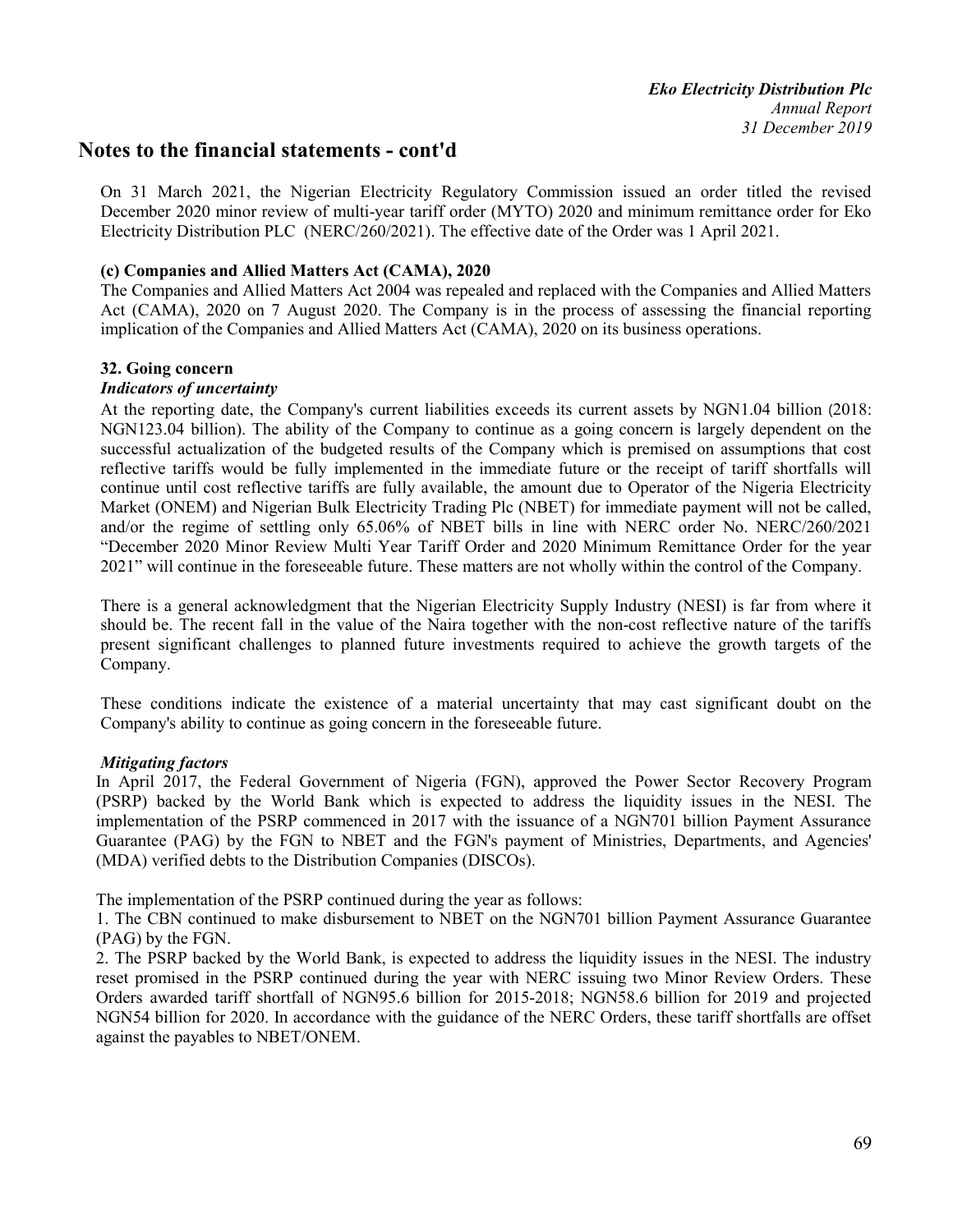# Notes to the financial statements - cont'd

On 31 March 2021, the Nigerian Electricity Regulatory Commission issued an order titled the revised December 2020 minor review of multi-year tariff order (MYTO) 2020 and minimum remittance order for Eko Electricity Distribution PLC (NERC/260/2021). The effective date of the Order was 1 April 2021.

### (c) Companies and Allied Matters Act (CAMA), 2020

The Companies and Allied Matters Act 2004 was repealed and replaced with the Companies and Allied Matters Act (CAMA), 2020 on 7 August 2020. The Company is in the process of assessing the financial reporting implication of the Companies and Allied Matters Act (CAMA), 2020 on its business operations.

## 32. Going concern

### *Indicators of uncertainty*

At the reporting date, the Company's current liabilities exceeds its current assets by NGN1.04 billion (2018: NGN123.04 billion). The ability of the Company to continue as a going concern is largely dependent on the successful actualization of the budgeted results of the Company which is premised on assumptions that cost reflective tariffs would be fully implemented in the immediate future or the receipt of tariff shortfalls will continue until cost reflective tariffs are fully available, the amount due to Operator of the Nigeria Electricity Market (ONEM) and Nigerian Bulk Electricity Trading Plc (NBET) for immediate payment will not be called, and/or the regime of settling only 65.06% of NBET bills in line with NERC order No. NERC/260/2021 "December 2020 Minor Review Multi Year Tariff Order and 2020 Minimum Remittance Order for the year 2021" will continue in the foreseeable future. These matters are not wholly within the control of the Company.

There is a general acknowledgment that the Nigerian Electricity Supply Industry (NESI) is far from where it should be. The recent fall in the value of the Naira together with the non-cost reflective nature of the tariffs present significant challenges to planned future investments required to achieve the growth targets of the Company.

These conditions indicate the existence of a material uncertainty that may cast significant doubt on the Company's ability to continue as going concern in the foreseeable future.

### *Mitigating factors*

In April 2017, the Federal Government of Nigeria (FGN), approved the Power Sector Recovery Program (PSRP) backed by the World Bank which is expected to address the liquidity issues in the NESI. The implementation of the PSRP commenced in 2017 with the issuance of a NGN701 billion Payment Assurance Guarantee (PAG) by the FGN to NBET and the FGN's payment of Ministries, Departments, and Agencies' (MDA) verified debts to the Distribution Companies (DISCOs).

The implementation of the PSRP continued during the year as follows:

1. The CBN continued to make disbursement to NBET on the NGN701 billion Payment Assurance Guarantee (PAG) by the FGN.
2. The PSRP backed by the World Bank, is expected to address the liquidity issues in the NESI. The industry reset promised in the PSRP continued during the year with NERC issuing two Minor Review Orders. These Orders awarded tariff shortfall of NGN95.6 billion for 2015-2018; NGN58.6 billion for 2019 and projected NGN54 billion for 2020. In accordance with the guidance of the NERC Orders, these tariff shortfalls are offset against the payables to NBET/ONEM.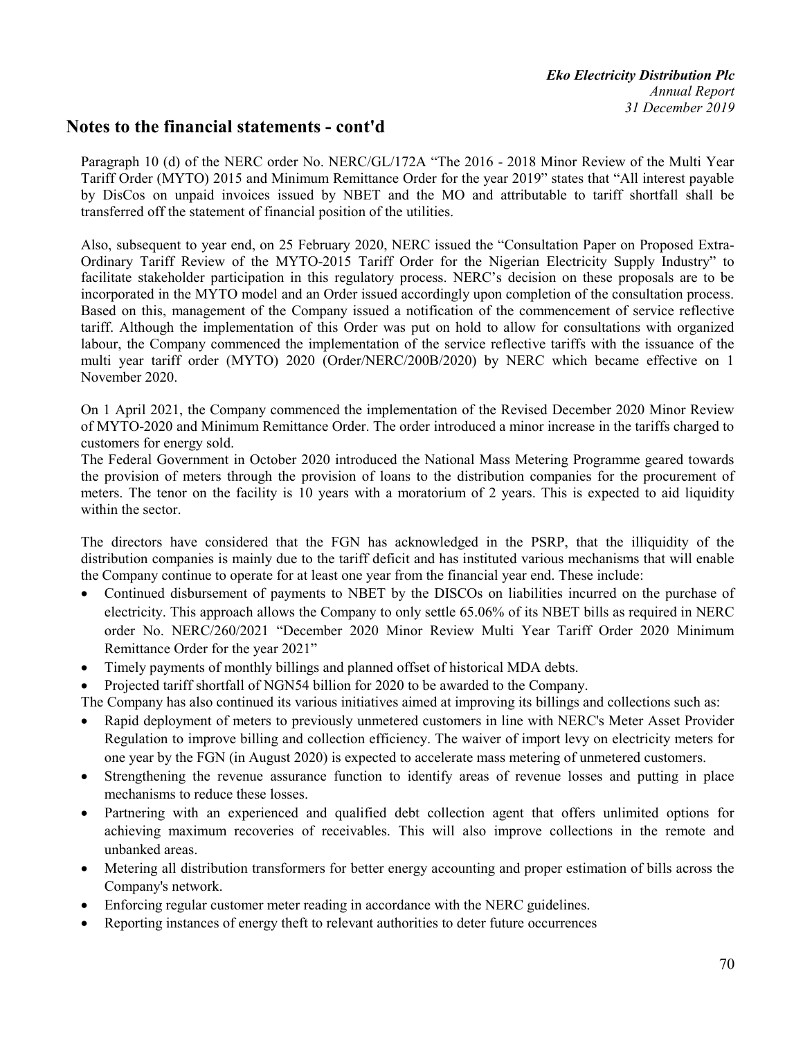## Notes to the financial statements - cont'd

Paragraph 10 (d) of the NERC order No. NERC/GL/172A "The 2016 - 2018 Minor Review of the Multi Year Tariff Order (MYTO) 2015 and Minimum Remittance Order for the year 2019" states that "All interest payable by DisCos on unpaid invoices issued by NBET and the MO and attributable to tariff shortfall shall be transferred off the statement of financial position of the utilities.

Also, subsequent to year end, on 25 February 2020, NERC issued the "Consultation Paper on Proposed Extra-Ordinary Tariff Review of the MYTO-2015 Tariff Order for the Nigerian Electricity Supply Industry" to facilitate stakeholder participation in this regulatory process. NERC's decision on these proposals are to be incorporated in the MYTO model and an Order issued accordingly upon completion of the consultation process. Based on this, management of the Company issued a notification of the commencement of service reflective tariff. Although the implementation of this Order was put on hold to allow for consultations with organized labour, the Company commenced the implementation of the service reflective tariffs with the issuance of the multi year tariff order (MYTO) 2020 (Order/NERC/200B/2020) by NERC which became effective on 1 November 2020.

On 1 April 2021, the Company commenced the implementation of the Revised December 2020 Minor Review of MYTO-2020 and Minimum Remittance Order. The order introduced a minor increase in the tariffs charged to customers for energy sold.
The Federal Government in October 2020 introduced the National Mass Metering Programme geared towards the provision of meters through the provision of loans to the distribution companies for the procurement of meters. The tenor on the facility is 10 years with a moratorium of 2 years. This is expected to aid liquidity within the sector.

The directors have considered that the FGN has acknowledged in the PSRP, that the illiquidity of the distribution companies is mainly due to the tariff deficit and has instituted various mechanisms that will enable the Company continue to operate for at least one year from the financial year end. These include:

- Continued disbursement of payments to NBET by the DISCOs on liabilities incurred on the purchase of electricity. This approach allows the Company to only settle 65.06% of its NBET bills as required in NERC order No. NERC/260/2021 "December 2020 Minor Review Multi Year Tariff Order 2020 Minimum Remittance Order for the year 2021"
- Timely payments of monthly billings and planned offset of historical MDA debts.
- Projected tariff shortfall of NGN54 billion for 2020 to be awarded to the Company.

The Company has also continued its various initiatives aimed at improving its billings and collections such as:

- Rapid deployment of meters to previously unmetered customers in line with NERC's Meter Asset Provider Regulation to improve billing and collection efficiency. The waiver of import levy on electricity meters for one year by the FGN (in August 2020) is expected to accelerate mass metering of unmetered customers.
- Strengthening the revenue assurance function to identify areas of revenue losses and putting in place mechanisms to reduce these losses.
- Partnering with an experienced and qualified debt collection agent that offers unlimited options for achieving maximum recoveries of receivables. This will also improve collections in the remote and unbanked areas.
- Metering all distribution transformers for better energy accounting and proper estimation of bills across the Company's network.
- Enforcing regular customer meter reading in accordance with the NERC guidelines.
- Reporting instances of energy theft to relevant authorities to deter future occurrences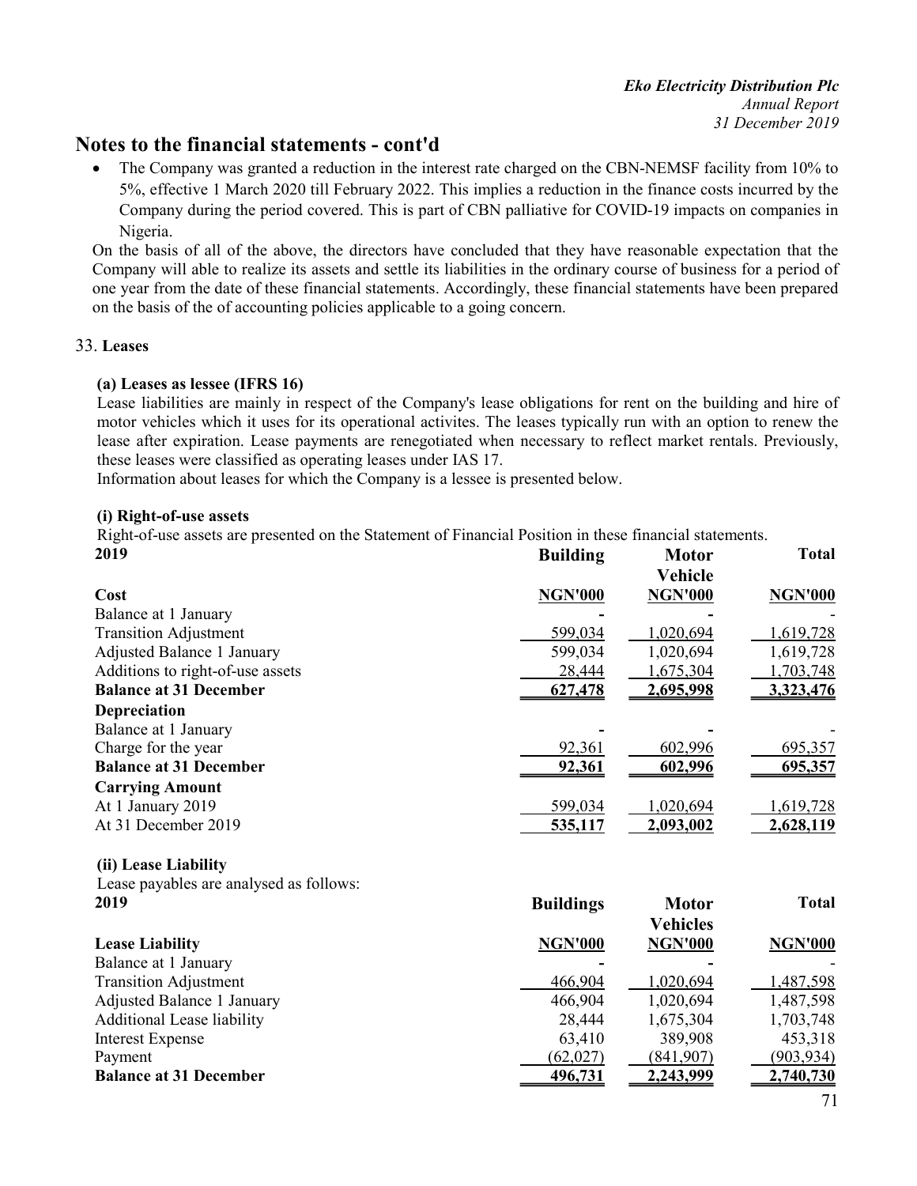## Notes to the financial statements - cont'd

- The Company was granted a reduction in the interest rate charged on the CBN-NEMSF facility from 10% to 5%, effective 1 March 2020 till February 2022. This implies a reduction in the finance costs incurred by the Company during the period covered. This is part of CBN palliative for COVID-19 impacts on companies in Nigeria.

On the basis of all of the above, the directors have concluded that they have reasonable expectation that the Company will able to realize its assets and settle its liabilities in the ordinary course of business for a period of one year from the date of these financial statements. Accordingly, these financial statements have been prepared on the basis of the of accounting policies applicable to a going concern.

33. **Leases**

**(a) Leases as lessee (IFRS 16)**

Lease liabilities are mainly in respect of the Company's lease obligations for rent on the building and hire of motor vehicles which it uses for its operational activites. The leases typically run with an option to renew the lease after expiration. Lease payments are renegotiated when necessary to reflect market rentals. Previously, these leases were classified as operating leases under IAS 17.

Information about leases for which the Company is a lessee is presented below.

**(i) Right-of-use assets**

Right-of-use assets are presented on the Statement of Financial Position in these financial statements.

| 2019 | Building | Motor Vehicle | Total |
|---|---|---|---|
| **Cost** | **NGN'000** | **NGN'000** | **NGN'000** |
| Balance at 1 January | - | - | - |
| Transition Adjustment | 599,034 | 1,020,694 | 1,619,728 |
| Adjusted Balance 1 January | 599,034 | 1,020,694 | 1,619,728 |
| Additions to right-of-use assets | 28,444 | 1,675,304 | 1,703,748 |
| **Balance at 31 December** | **627,478** | **2,695,998** | **3,323,476** |
| **Depreciation** | | | |
| Balance at 1 January | - | - | - |
| Charge for the year | 92,361 | 602,996 | 695,357 |
| **Balance at 31 December** | **92,361** | **602,996** | **695,357** |
| **Carrying Amount** | | | |
| At 1 January 2019 | 599,034 | 1,020,694 | 1,619,728 |
| At 31 December 2019 | **535,117** | **2,093,002** | **2,628,119** |

**(ii) Lease Liability**

Lease payables are analysed as follows:

| 2019 | Buildings | Motor Vehicles | Total |
|---|---|---|---|
| **Lease Liability** | **NGN'000** | **NGN'000** | **NGN'000** |
| Balance at 1 January | - | - | - |
| Transition Adjustment | 466,904 | 1,020,694 | 1,487,598 |
| Adjusted Balance 1 January | 466,904 | 1,020,694 | 1,487,598 |
| Additional Lease liability | 28,444 | 1,675,304 | 1,703,748 |
| Interest Expense | 63,410 | 389,908 | 453,318 |
| Payment | (62,027) | (841,907) | (903,934) |
| **Balance at 31 December** | **496,731** | **2,243,999** | **2,740,730** |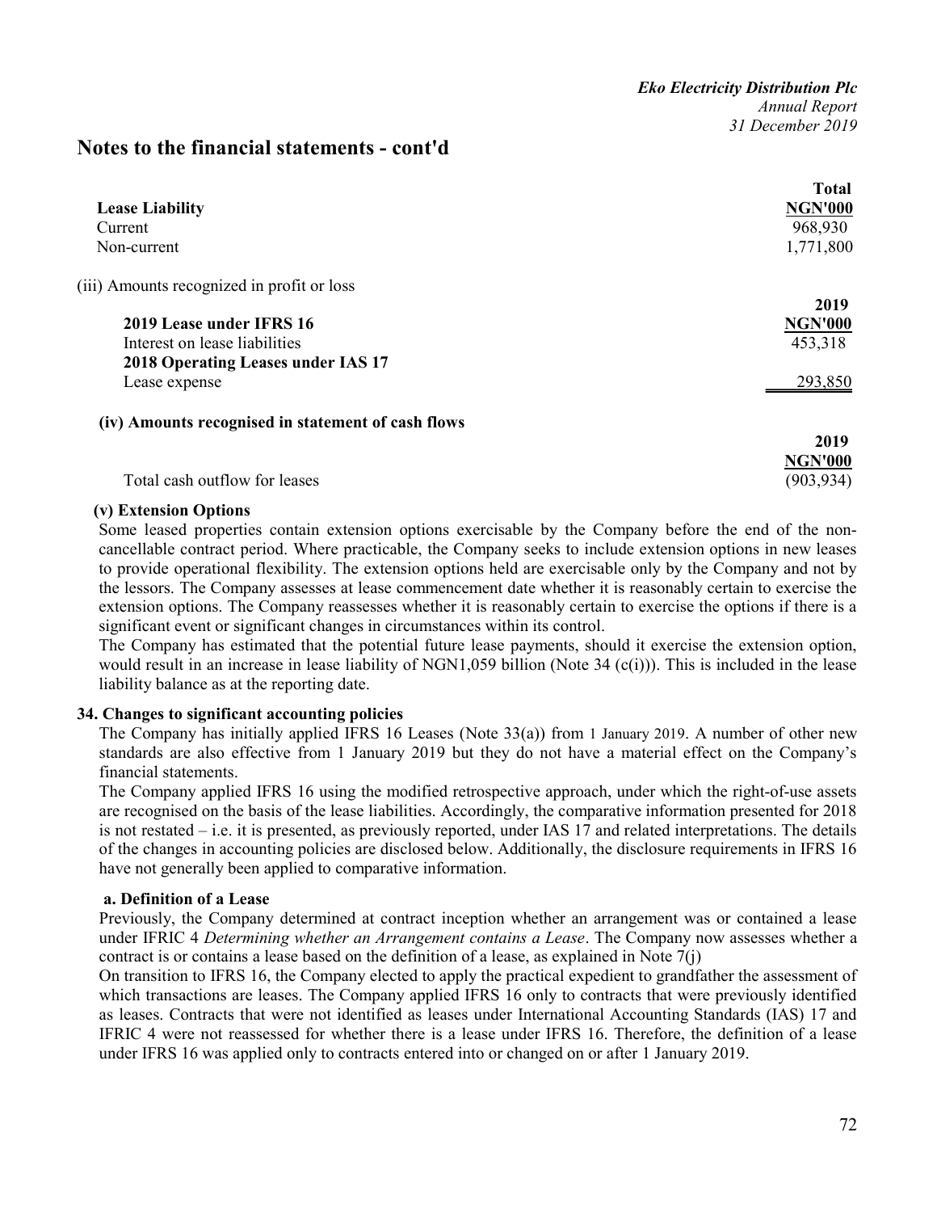## Notes to the financial statements - cont'd

| Lease Liability | Total NGN'000 |
|---|---|
| Current | 968,930 |
| Non-current | 1,771,800 |

(iii) Amounts recognized in profit or loss

| | 2019 NGN'000 |
|---|---|
| **2019 Lease under IFRS 16** | |
| Interest on lease liabilities | 453,318 |
| **2018 Operating Leases under IAS 17** | |
| Lease expense | 293,850 |

**(iv) Amounts recognised in statement of cash flows**

| | 2019 NGN'000 |
|---|---|
| Total cash outflow for leases | (903,934) |

**(v) Extension Options**

Some leased properties contain extension options exercisable by the Company before the end of the non-cancellable contract period. Where practicable, the Company seeks to include extension options in new leases to provide operational flexibility. The extension options held are exercisable only by the Company and not by the lessors. The Company assesses at lease commencement date whether it is reasonably certain to exercise the extension options. The Company reassesses whether it is reasonably certain to exercise the options if there is a significant event or significant changes in circumstances within its control.

The Company has estimated that the potential future lease payments, should it exercise the extension option, would result in an increase in lease liability of NGN1,059 billion (Note 34 (c(i))). This is included in the lease liability balance as at the reporting date.

### 34. Changes to significant accounting policies

The Company has initially applied IFRS 16 Leases (Note 33(a)) from 1 January 2019. A number of other new standards are also effective from 1 January 2019 but they do not have a material effect on the Company's financial statements.

The Company applied IFRS 16 using the modified retrospective approach, under which the right-of-use assets are recognised on the basis of the lease liabilities. Accordingly, the comparative information presented for 2018 is not restated – i.e. it is presented, as previously reported, under IAS 17 and related interpretations. The details of the changes in accounting policies are disclosed below. Additionally, the disclosure requirements in IFRS 16 have not generally been applied to comparative information.

**a. Definition of a Lease**

Previously, the Company determined at contract inception whether an arrangement was or contained a lease under IFRIC 4 *Determining whether an Arrangement contains a Lease*. The Company now assesses whether a contract is or contains a lease based on the definition of a lease, as explained in Note 7(j)

On transition to IFRS 16, the Company elected to apply the practical expedient to grandfather the assessment of which transactions are leases. The Company applied IFRS 16 only to contracts that were previously identified as leases. Contracts that were not identified as leases under International Accounting Standards (IAS) 17 and IFRIC 4 were not reassessed for whether there is a lease under IFRS 16. Therefore, the definition of a lease under IFRS 16 was applied only to contracts entered into or changed on or after 1 January 2019.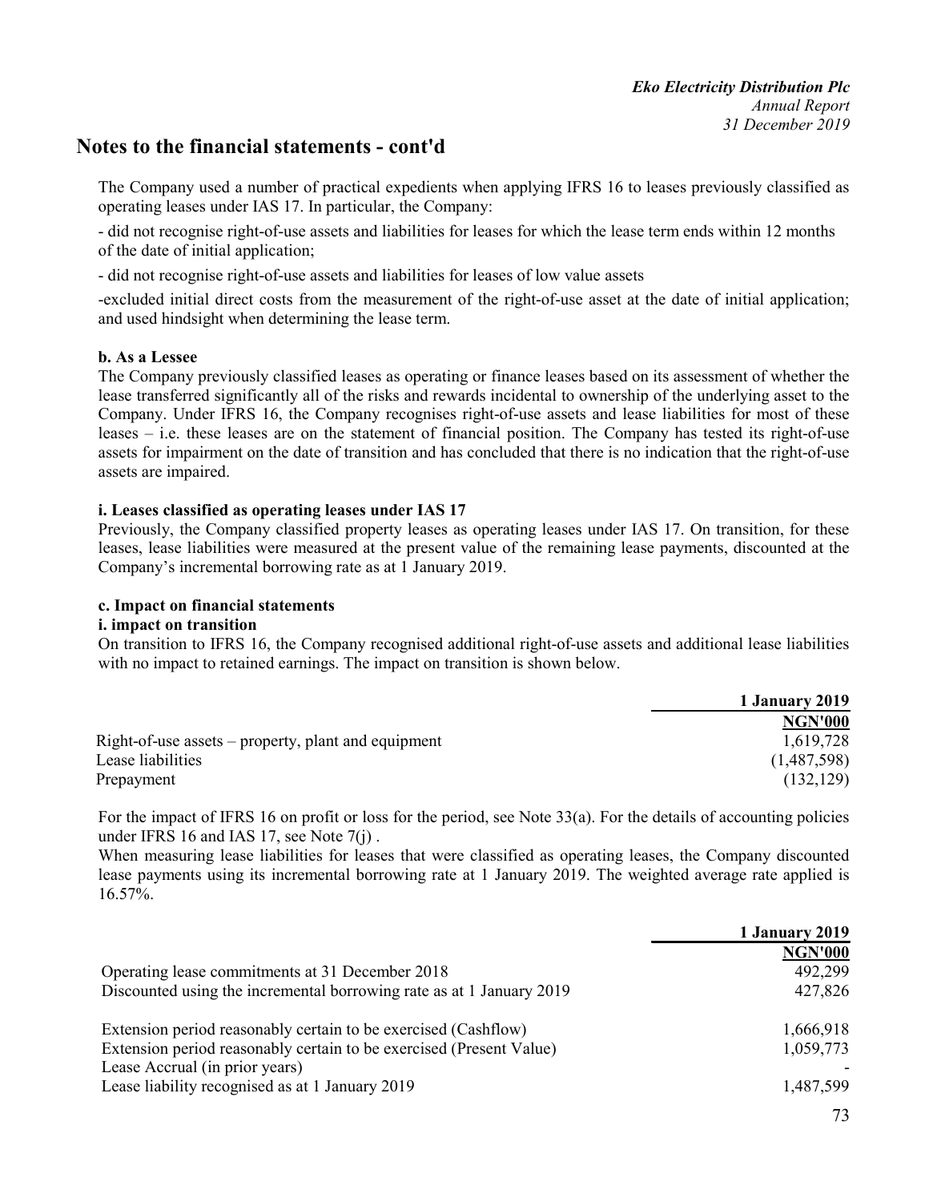## Notes to the financial statements - cont'd

The Company used a number of practical expedients when applying IFRS 16 to leases previously classified as operating leases under IAS 17. In particular, the Company:

- did not recognise right-of-use assets and liabilities for leases for which the lease term ends within 12 months of the date of initial application;

- did not recognise right-of-use assets and liabilities for leases of low value assets

-excluded initial direct costs from the measurement of the right-of-use asset at the date of initial application; and used hindsight when determining the lease term.

**b. As a Lessee**

The Company previously classified leases as operating or finance leases based on its assessment of whether the lease transferred significantly all of the risks and rewards incidental to ownership of the underlying asset to the Company. Under IFRS 16, the Company recognises right-of-use assets and lease liabilities for most of these leases – i.e. these leases are on the statement of financial position. The Company has tested its right-of-use assets for impairment on the date of transition and has concluded that there is no indication that the right-of-use assets are impaired.

**i. Leases classified as operating leases under IAS 17**

Previously, the Company classified property leases as operating leases under IAS 17. On transition, for these leases, lease liabilities were measured at the present value of the remaining lease payments, discounted at the Company's incremental borrowing rate as at 1 January 2019.

**c. Impact on financial statements**

**i. impact on transition**

On transition to IFRS 16, the Company recognised additional right-of-use assets and additional lease liabilities with no impact to retained earnings. The impact on transition is shown below.

| | 1 January 2019 |
|---|---|
| | NGN'000 |
| Right-of-use assets – property, plant and equipment | 1,619,728 |
| Lease liabilities | (1,487,598) |
| Prepayment | (132,129) |

For the impact of IFRS 16 on profit or loss for the period, see Note 33(a). For the details of accounting policies under IFRS 16 and IAS 17, see Note 7(j) .

When measuring lease liabilities for leases that were classified as operating leases, the Company discounted lease payments using its incremental borrowing rate at 1 January 2019. The weighted average rate applied is 16.57%.

| | 1 January 2019 |
|---|---|
| | NGN'000 |
| Operating lease commitments at 31 December 2018 | 492,299 |
| Discounted using the incremental borrowing rate as at 1 January 2019 | 427,826 |
| | |
| Extension period reasonably certain to be exercised (Cashflow) | 1,666,918 |
| Extension period reasonably certain to be exercised (Present Value) | 1,059,773 |
| Lease Accrual (in prior years) | - |
| Lease liability recognised as at 1 January 2019 | 1,487,599 |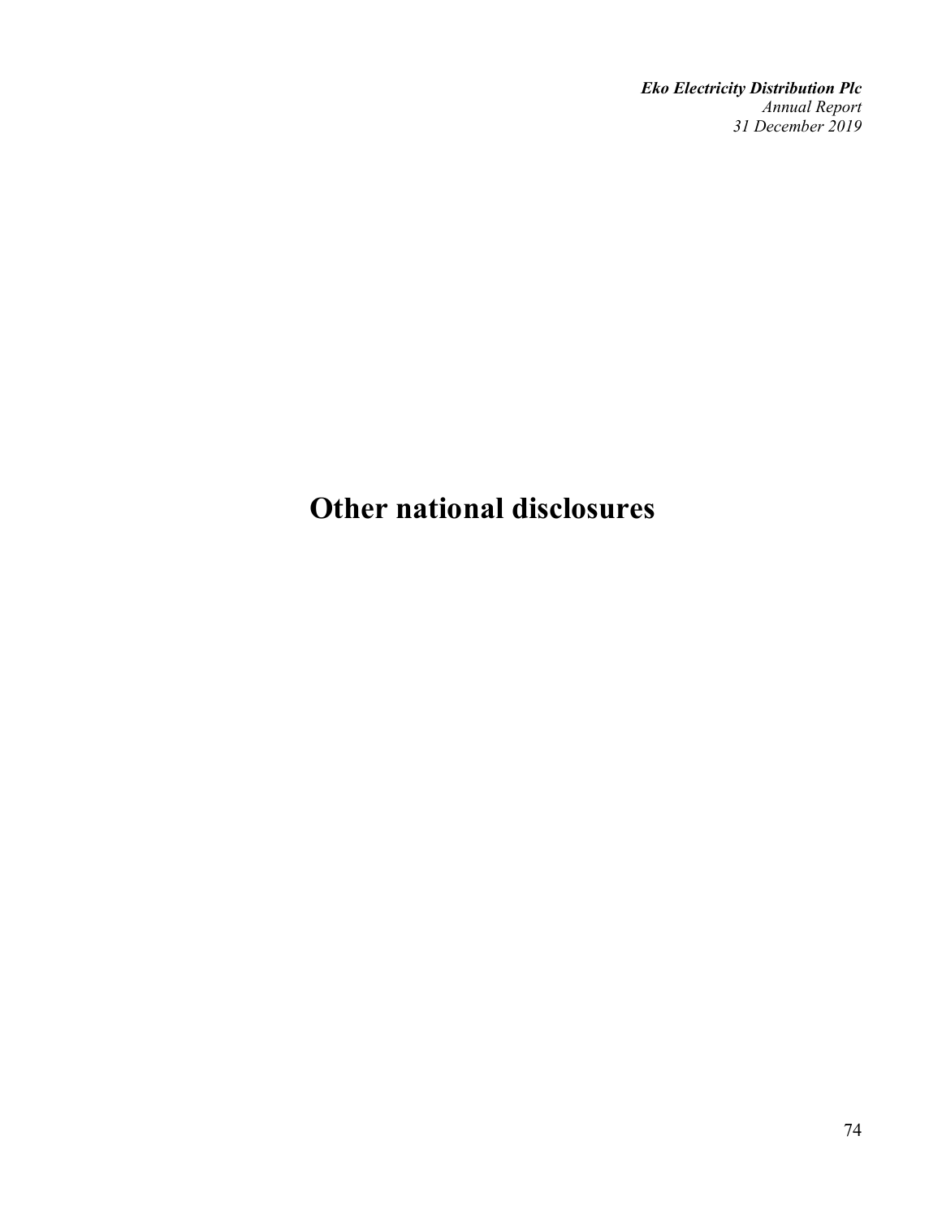# Other national disclosures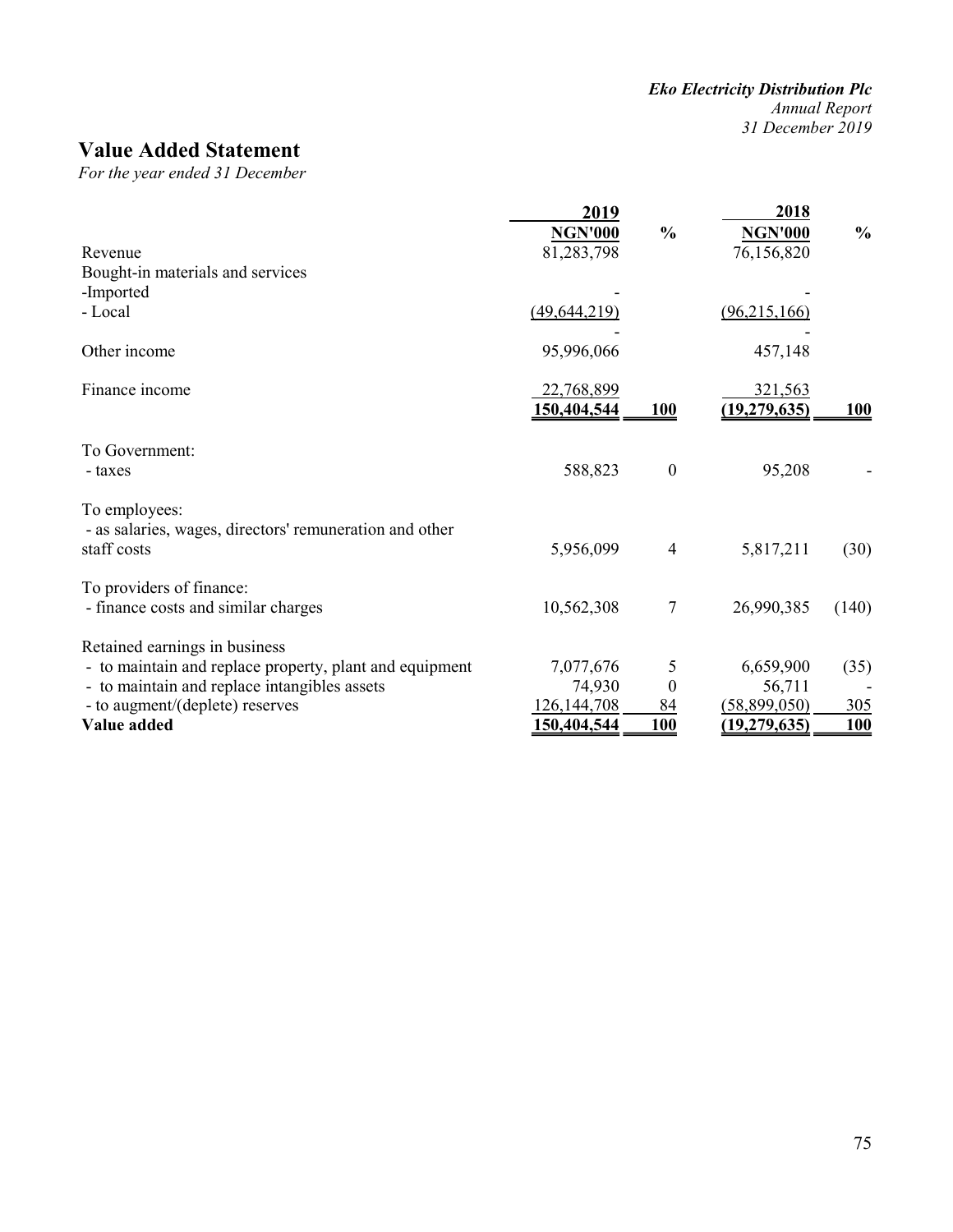# Value Added Statement

*For the year ended 31 December*

| | 2019 NGN'000 | % | 2018 NGN'000 | % |
|---|---|---|---|---|
| Revenue | 81,283,798 | | 76,156,820 | |
| Bought-in materials and services | | | | |
| -Imported | - | | - | |
| - Local | (49,644,219) | | (96,215,166) | |
| | - | | - | |
| Other income | 95,996,066 | | 457,148 | |
| Finance income | 22,768,899 | | 321,563 | |
| | **150,404,544** | **100** | **(19,279,635)** | **100** |
| To Government: | | | | |
| - taxes | 588,823 | 0 | 95,208 | - |
| To employees: | | | | |
| - as salaries, wages, directors' remuneration and other staff costs | 5,956,099 | 4 | 5,817,211 | (30) |
| To providers of finance: | | | | |
| - finance costs and similar charges | 10,562,308 | 7 | 26,990,385 | (140) |
| Retained earnings in business | | | | |
| - to maintain and replace property, plant and equipment | 7,077,676 | 5 | 6,659,900 | (35) |
| - to maintain and replace intangibles assets | 74,930 | 0 | 56,711 | - |
| - to augment/(deplete) reserves | 126,144,708 | 84 | (58,899,050) | 305 |
| **Value added** | **150,404,544** | **100** | **(19,279,635)** | **100** |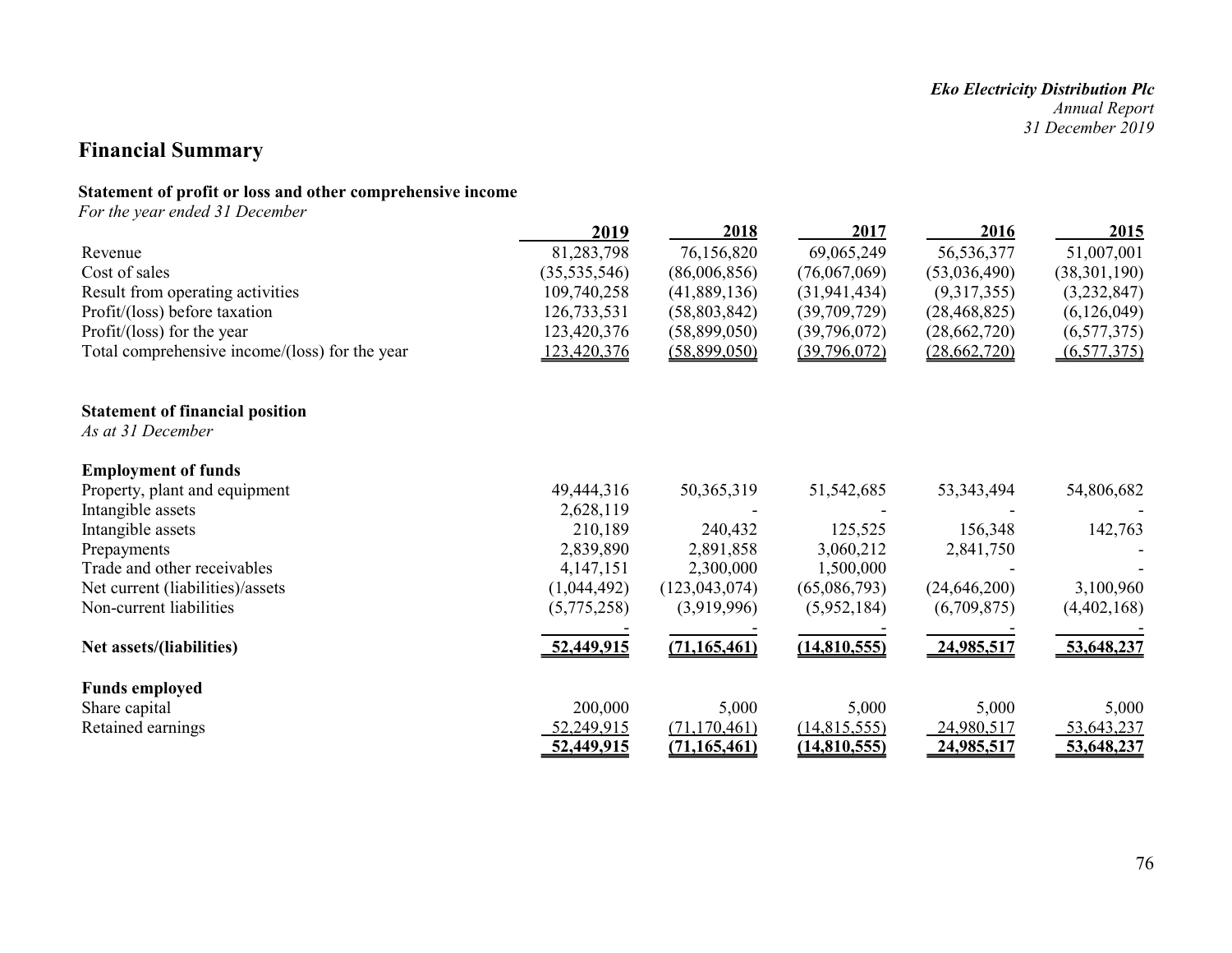## Financial Summary

**Statement of profit or loss and other comprehensive income**
*For the year ended 31 December*

| | 2019 | 2018 | 2017 | 2016 | 2015 |
|---|---|---|---|---|---|
| Revenue | 81,283,798 | 76,156,820 | 69,065,249 | 56,536,377 | 51,007,001 |
| Cost of sales | (35,535,546) | (86,006,856) | (76,067,069) | (53,036,490) | (38,301,190) |
| Result from operating activities | 109,740,258 | (41,889,136) | (31,941,434) | (9,317,355) | (3,232,847) |
| Profit/(loss) before taxation | 126,733,531 | (58,803,842) | (39,709,729) | (28,468,825) | (6,126,049) |
| Profit/(loss) for the year | 123,420,376 | (58,899,050) | (39,796,072) | (28,662,720) | (6,577,375) |
| Total comprehensive income/(loss) for the year | 123,420,376 | (58,899,050) | (39,796,072) | (28,662,720) | (6,577,375) |

**Statement of financial position**
*As at 31 December*

| | 2019 | 2018 | 2017 | 2016 | 2015 |
|---|---|---|---|---|---|
| **Employment of funds** | | | | | |
| Property, plant and equipment | 49,444,316 | 50,365,319 | 51,542,685 | 53,343,494 | 54,806,682 |
| Intangible assets | 2,628,119 | - | - | - | - |
| Intangible assets | 210,189 | 240,432 | 125,525 | 156,348 | 142,763 |
| Prepayments | 2,839,890 | 2,891,858 | 3,060,212 | 2,841,750 | - |
| Trade and other receivables | 4,147,151 | 2,300,000 | 1,500,000 | - | - |
| Net current (liabilities)/assets | (1,044,492) | (123,043,074) | (65,086,793) | (24,646,200) | 3,100,960 |
| Non-current liabilities | (5,775,258) | (3,919,996) | (5,952,184) | (6,709,875) | (4,402,168) |
| | - | - | - | - | - |
| **Net assets/(liabilities)** | **52,449,915** | **(71,165,461)** | **(14,810,555)** | **24,985,517** | **53,648,237** |
| **Funds employed** | | | | | |
| Share capital | 200,000 | 5,000 | 5,000 | 5,000 | 5,000 |
| Retained earnings | 52,249,915 | (71,170,461) | (14,815,555) | 24,980,517 | 53,643,237 |
| | **52,449,915** | **(71,165,461)** | **(14,810,555)** | **24,985,517** | **53,648,237** |